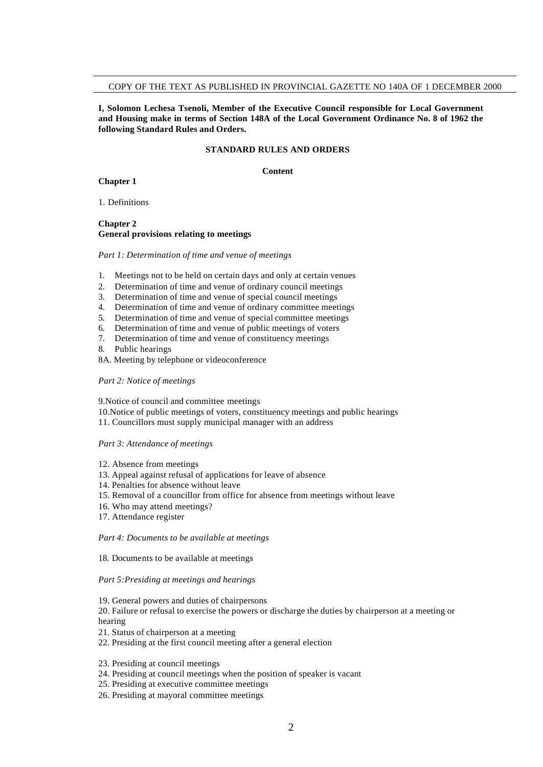COPY OF THE TEXT AS PUBLISHED IN PROVINCIAL GAZETTE NO 140A OF 1 DECEMBER 2000

**I, Solomon Lechesa Tsenoli, Member of the Executive Council responsible for Local Government and Housing make in terms of Section 148A of the Local Government Ordinance No. 8 of 1962 the following Standard Rules and Orders.**

## STANDARD RULES AND ORDERS

### Content

**Chapter 1**

1. Definitions

**Chapter 2**
**General provisions relating to meetings**

*Part 1: Determination of time and venue of meetings*

1. Meetings not to be held on certain days and only at certain venues
2. Determination of time and venue of ordinary council meetings
3. Determination of time and venue of special council meetings
4. Determination of time and venue of ordinary committee meetings
5. Determination of time and venue of special committee meetings
6. Determination of time and venue of public meetings of voters
7. Determination of time and venue of constituency meetings
8. Public hearings

8A. Meeting by telephone or videoconference

*Part 2: Notice of meetings*

9.Notice of council and committee meetings
10.Notice of public meetings of voters, constituency meetings and public hearings
11. Councillors must supply municipal manager with an address

*Part 3: Attendance of meetings*

12. Absence from meetings
13. Appeal against refusal of applications for leave of absence
14. Penalties for absence without leave
15. Removal of a councillor from office for absence from meetings without leave
16. Who may attend meetings?
17. Attendance register

*Part 4: Documents to be available at meetings*

18. Documents to be available at meetings

*Part 5:Presiding at meetings and hearings*

19. General powers and duties of chairpersons
20. Failure or refusal to exercise the powers or discharge the duties by chairperson at a meeting or hearing
21. Status of chairperson at a meeting
22. Presiding at the first council meeting after a general election
23. Presiding at council meetings
24. Presiding at council meetings when the position of speaker is vacant
25. Presiding at executive committee meetings
26. Presiding at mayoral committee meetings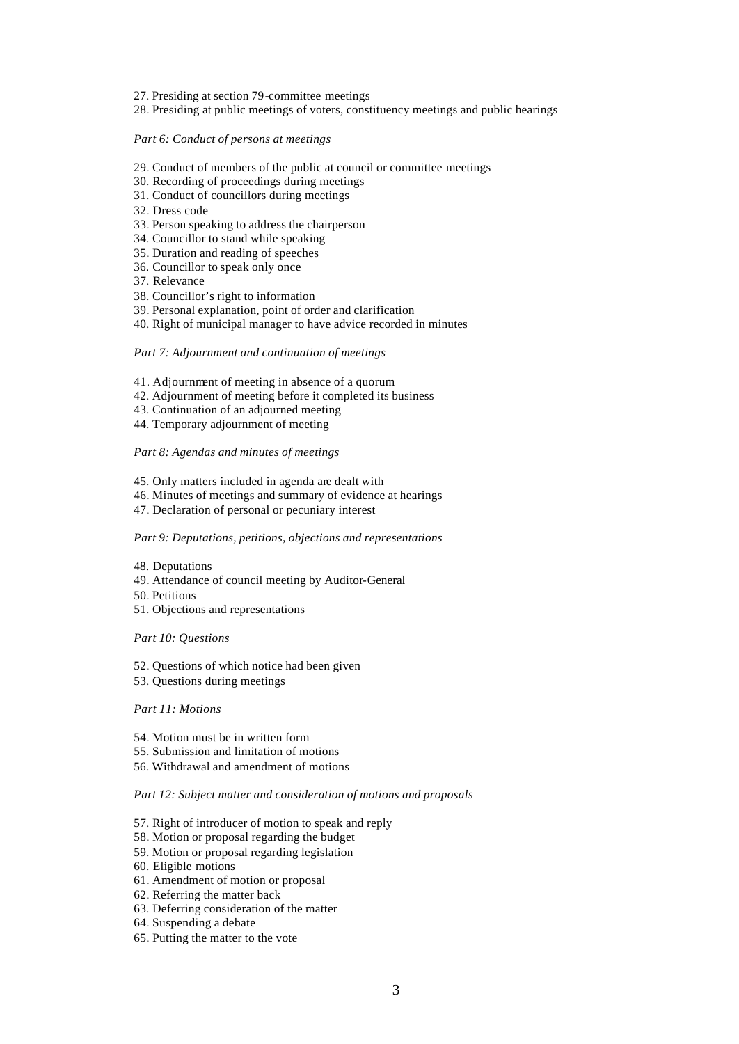27. Presiding at section 79-committee meetings
28. Presiding at public meetings of voters, constituency meetings and public hearings

*Part 6: Conduct of persons at meetings*

29. Conduct of members of the public at council or committee meetings
30. Recording of proceedings during meetings
31. Conduct of councillors during meetings
32. Dress code
33. Person speaking to address the chairperson
34. Councillor to stand while speaking
35. Duration and reading of speeches
36. Councillor to speak only once
37. Relevance
38. Councillor's right to information
39. Personal explanation, point of order and clarification
40. Right of municipal manager to have advice recorded in minutes

*Part 7: Adjournment and continuation of meetings*

41. Adjournment of meeting in absence of a quorum
42. Adjournment of meeting before it completed its business
43. Continuation of an adjourned meeting
44. Temporary adjournment of meeting

*Part 8: Agendas and minutes of meetings*

45. Only matters included in agenda are dealt with
46. Minutes of meetings and summary of evidence at hearings
47. Declaration of personal or pecuniary interest

*Part 9: Deputations, petitions, objections and representations*

48. Deputations
49. Attendance of council meeting by Auditor-General
50. Petitions
51. Objections and representations

*Part 10: Questions*

52. Questions of which notice had been given
53. Questions during meetings

*Part 11: Motions*

54. Motion must be in written form
55. Submission and limitation of motions
56. Withdrawal and amendment of motions

*Part 12: Subject matter and consideration of motions and proposals*

57. Right of introducer of motion to speak and reply
58. Motion or proposal regarding the budget
59. Motion or proposal regarding legislation
60. Eligible motions
61. Amendment of motion or proposal
62. Referring the matter back
63. Deferring consideration of the matter
64. Suspending a debate
65. Putting the matter to the vote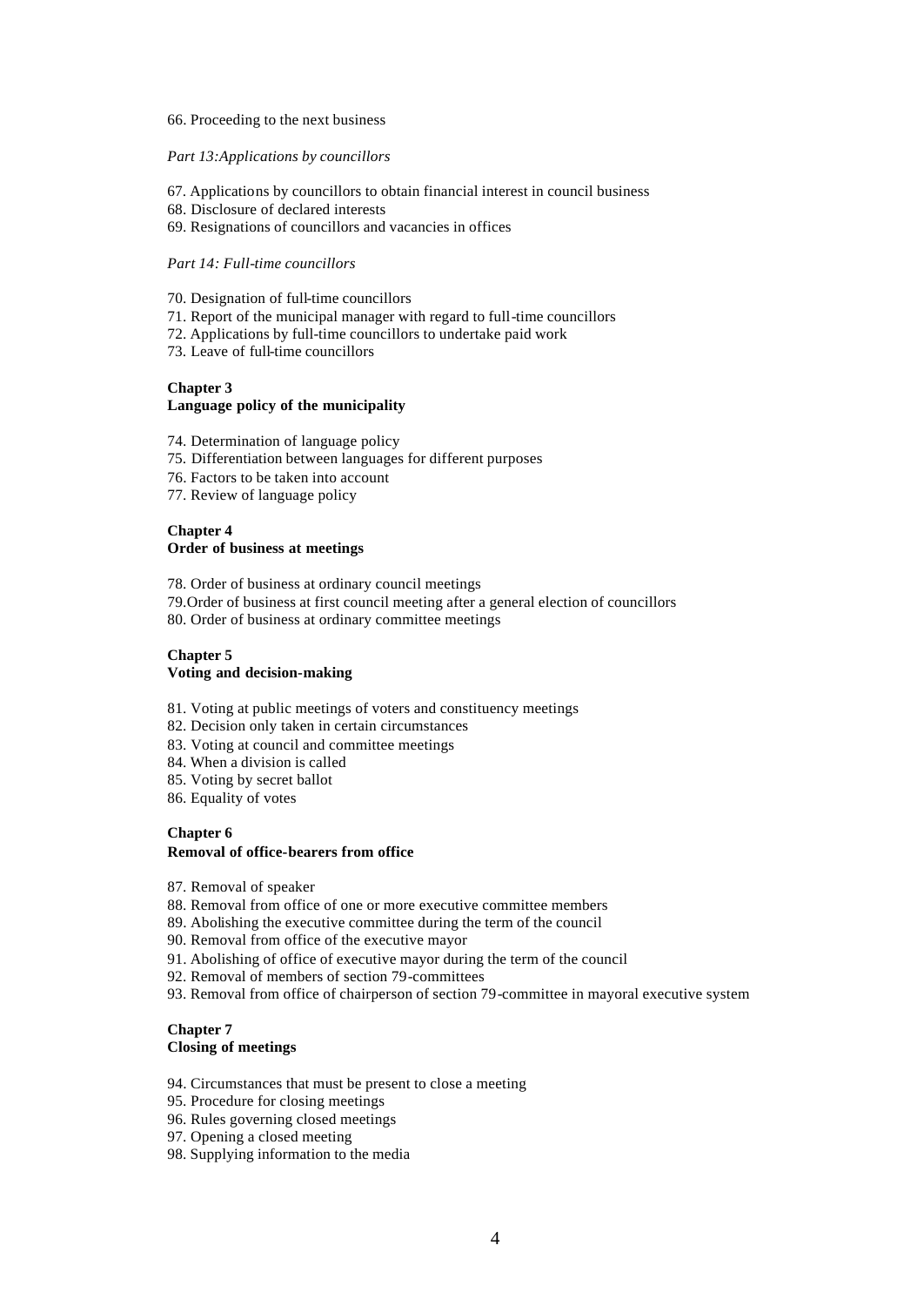66. Proceeding to the next business

*Part 13:Applications by councillors*

67. Applications by councillors to obtain financial interest in council business
68. Disclosure of declared interests
69. Resignations of councillors and vacancies in offices

*Part 14: Full-time councillors*

70. Designation of full-time councillors
71. Report of the municipal manager with regard to full-time councillors
72. Applications by full-time councillors to undertake paid work
73. Leave of full-time councillors

**Chapter 3**
**Language policy of the municipality**

74. Determination of language policy
75. Differentiation between languages for different purposes
76. Factors to be taken into account
77. Review of language policy

**Chapter 4**
**Order of business at meetings**

78. Order of business at ordinary council meetings
79.Order of business at first council meeting after a general election of councillors
80. Order of business at ordinary committee meetings

**Chapter 5**
**Voting and decision-making**

81. Voting at public meetings of voters and constituency meetings
82. Decision only taken in certain circumstances
83. Voting at council and committee meetings
84. When a division is called
85. Voting by secret ballot
86. Equality of votes

**Chapter 6**
**Removal of office-bearers from office**

87. Removal of speaker
88. Removal from office of one or more executive committee members
89. Abolishing the executive committee during the term of the council
90. Removal from office of the executive mayor
91. Abolishing of office of executive mayor during the term of the council
92. Removal of members of section 79-committees
93. Removal from office of chairperson of section 79-committee in mayoral executive system

**Chapter 7**
**Closing of meetings**

94. Circumstances that must be present to close a meeting
95. Procedure for closing meetings
96. Rules governing closed meetings
97. Opening a closed meeting
98. Supplying information to the media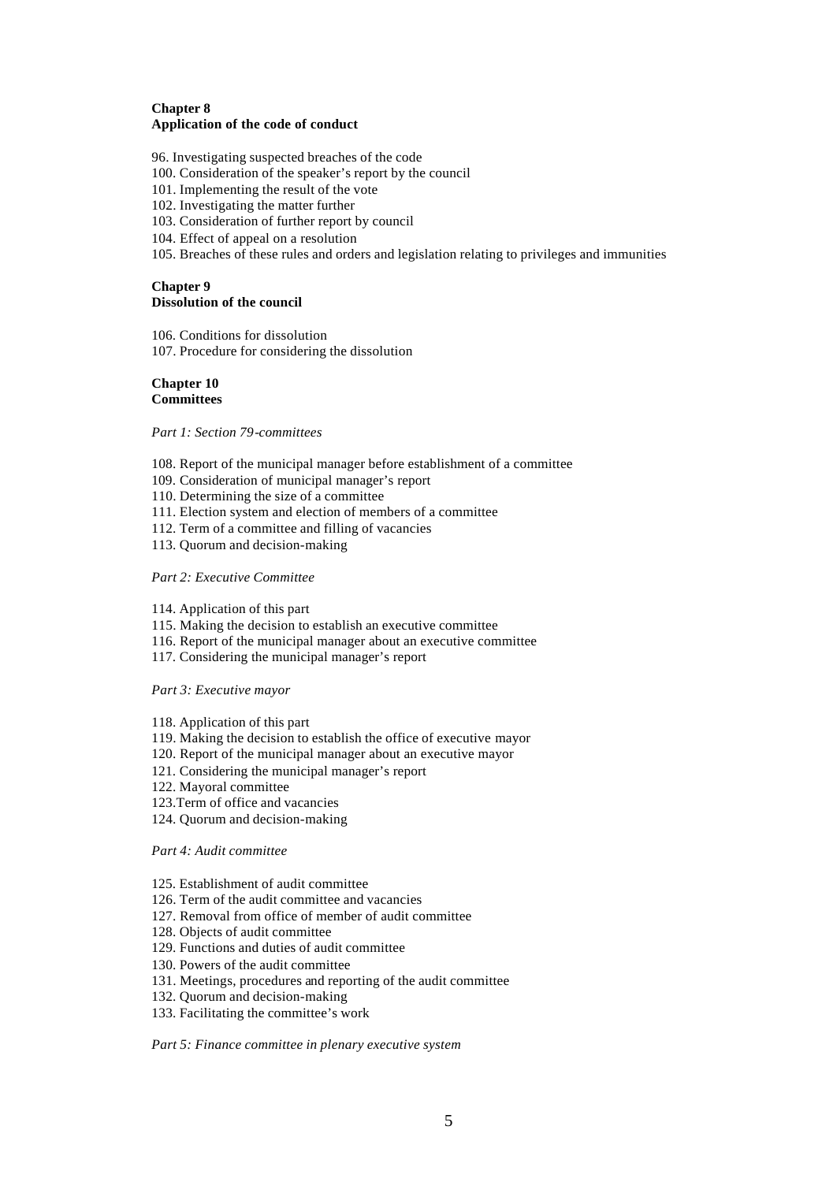**Chapter 8**
**Application of the code of conduct**

96. Investigating suspected breaches of the code
100. Consideration of the speaker's report by the council
101. Implementing the result of the vote
102. Investigating the matter further
103. Consideration of further report by council
104. Effect of appeal on a resolution
105. Breaches of these rules and orders and legislation relating to privileges and immunities

**Chapter 9**
**Dissolution of the council**

106. Conditions for dissolution
107. Procedure for considering the dissolution

**Chapter 10**
**Committees**

*Part 1: Section 79-committees*

108. Report of the municipal manager before establishment of a committee
109. Consideration of municipal manager's report
110. Determining the size of a committee
111. Election system and election of members of a committee
112. Term of a committee and filling of vacancies
113. Quorum and decision-making

*Part 2: Executive Committee*

114. Application of this part
115. Making the decision to establish an executive committee
116. Report of the municipal manager about an executive committee
117. Considering the municipal manager's report

*Part 3: Executive mayor*

118. Application of this part
119. Making the decision to establish the office of executive mayor
120. Report of the municipal manager about an executive mayor
121. Considering the municipal manager's report
122. Mayoral committee
123.Term of office and vacancies
124. Quorum and decision-making

*Part 4: Audit committee*

125. Establishment of audit committee
126. Term of the audit committee and vacancies
127. Removal from office of member of audit committee
128. Objects of audit committee
129. Functions and duties of audit committee
130. Powers of the audit committee
131. Meetings, procedures and reporting of the audit committee
132. Quorum and decision-making
133. Facilitating the committee's work

*Part 5: Finance committee in plenary executive system*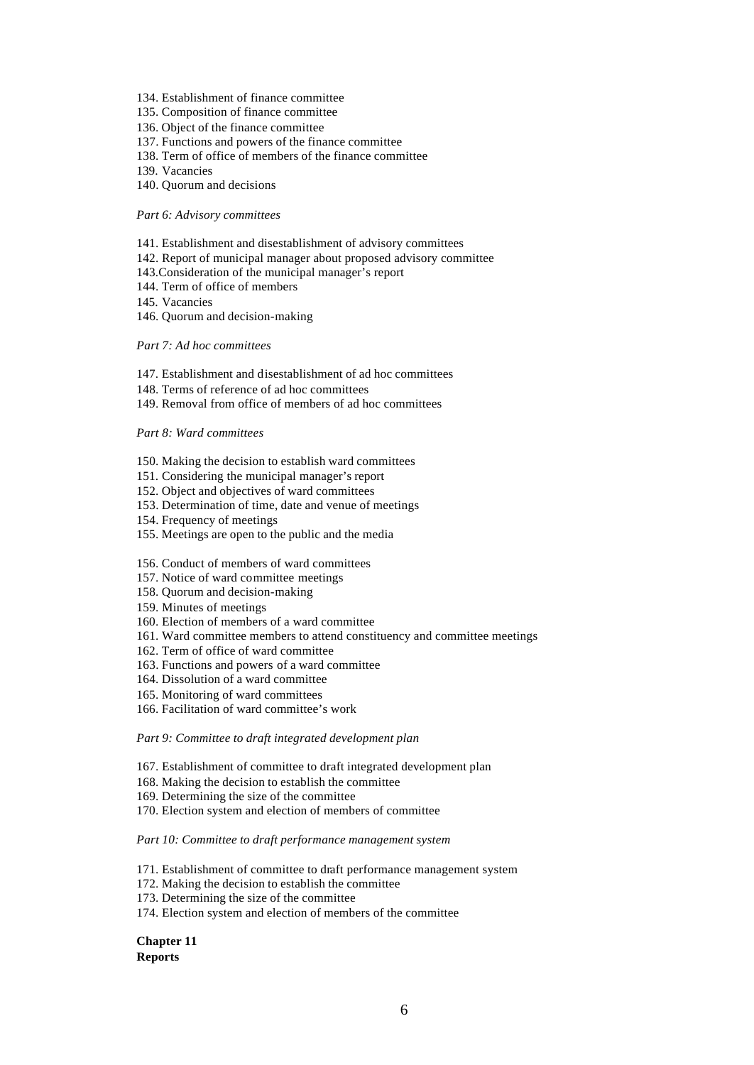134. Establishment of finance committee
135. Composition of finance committee
136. Object of the finance committee
137. Functions and powers of the finance committee
138. Term of office of members of the finance committee
139. Vacancies
140. Quorum and decisions

*Part 6: Advisory committees*

141. Establishment and disestablishment of advisory committees
142. Report of municipal manager about proposed advisory committee
143.Consideration of the municipal manager's report
144. Term of office of members
145. Vacancies
146. Quorum and decision-making

*Part 7: Ad hoc committees*

147. Establishment and disestablishment of ad hoc committees
148. Terms of reference of ad hoc committees
149. Removal from office of members of ad hoc committees

*Part 8: Ward committees*

150. Making the decision to establish ward committees
151. Considering the municipal manager's report
152. Object and objectives of ward committees
153. Determination of time, date and venue of meetings
154. Frequency of meetings
155. Meetings are open to the public and the media

156. Conduct of members of ward committees
157. Notice of ward committee meetings
158. Quorum and decision-making
159. Minutes of meetings
160. Election of members of a ward committee
161. Ward committee members to attend constituency and committee meetings
162. Term of office of ward committee
163. Functions and powers of a ward committee
164. Dissolution of a ward committee
165. Monitoring of ward committees
166. Facilitation of ward committee's work

*Part 9: Committee to draft integrated development plan*

167. Establishment of committee to draft integrated development plan
168. Making the decision to establish the committee
169. Determining the size of the committee
170. Election system and election of members of committee

*Part 10: Committee to draft performance management system*

171. Establishment of committee to draft performance management system
172. Making the decision to establish the committee
173. Determining the size of the committee
174. Election system and election of members of the committee

**Chapter 11**
**Reports**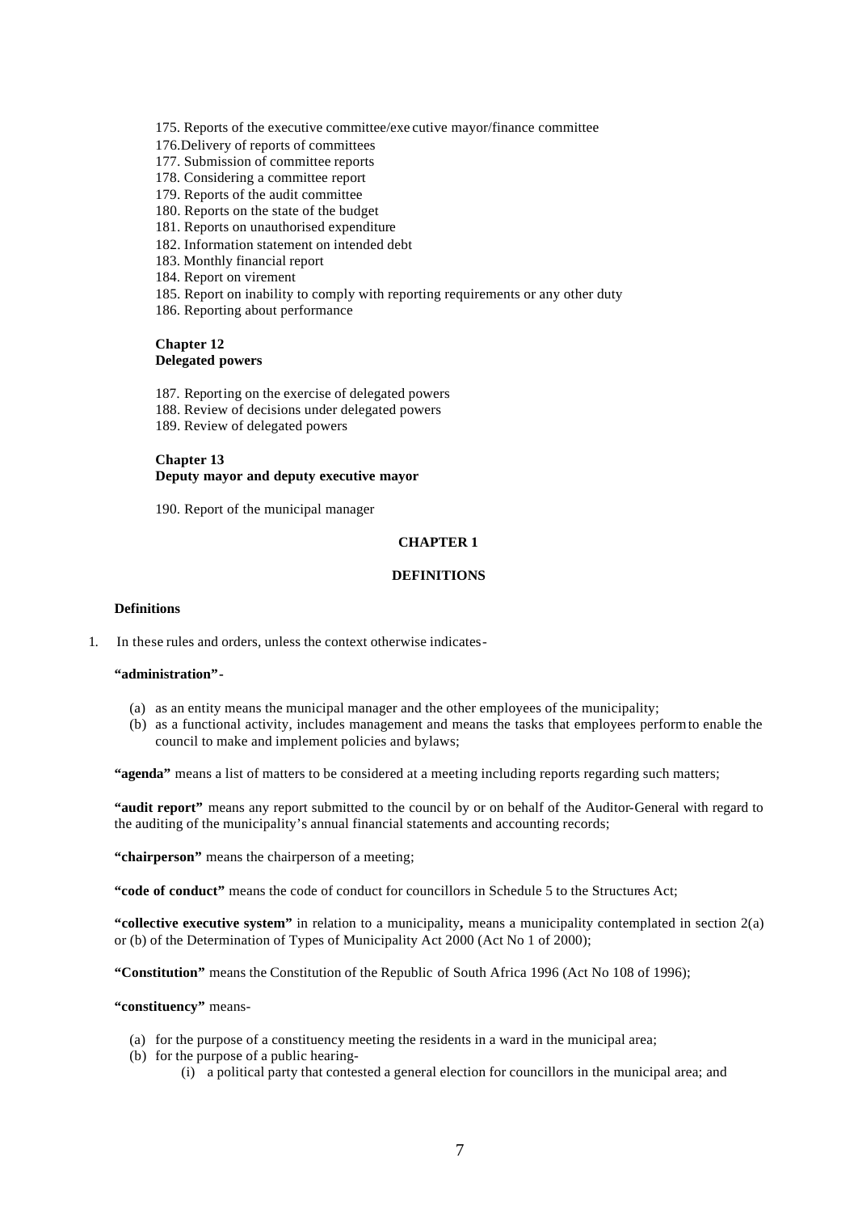175. Reports of the executive committee/executive mayor/finance committee
176. Delivery of reports of committees
177. Submission of committee reports
178. Considering a committee report
179. Reports of the audit committee
180. Reports on the state of the budget
181. Reports on unauthorised expenditure
182. Information statement on intended debt
183. Monthly financial report
184. Report on virement
185. Report on inability to comply with reporting requirements or any other duty
186. Reporting about performance

**Chapter 12**
**Delegated powers**

187. Reporting on the exercise of delegated powers
188. Review of decisions under delegated powers
189. Review of delegated powers

**Chapter 13**
**Deputy mayor and deputy executive mayor**

190. Report of the municipal manager

## CHAPTER 1

## DEFINITIONS

### Definitions

1. In these rules and orders, unless the context otherwise indicates-

**"administration"**-

(a) as an entity means the municipal manager and the other employees of the municipality;
(b) as a functional activity, includes management and means the tasks that employees perform to enable the council to make and implement policies and bylaws;

**"agenda"** means a list of matters to be considered at a meeting including reports regarding such matters;

**"audit report"** means any report submitted to the council by or on behalf of the Auditor-General with regard to the auditing of the municipality's annual financial statements and accounting records;

**"chairperson"** means the chairperson of a meeting;

**"code of conduct"** means the code of conduct for councillors in Schedule 5 to the Structures Act;

**"collective executive system"** in relation to a municipality**,** means a municipality contemplated in section 2(a) or (b) of the Determination of Types of Municipality Act 2000 (Act No 1 of 2000);

**"Constitution"** means the Constitution of the Republic of South Africa 1996 (Act No 108 of 1996);

**"constituency"** means-

(a) for the purpose of a constituency meeting the residents in a ward in the municipal area;
(b) for the purpose of a public hearing-
  (i) a political party that contested a general election for councillors in the municipal area; and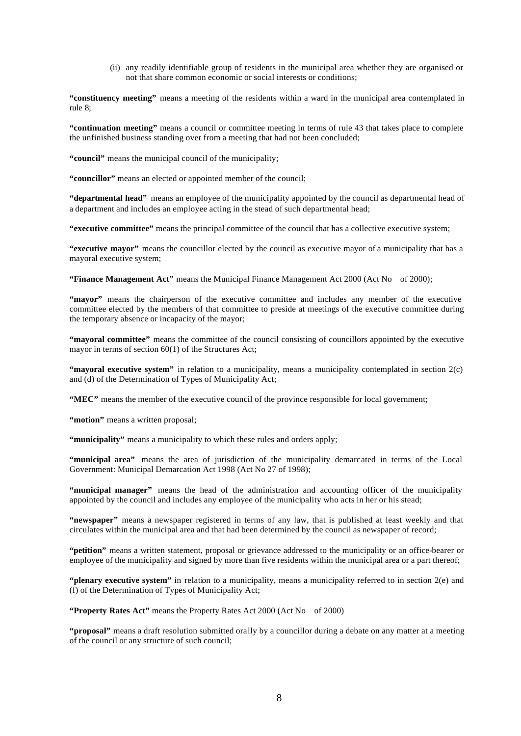(ii) any readily identifiable group of residents in the municipal area whether they are organised or not that share common economic or social interests or conditions;

**"constituency meeting"** means a meeting of the residents within a ward in the municipal area contemplated in rule 8;

**"continuation meeting"** means a council or committee meeting in terms of rule 43 that takes place to complete the unfinished business standing over from a meeting that had not been concluded;

**"council"** means the municipal council of the municipality;

**"councillor"** means an elected or appointed member of the council;

**"departmental head"** means an employee of the municipality appointed by the council as departmental head of a department and includes an employee acting in the stead of such departmental head;

**"executive committee"** means the principal committee of the council that has a collective executive system;

**"executive mayor"** means the councillor elected by the council as executive mayor of a municipality that has a mayoral executive system;

**"Finance Management Act"** means the Municipal Finance Management Act 2000 (Act No  of 2000);

**"mayor"** means the chairperson of the executive committee and includes any member of the executive committee elected by the members of that committee to preside at meetings of the executive committee during the temporary absence or incapacity of the mayor;

**"mayoral committee"** means the committee of the council consisting of councillors appointed by the executive mayor in terms of section 60(1) of the Structures Act;

**"mayoral executive system"** in relation to a municipality, means a municipality contemplated in section 2(c) and (d) of the Determination of Types of Municipality Act;

**"MEC"** means the member of the executive council of the province responsible for local government;

**"motion"** means a written proposal;

**"municipality"** means a municipality to which these rules and orders apply;

**"municipal area"** means the area of jurisdiction of the municipality demarcated in terms of the Local Government: Municipal Demarcation Act 1998 (Act No 27 of 1998);

**"municipal manager"** means the head of the administration and accounting officer of the municipality appointed by the council and includes any employee of the municipality who acts in her or his stead;

**"newspaper"** means a newspaper registered in terms of any law, that is published at least weekly and that circulates within the municipal area and that had been determined by the council as newspaper of record;

**"petition"** means a written statement, proposal or grievance addressed to the municipality or an office-bearer or employee of the municipality and signed by more than five residents within the municipal area or a part thereof;

**"plenary executive system"** in relation to a municipality, means a municipality referred to in section 2(e) and (f) of the Determination of Types of Municipality Act;

**"Property Rates Act"** means the Property Rates Act 2000 (Act No  of 2000)

**"proposal"** means a draft resolution submitted orally by a councillor during a debate on any matter at a meeting of the council or any structure of such council;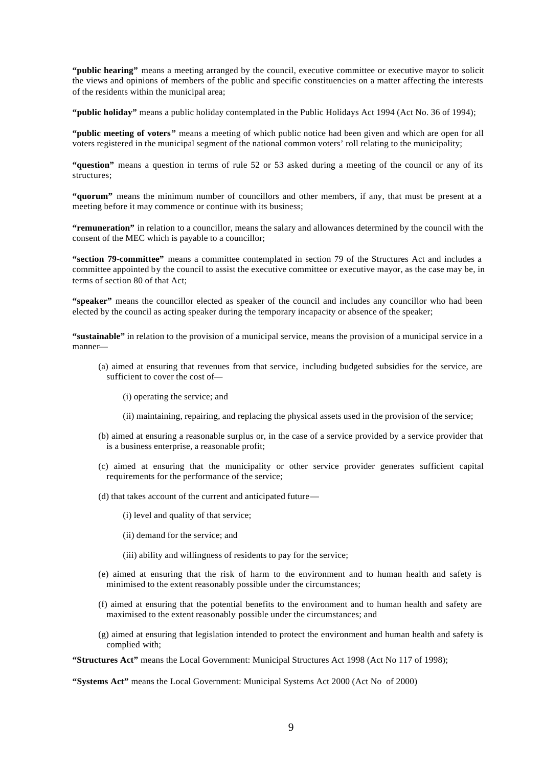**"public hearing"** means a meeting arranged by the council, executive committee or executive mayor to solicit the views and opinions of members of the public and specific constituencies on a matter affecting the interests of the residents within the municipal area;

**"public holiday"** means a public holiday contemplated in the Public Holidays Act 1994 (Act No. 36 of 1994);

**"public meeting of voters"** means a meeting of which public notice had been given and which are open for all voters registered in the municipal segment of the national common voters' roll relating to the municipality;

**"question"** means a question in terms of rule 52 or 53 asked during a meeting of the council or any of its structures;

**"quorum"** means the minimum number of councillors and other members, if any, that must be present at a meeting before it may commence or continue with its business;

**"remuneration"** in relation to a councillor, means the salary and allowances determined by the council with the consent of the MEC which is payable to a councillor;

**"section 79-committee"** means a committee contemplated in section 79 of the Structures Act and includes a committee appointed by the council to assist the executive committee or executive mayor, as the case may be, in terms of section 80 of that Act;

**"speaker"** means the councillor elected as speaker of the council and includes any councillor who had been elected by the council as acting speaker during the temporary incapacity or absence of the speaker;

**"sustainable"** in relation to the provision of a municipal service, means the provision of a municipal service in a manner—

(a) aimed at ensuring that revenues from that service, including budgeted subsidies for the service, are sufficient to cover the cost of—

(i) operating the service; and

(ii) maintaining, repairing, and replacing the physical assets used in the provision of the service;

(b) aimed at ensuring a reasonable surplus or, in the case of a service provided by a service provider that is a business enterprise, a reasonable profit;

(c) aimed at ensuring that the municipality or other service provider generates sufficient capital requirements for the performance of the service;

(d) that takes account of the current and anticipated future—

(i) level and quality of that service;

(ii) demand for the service; and

(iii) ability and willingness of residents to pay for the service;

(e) aimed at ensuring that the risk of harm to the environment and to human health and safety is minimised to the extent reasonably possible under the circumstances;

(f) aimed at ensuring that the potential benefits to the environment and to human health and safety are maximised to the extent reasonably possible under the circumstances; and

(g) aimed at ensuring that legislation intended to protect the environment and human health and safety is complied with;

**"Structures Act"** means the Local Government: Municipal Structures Act 1998 (Act No 117 of 1998);

**"Systems Act"** means the Local Government: Municipal Systems Act 2000 (Act No of 2000)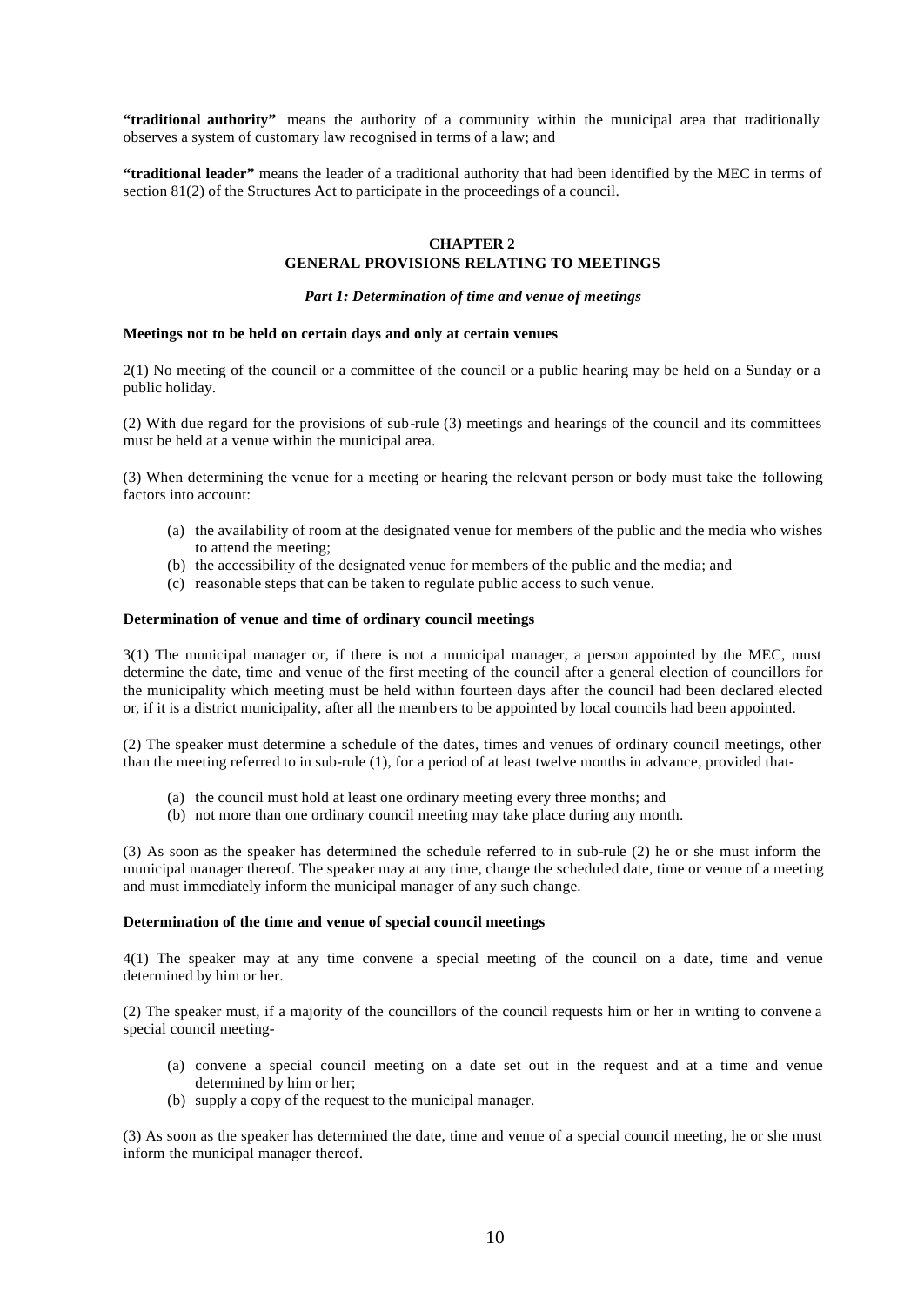**"traditional authority"** means the authority of a community within the municipal area that traditionally observes a system of customary law recognised in terms of a law; and

**"traditional leader"** means the leader of a traditional authority that had been identified by the MEC in terms of section 81(2) of the Structures Act to participate in the proceedings of a council.

## CHAPTER 2
## GENERAL PROVISIONS RELATING TO MEETINGS

### *Part 1: Determination of time and venue of meetings*

**Meetings not to be held on certain days and only at certain venues**

2(1) No meeting of the council or a committee of the council or a public hearing may be held on a Sunday or a public holiday.

(2) With due regard for the provisions of sub-rule (3) meetings and hearings of the council and its committees must be held at a venue within the municipal area.

(3) When determining the venue for a meeting or hearing the relevant person or body must take the following factors into account:

- (a) the availability of room at the designated venue for members of the public and the media who wishes to attend the meeting;
- (b) the accessibility of the designated venue for members of the public and the media; and
- (c) reasonable steps that can be taken to regulate public access to such venue.

**Determination of venue and time of ordinary council meetings**

3(1) The municipal manager or, if there is not a municipal manager, a person appointed by the MEC, must determine the date, time and venue of the first meeting of the council after a general election of councillors for the municipality which meeting must be held within fourteen days after the council had been declared elected or, if it is a district municipality, after all the members to be appointed by local councils had been appointed.

(2) The speaker must determine a schedule of the dates, times and venues of ordinary council meetings, other than the meeting referred to in sub-rule (1), for a period of at least twelve months in advance, provided that-

- (a) the council must hold at least one ordinary meeting every three months; and
- (b) not more than one ordinary council meeting may take place during any month.

(3) As soon as the speaker has determined the schedule referred to in sub-rule (2) he or she must inform the municipal manager thereof. The speaker may at any time, change the scheduled date, time or venue of a meeting and must immediately inform the municipal manager of any such change.

**Determination of the time and venue of special council meetings**

4(1) The speaker may at any time convene a special meeting of the council on a date, time and venue determined by him or her.

(2) The speaker must, if a majority of the councillors of the council requests him or her in writing to convene a special council meeting-

- (a) convene a special council meeting on a date set out in the request and at a time and venue determined by him or her;
- (b) supply a copy of the request to the municipal manager.

(3) As soon as the speaker has determined the date, time and venue of a special council meeting, he or she must inform the municipal manager thereof.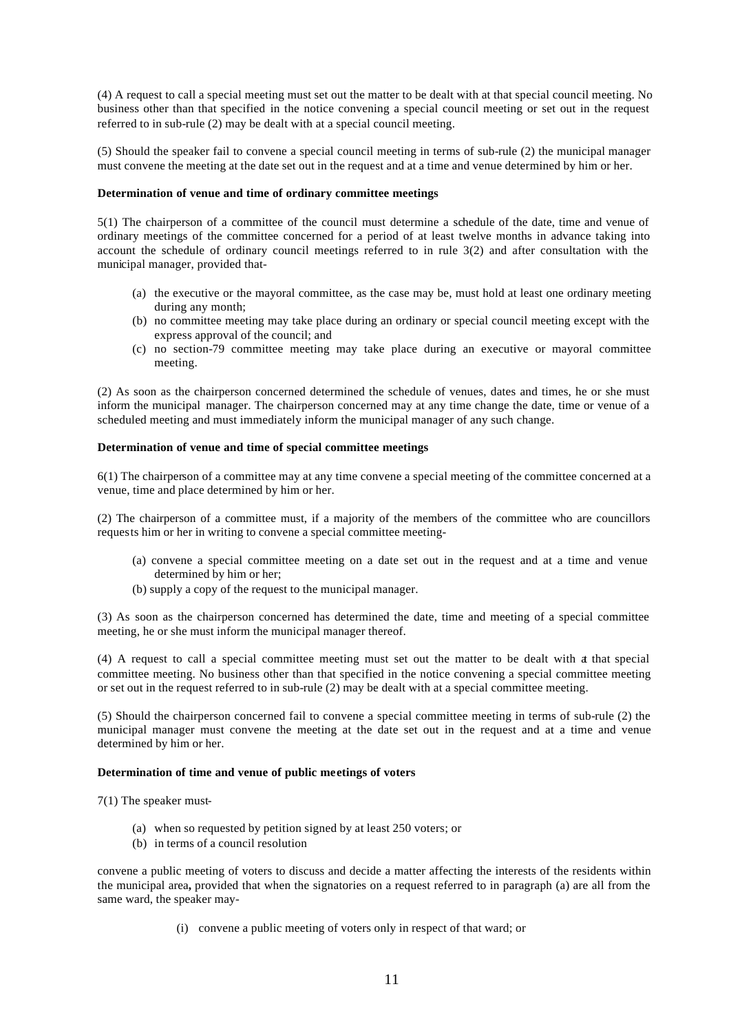(4) A request to call a special meeting must set out the matter to be dealt with at that special council meeting. No business other than that specified in the notice convening a special council meeting or set out in the request referred to in sub-rule (2) may be dealt with at a special council meeting.

(5) Should the speaker fail to convene a special council meeting in terms of sub-rule (2) the municipal manager must convene the meeting at the date set out in the request and at a time and venue determined by him or her.

**Determination of venue and time of ordinary committee meetings**

5(1) The chairperson of a committee of the council must determine a schedule of the date, time and venue of ordinary meetings of the committee concerned for a period of at least twelve months in advance taking into account the schedule of ordinary council meetings referred to in rule 3(2) and after consultation with the municipal manager, provided that-

- (a) the executive or the mayoral committee, as the case may be, must hold at least one ordinary meeting during any month;
- (b) no committee meeting may take place during an ordinary or special council meeting except with the express approval of the council; and
- (c) no section-79 committee meeting may take place during an executive or mayoral committee meeting.

(2) As soon as the chairperson concerned determined the schedule of venues, dates and times, he or she must inform the municipal manager. The chairperson concerned may at any time change the date, time or venue of a scheduled meeting and must immediately inform the municipal manager of any such change.

**Determination of venue and time of special committee meetings**

6(1) The chairperson of a committee may at any time convene a special meeting of the committee concerned at a venue, time and place determined by him or her.

(2) The chairperson of a committee must, if a majority of the members of the committee who are councillors requests him or her in writing to convene a special committee meeting-

- (a) convene a special committee meeting on a date set out in the request and at a time and venue determined by him or her;
- (b) supply a copy of the request to the municipal manager.

(3) As soon as the chairperson concerned has determined the date, time and meeting of a special committee meeting, he or she must inform the municipal manager thereof.

(4) A request to call a special committee meeting must set out the matter to be dealt with at that special committee meeting. No business other than that specified in the notice convening a special committee meeting or set out in the request referred to in sub-rule (2) may be dealt with at a special committee meeting.

(5) Should the chairperson concerned fail to convene a special committee meeting in terms of sub-rule (2) the municipal manager must convene the meeting at the date set out in the request and at a time and venue determined by him or her.

**Determination of time and venue of public meetings of voters**

7(1) The speaker must-

- (a) when so requested by petition signed by at least 250 voters; or
- (b) in terms of a council resolution

convene a public meeting of voters to discuss and decide a matter affecting the interests of the residents within the municipal area**,** provided that when the signatories on a request referred to in paragraph (a) are all from the same ward, the speaker may-

- (i) convene a public meeting of voters only in respect of that ward; or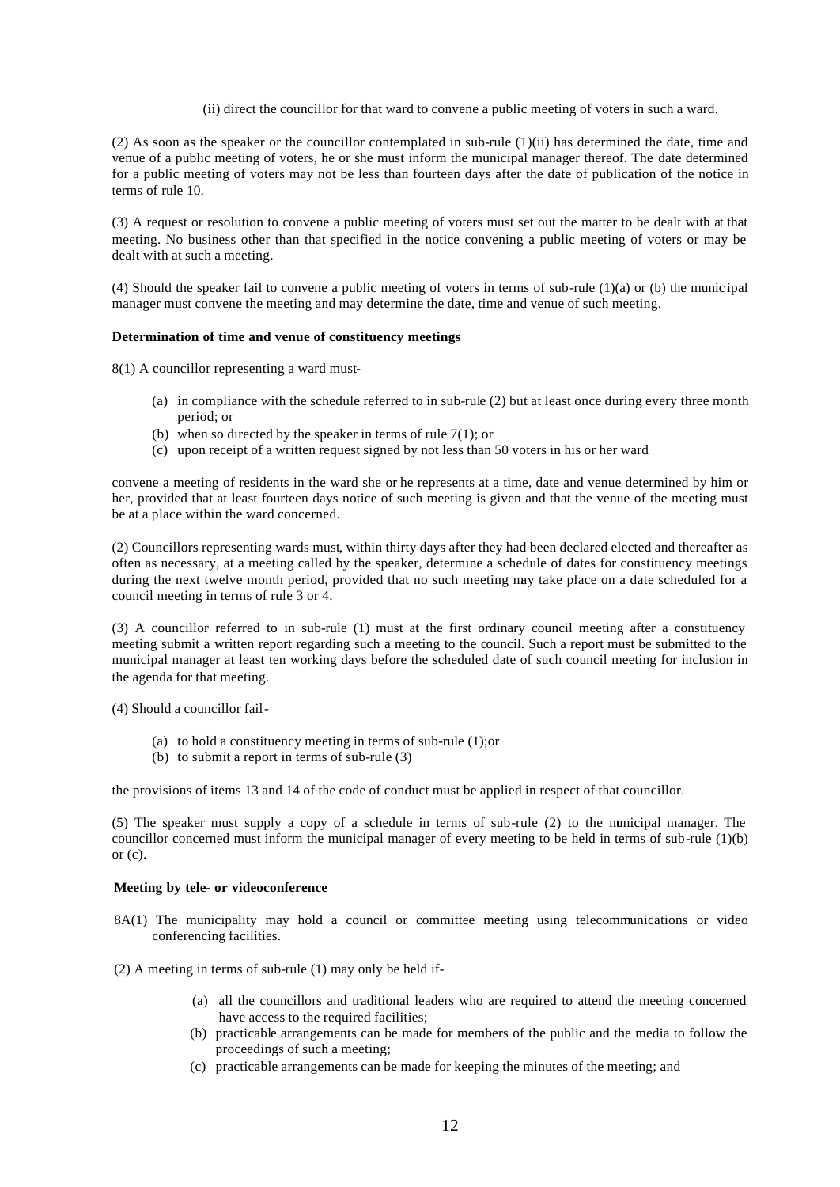(ii) direct the councillor for that ward to convene a public meeting of voters in such a ward.

(2) As soon as the speaker or the councillor contemplated in sub-rule (1)(ii) has determined the date, time and venue of a public meeting of voters, he or she must inform the municipal manager thereof. The date determined for a public meeting of voters may not be less than fourteen days after the date of publication of the notice in terms of rule 10.

(3) A request or resolution to convene a public meeting of voters must set out the matter to be dealt with at that meeting. No business other than that specified in the notice convening a public meeting of voters or may be dealt with at such a meeting.

(4) Should the speaker fail to convene a public meeting of voters in terms of sub-rule (1)(a) or (b) the municipal manager must convene the meeting and may determine the date, time and venue of such meeting.

**Determination of time and venue of constituency meetings**

8(1) A councillor representing a ward must-

- (a) in compliance with the schedule referred to in sub-rule (2) but at least once during every three month period; or
- (b) when so directed by the speaker in terms of rule 7(1); or
- (c) upon receipt of a written request signed by not less than 50 voters in his or her ward

convene a meeting of residents in the ward she or he represents at a time, date and venue determined by him or her, provided that at least fourteen days notice of such meeting is given and that the venue of the meeting must be at a place within the ward concerned.

(2) Councillors representing wards must, within thirty days after they had been declared elected and thereafter as often as necessary, at a meeting called by the speaker, determine a schedule of dates for constituency meetings during the next twelve month period, provided that no such meeting may take place on a date scheduled for a council meeting in terms of rule 3 or 4.

(3) A councillor referred to in sub-rule (1) must at the first ordinary council meeting after a constituency meeting submit a written report regarding such a meeting to the council. Such a report must be submitted to the municipal manager at least ten working days before the scheduled date of such council meeting for inclusion in the agenda for that meeting.

(4) Should a councillor fail-

- (a) to hold a constituency meeting in terms of sub-rule (1);or
- (b) to submit a report in terms of sub-rule (3)

the provisions of items 13 and 14 of the code of conduct must be applied in respect of that councillor.

(5) The speaker must supply a copy of a schedule in terms of sub-rule (2) to the municipal manager. The councillor concerned must inform the municipal manager of every meeting to be held in terms of sub-rule (1)(b) or (c).

**Meeting by tele- or videoconference**

8A(1) The municipality may hold a council or committee meeting using telecommunications or video conferencing facilities.

(2) A meeting in terms of sub-rule (1) may only be held if-

- (a) all the councillors and traditional leaders who are required to attend the meeting concerned have access to the required facilities;
- (b) practicable arrangements can be made for members of the public and the media to follow the proceedings of such a meeting;
- (c) practicable arrangements can be made for keeping the minutes of the meeting; and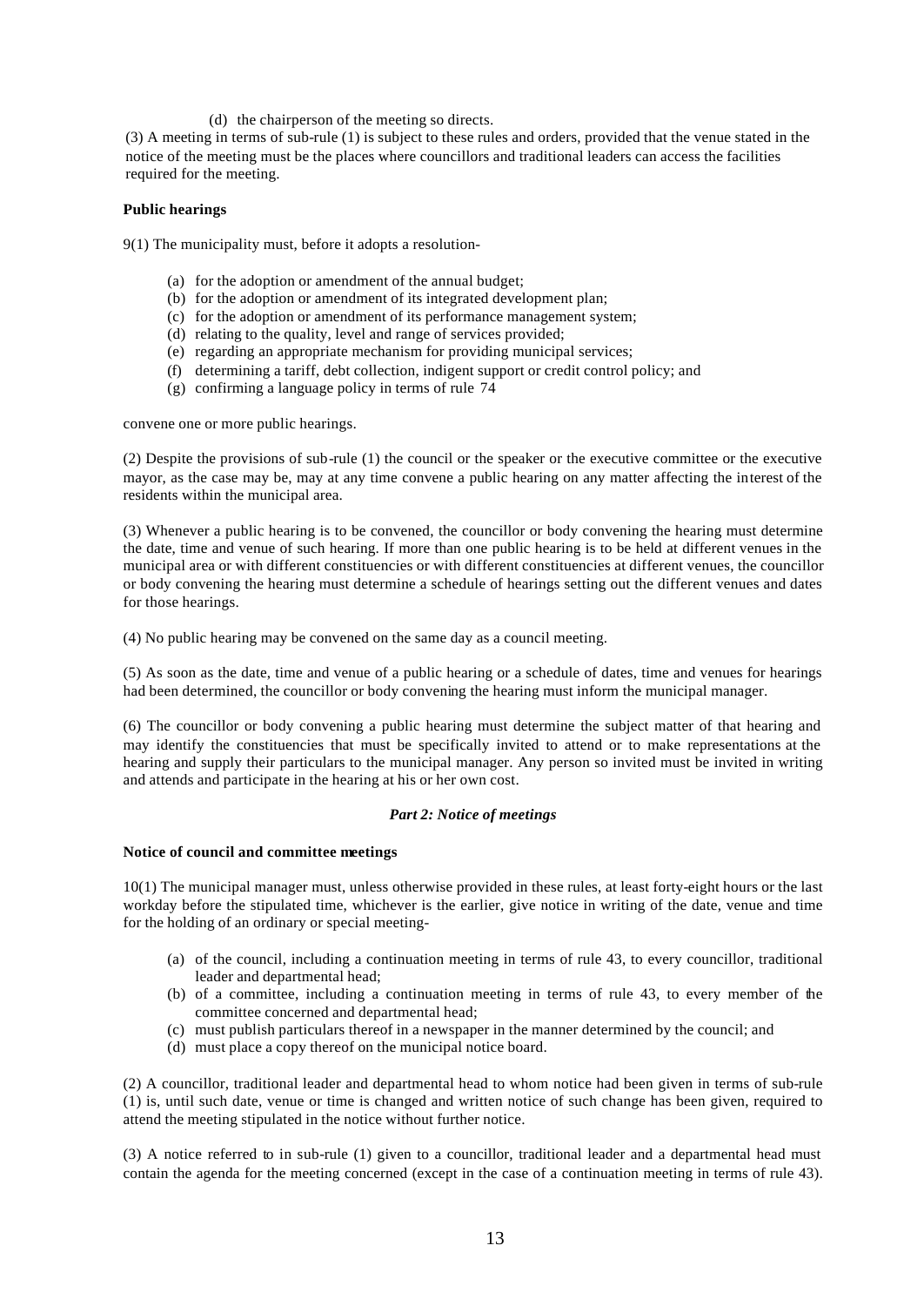(d) the chairperson of the meeting so directs.

(3) A meeting in terms of sub-rule (1) is subject to these rules and orders, provided that the venue stated in the notice of the meeting must be the places where councillors and traditional leaders can access the facilities required for the meeting.

**Public hearings**

9(1) The municipality must, before it adopts a resolution-

(a) for the adoption or amendment of the annual budget;
(b) for the adoption or amendment of its integrated development plan;
(c) for the adoption or amendment of its performance management system;
(d) relating to the quality, level and range of services provided;
(e) regarding an appropriate mechanism for providing municipal services;
(f) determining a tariff, debt collection, indigent support or credit control policy; and
(g) confirming a language policy in terms of rule 74

convene one or more public hearings.

(2) Despite the provisions of sub-rule (1) the council or the speaker or the executive committee or the executive mayor, as the case may be, may at any time convene a public hearing on any matter affecting the interest of the residents within the municipal area.

(3) Whenever a public hearing is to be convened, the councillor or body convening the hearing must determine the date, time and venue of such hearing. If more than one public hearing is to be held at different venues in the municipal area or with different constituencies or with different constituencies at different venues, the councillor or body convening the hearing must determine a schedule of hearings setting out the different venues and dates for those hearings.

(4) No public hearing may be convened on the same day as a council meeting.

(5) As soon as the date, time and venue of a public hearing or a schedule of dates, time and venues for hearings had been determined, the councillor or body convening the hearing must inform the municipal manager.

(6) The councillor or body convening a public hearing must determine the subject matter of that hearing and may identify the constituencies that must be specifically invited to attend or to make representations at the hearing and supply their particulars to the municipal manager. Any person so invited must be invited in writing and attends and participate in the hearing at his or her own cost.

***Part 2: Notice of meetings***

**Notice of council and committee meetings**

10(1) The municipal manager must, unless otherwise provided in these rules, at least forty-eight hours or the last workday before the stipulated time, whichever is the earlier, give notice in writing of the date, venue and time for the holding of an ordinary or special meeting-

(a) of the council, including a continuation meeting in terms of rule 43, to every councillor, traditional leader and departmental head;
(b) of a committee, including a continuation meeting in terms of rule 43, to every member of the committee concerned and departmental head;
(c) must publish particulars thereof in a newspaper in the manner determined by the council; and
(d) must place a copy thereof on the municipal notice board.

(2) A councillor, traditional leader and departmental head to whom notice had been given in terms of sub-rule (1) is, until such date, venue or time is changed and written notice of such change has been given, required to attend the meeting stipulated in the notice without further notice.

(3) A notice referred to in sub-rule (1) given to a councillor, traditional leader and a departmental head must contain the agenda for the meeting concerned (except in the case of a continuation meeting in terms of rule 43).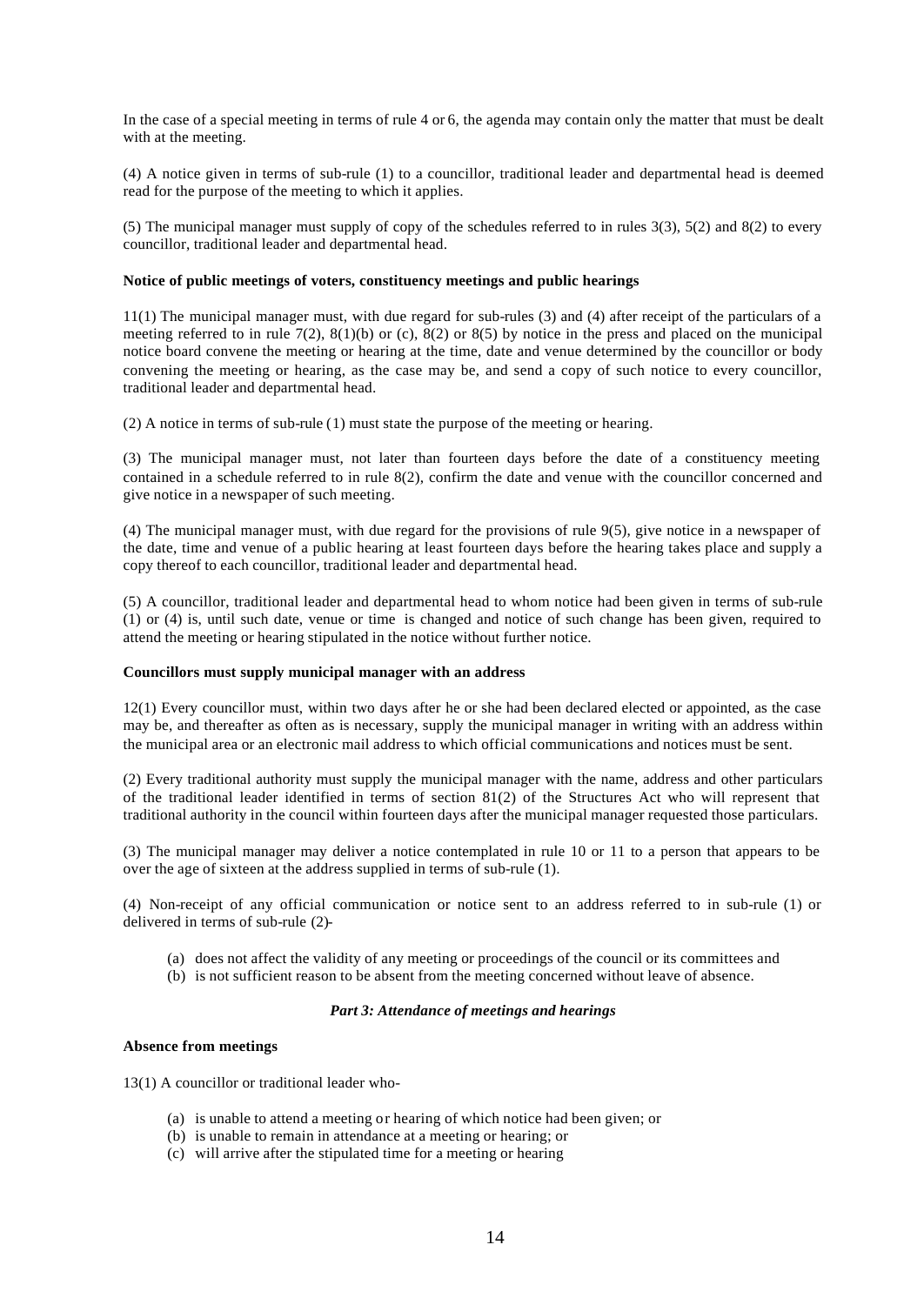In the case of a special meeting in terms of rule 4 or 6, the agenda may contain only the matter that must be dealt with at the meeting.

(4) A notice given in terms of sub-rule (1) to a councillor, traditional leader and departmental head is deemed read for the purpose of the meeting to which it applies.

(5) The municipal manager must supply of copy of the schedules referred to in rules 3(3), 5(2) and 8(2) to every councillor, traditional leader and departmental head.

**Notice of public meetings of voters, constituency meetings and public hearings**

11(1) The municipal manager must, with due regard for sub-rules (3) and (4) after receipt of the particulars of a meeting referred to in rule 7(2), 8(1)(b) or (c), 8(2) or 8(5) by notice in the press and placed on the municipal notice board convene the meeting or hearing at the time, date and venue determined by the councillor or body convening the meeting or hearing, as the case may be, and send a copy of such notice to every councillor, traditional leader and departmental head.

(2) A notice in terms of sub-rule (1) must state the purpose of the meeting or hearing.

(3) The municipal manager must, not later than fourteen days before the date of a constituency meeting contained in a schedule referred to in rule 8(2), confirm the date and venue with the councillor concerned and give notice in a newspaper of such meeting.

(4) The municipal manager must, with due regard for the provisions of rule 9(5), give notice in a newspaper of the date, time and venue of a public hearing at least fourteen days before the hearing takes place and supply a copy thereof to each councillor, traditional leader and departmental head.

(5) A councillor, traditional leader and departmental head to whom notice had been given in terms of sub-rule (1) or (4) is, until such date, venue or time is changed and notice of such change has been given, required to attend the meeting or hearing stipulated in the notice without further notice.

**Councillors must supply municipal manager with an address**

12(1) Every councillor must, within two days after he or she had been declared elected or appointed, as the case may be, and thereafter as often as is necessary, supply the municipal manager in writing with an address within the municipal area or an electronic mail address to which official communications and notices must be sent.

(2) Every traditional authority must supply the municipal manager with the name, address and other particulars of the traditional leader identified in terms of section 81(2) of the Structures Act who will represent that traditional authority in the council within fourteen days after the municipal manager requested those particulars.

(3) The municipal manager may deliver a notice contemplated in rule 10 or 11 to a person that appears to be over the age of sixteen at the address supplied in terms of sub-rule (1).

(4) Non-receipt of any official communication or notice sent to an address referred to in sub-rule (1) or delivered in terms of sub-rule (2)-

(a) does not affect the validity of any meeting or proceedings of the council or its committees and
(b) is not sufficient reason to be absent from the meeting concerned without leave of absence.

***Part 3: Attendance of meetings and hearings***

**Absence from meetings**

13(1) A councillor or traditional leader who-

(a) is unable to attend a meeting or hearing of which notice had been given; or
(b) is unable to remain in attendance at a meeting or hearing; or
(c) will arrive after the stipulated time for a meeting or hearing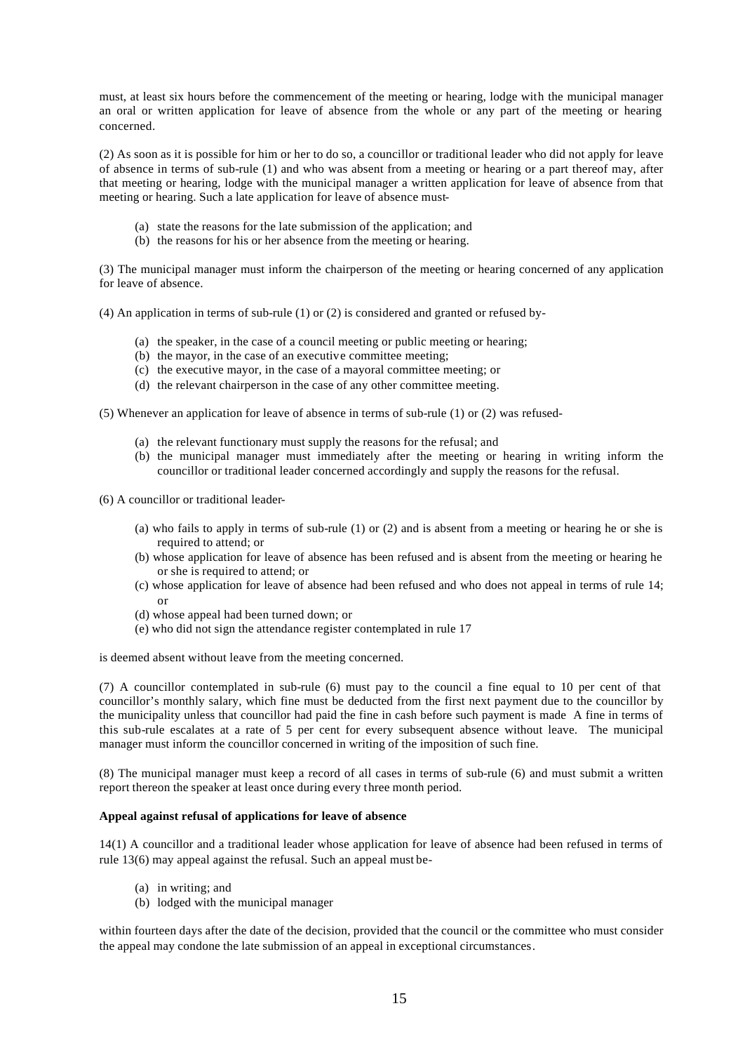must, at least six hours before the commencement of the meeting or hearing, lodge with the municipal manager an oral or written application for leave of absence from the whole or any part of the meeting or hearing concerned.

(2) As soon as it is possible for him or her to do so, a councillor or traditional leader who did not apply for leave of absence in terms of sub-rule (1) and who was absent from a meeting or hearing or a part thereof may, after that meeting or hearing, lodge with the municipal manager a written application for leave of absence from that meeting or hearing. Such a late application for leave of absence must-

- (a) state the reasons for the late submission of the application; and
- (b) the reasons for his or her absence from the meeting or hearing.

(3) The municipal manager must inform the chairperson of the meeting or hearing concerned of any application for leave of absence.

(4) An application in terms of sub-rule (1) or (2) is considered and granted or refused by-

- (a) the speaker, in the case of a council meeting or public meeting or hearing;
- (b) the mayor, in the case of an executive committee meeting;
- (c) the executive mayor, in the case of a mayoral committee meeting; or
- (d) the relevant chairperson in the case of any other committee meeting.

(5) Whenever an application for leave of absence in terms of sub-rule (1) or (2) was refused-

- (a) the relevant functionary must supply the reasons for the refusal; and
- (b) the municipal manager must immediately after the meeting or hearing in writing inform the councillor or traditional leader concerned accordingly and supply the reasons for the refusal.

(6) A councillor or traditional leader-

- (a) who fails to apply in terms of sub-rule (1) or (2) and is absent from a meeting or hearing he or she is required to attend; or
- (b) whose application for leave of absence has been refused and is absent from the meeting or hearing he or she is required to attend; or
- (c) whose application for leave of absence had been refused and who does not appeal in terms of rule 14; or
- (d) whose appeal had been turned down; or
- (e) who did not sign the attendance register contemplated in rule 17

is deemed absent without leave from the meeting concerned.

(7) A councillor contemplated in sub-rule (6) must pay to the council a fine equal to 10 per cent of that councillor's monthly salary, which fine must be deducted from the first next payment due to the councillor by the municipality unless that councillor had paid the fine in cash before such payment is made A fine in terms of this sub-rule escalates at a rate of 5 per cent for every subsequent absence without leave. The municipal manager must inform the councillor concerned in writing of the imposition of such fine.

(8) The municipal manager must keep a record of all cases in terms of sub-rule (6) and must submit a written report thereon the speaker at least once during every three month period.

**Appeal against refusal of applications for leave of absence**

14(1) A councillor and a traditional leader whose application for leave of absence had been refused in terms of rule 13(6) may appeal against the refusal. Such an appeal must be-

- (a) in writing; and
- (b) lodged with the municipal manager

within fourteen days after the date of the decision, provided that the council or the committee who must consider the appeal may condone the late submission of an appeal in exceptional circumstances.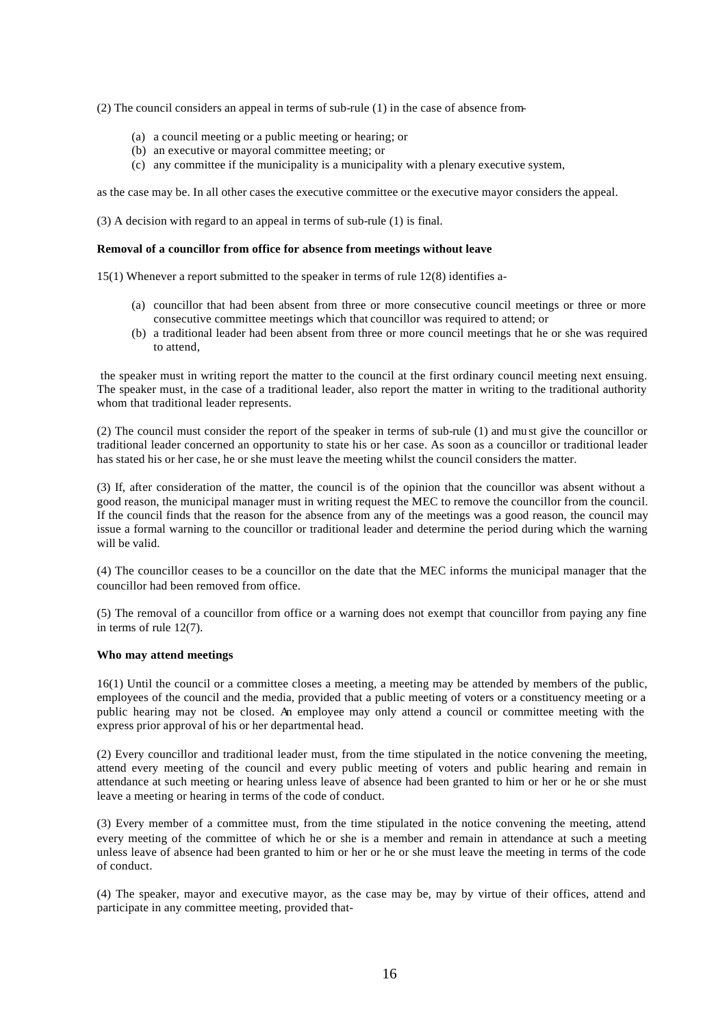(2) The council considers an appeal in terms of sub-rule (1) in the case of absence from-

- (a) a council meeting or a public meeting or hearing; or
- (b) an executive or mayoral committee meeting; or
- (c) any committee if the municipality is a municipality with a plenary executive system,

as the case may be. In all other cases the executive committee or the executive mayor considers the appeal.

(3) A decision with regard to an appeal in terms of sub-rule (1) is final.

**Removal of a councillor from office for absence from meetings without leave**

15(1) Whenever a report submitted to the speaker in terms of rule 12(8) identifies a-

- (a) councillor that had been absent from three or more consecutive council meetings or three or more consecutive committee meetings which that councillor was required to attend; or
- (b) a traditional leader had been absent from three or more council meetings that he or she was required to attend,

the speaker must in writing report the matter to the council at the first ordinary council meeting next ensuing. The speaker must, in the case of a traditional leader, also report the matter in writing to the traditional authority whom that traditional leader represents.

(2) The council must consider the report of the speaker in terms of sub-rule (1) and must give the councillor or traditional leader concerned an opportunity to state his or her case. As soon as a councillor or traditional leader has stated his or her case, he or she must leave the meeting whilst the council considers the matter.

(3) If, after consideration of the matter, the council is of the opinion that the councillor was absent without a good reason, the municipal manager must in writing request the MEC to remove the councillor from the council. If the council finds that the reason for the absence from any of the meetings was a good reason, the council may issue a formal warning to the councillor or traditional leader and determine the period during which the warning will be valid.

(4) The councillor ceases to be a councillor on the date that the MEC informs the municipal manager that the councillor had been removed from office.

(5) The removal of a councillor from office or a warning does not exempt that councillor from paying any fine in terms of rule 12(7).

**Who may attend meetings**

16(1) Until the council or a committee closes a meeting, a meeting may be attended by members of the public, employees of the council and the media, provided that a public meeting of voters or a constituency meeting or a public hearing may not be closed. An employee may only attend a council or committee meeting with the express prior approval of his or her departmental head.

(2) Every councillor and traditional leader must, from the time stipulated in the notice convening the meeting, attend every meeting of the council and every public meeting of voters and public hearing and remain in attendance at such meeting or hearing unless leave of absence had been granted to him or her or he or she must leave a meeting or hearing in terms of the code of conduct.

(3) Every member of a committee must, from the time stipulated in the notice convening the meeting, attend every meeting of the committee of which he or she is a member and remain in attendance at such a meeting unless leave of absence had been granted to him or her or he or she must leave the meeting in terms of the code of conduct.

(4) The speaker, mayor and executive mayor, as the case may be, may by virtue of their offices, attend and participate in any committee meeting, provided that-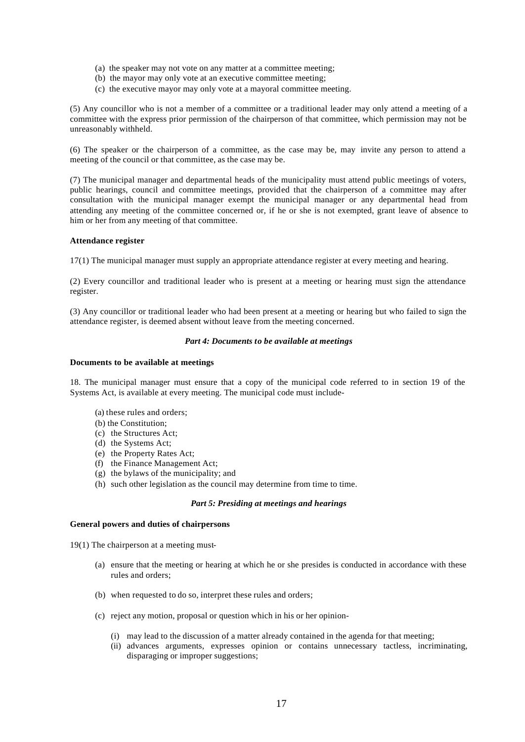(a) the speaker may not vote on any matter at a committee meeting;
(b) the mayor may only vote at an executive committee meeting;
(c) the executive mayor may only vote at a mayoral committee meeting.

(5) Any councillor who is not a member of a committee or a traditional leader may only attend a meeting of a committee with the express prior permission of the chairperson of that committee, which permission may not be unreasonably withheld.

(6) The speaker or the chairperson of a committee, as the case may be, may invite any person to attend a meeting of the council or that committee, as the case may be.

(7) The municipal manager and departmental heads of the municipality must attend public meetings of voters, public hearings, council and committee meetings, provided that the chairperson of a committee may after consultation with the municipal manager exempt the municipal manager or any departmental head from attending any meeting of the committee concerned or, if he or she is not exempted, grant leave of absence to him or her from any meeting of that committee.

**Attendance register**

17(1) The municipal manager must supply an appropriate attendance register at every meeting and hearing.

(2) Every councillor and traditional leader who is present at a meeting or hearing must sign the attendance register.

(3) Any councillor or traditional leader who had been present at a meeting or hearing but who failed to sign the attendance register, is deemed absent without leave from the meeting concerned.

***Part 4: Documents to be available at meetings***

**Documents to be available at meetings**

18. The municipal manager must ensure that a copy of the municipal code referred to in section 19 of the Systems Act, is available at every meeting. The municipal code must include-

(a) these rules and orders;
(b) the Constitution;
(c) the Structures Act;
(d) the Systems Act;
(e) the Property Rates Act;
(f) the Finance Management Act;
(g) the bylaws of the municipality; and
(h) such other legislation as the council may determine from time to time.

***Part 5: Presiding at meetings and hearings***

**General powers and duties of chairpersons**

19(1) The chairperson at a meeting must-

(a) ensure that the meeting or hearing at which he or she presides is conducted in accordance with these rules and orders;

(b) when requested to do so, interpret these rules and orders;

(c) reject any motion, proposal or question which in his or her opinion-

(i) may lead to the discussion of a matter already contained in the agenda for that meeting;
(ii) advances arguments, expresses opinion or contains unnecessary tactless, incriminating, disparaging or improper suggestions;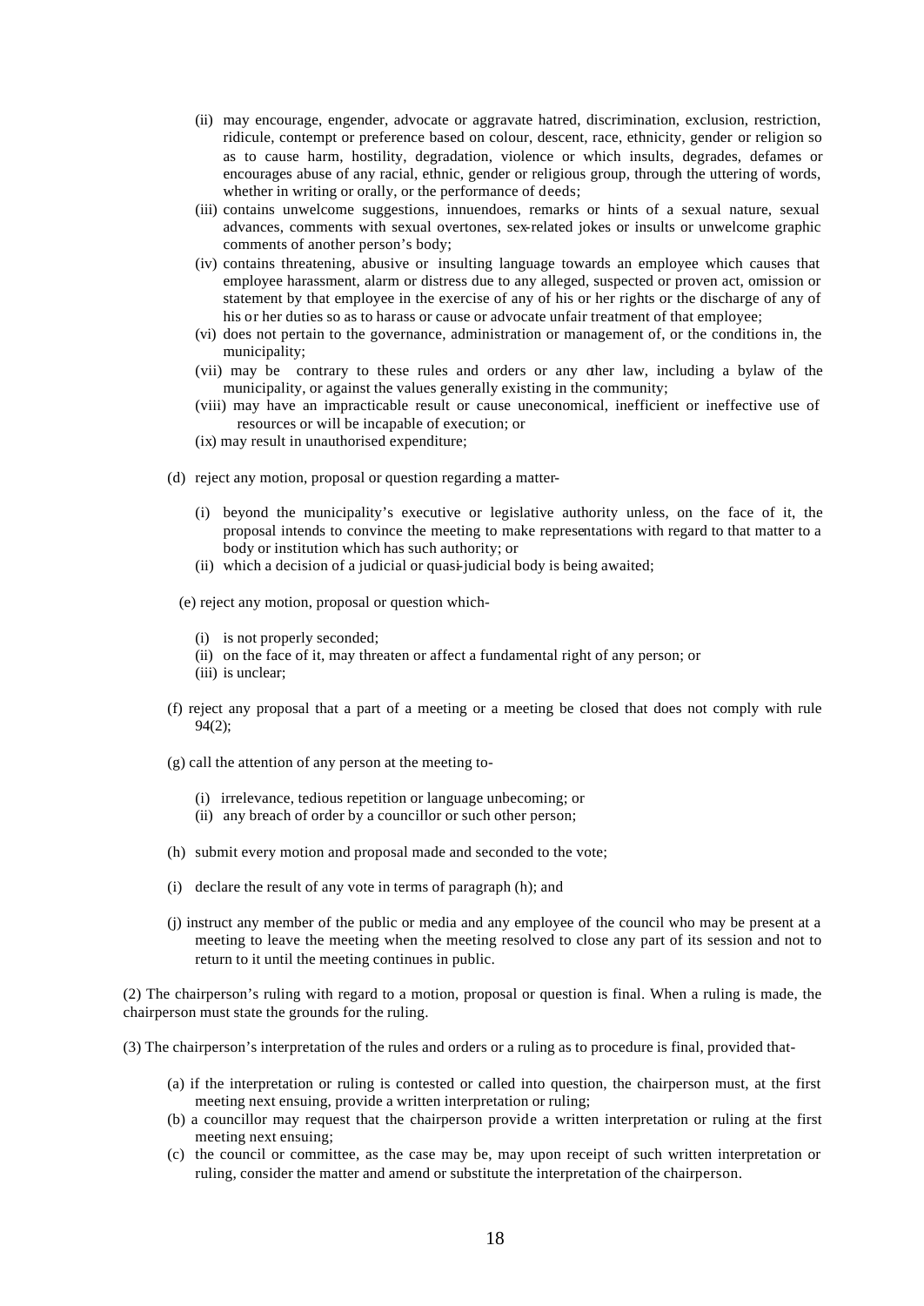(ii) may encourage, engender, advocate or aggravate hatred, discrimination, exclusion, restriction, ridicule, contempt or preference based on colour, descent, race, ethnicity, gender or religion so as to cause harm, hostility, degradation, violence or which insults, degrades, defames or encourages abuse of any racial, ethnic, gender or religious group, through the uttering of words, whether in writing or orally, or the performance of deeds;

(iii) contains unwelcome suggestions, innuendoes, remarks or hints of a sexual nature, sexual advances, comments with sexual overtones, sex-related jokes or insults or unwelcome graphic comments of another person's body;

(iv) contains threatening, abusive or insulting language towards an employee which causes that employee harassment, alarm or distress due to any alleged, suspected or proven act, omission or statement by that employee in the exercise of any of his or her rights or the discharge of any of his or her duties so as to harass or cause or advocate unfair treatment of that employee;

(vi) does not pertain to the governance, administration or management of, or the conditions in, the municipality;

(vii) may be contrary to these rules and orders or any other law, including a bylaw of the municipality, or against the values generally existing in the community;

(viii) may have an impracticable result or cause uneconomical, inefficient or ineffective use of resources or will be incapable of execution; or

(ix) may result in unauthorised expenditure;

(d) reject any motion, proposal or question regarding a matter-

(i) beyond the municipality's executive or legislative authority unless, on the face of it, the proposal intends to convince the meeting to make representations with regard to that matter to a body or institution which has such authority; or

(ii) which a decision of a judicial or quasi-judicial body is being awaited;

(e) reject any motion, proposal or question which-

(i) is not properly seconded;

(ii) on the face of it, may threaten or affect a fundamental right of any person; or

(iii) is unclear;

(f) reject any proposal that a part of a meeting or a meeting be closed that does not comply with rule 94(2);

(g) call the attention of any person at the meeting to-

(i) irrelevance, tedious repetition or language unbecoming; or

(ii) any breach of order by a councillor or such other person;

(h) submit every motion and proposal made and seconded to the vote;

(i) declare the result of any vote in terms of paragraph (h); and

(j) instruct any member of the public or media and any employee of the council who may be present at a meeting to leave the meeting when the meeting resolved to close any part of its session and not to return to it until the meeting continues in public.

(2) The chairperson's ruling with regard to a motion, proposal or question is final. When a ruling is made, the chairperson must state the grounds for the ruling.

(3) The chairperson's interpretation of the rules and orders or a ruling as to procedure is final, provided that-

(a) if the interpretation or ruling is contested or called into question, the chairperson must, at the first meeting next ensuing, provide a written interpretation or ruling;

(b) a councillor may request that the chairperson provide a written interpretation or ruling at the first meeting next ensuing;

(c) the council or committee, as the case may be, may upon receipt of such written interpretation or ruling, consider the matter and amend or substitute the interpretation of the chairperson.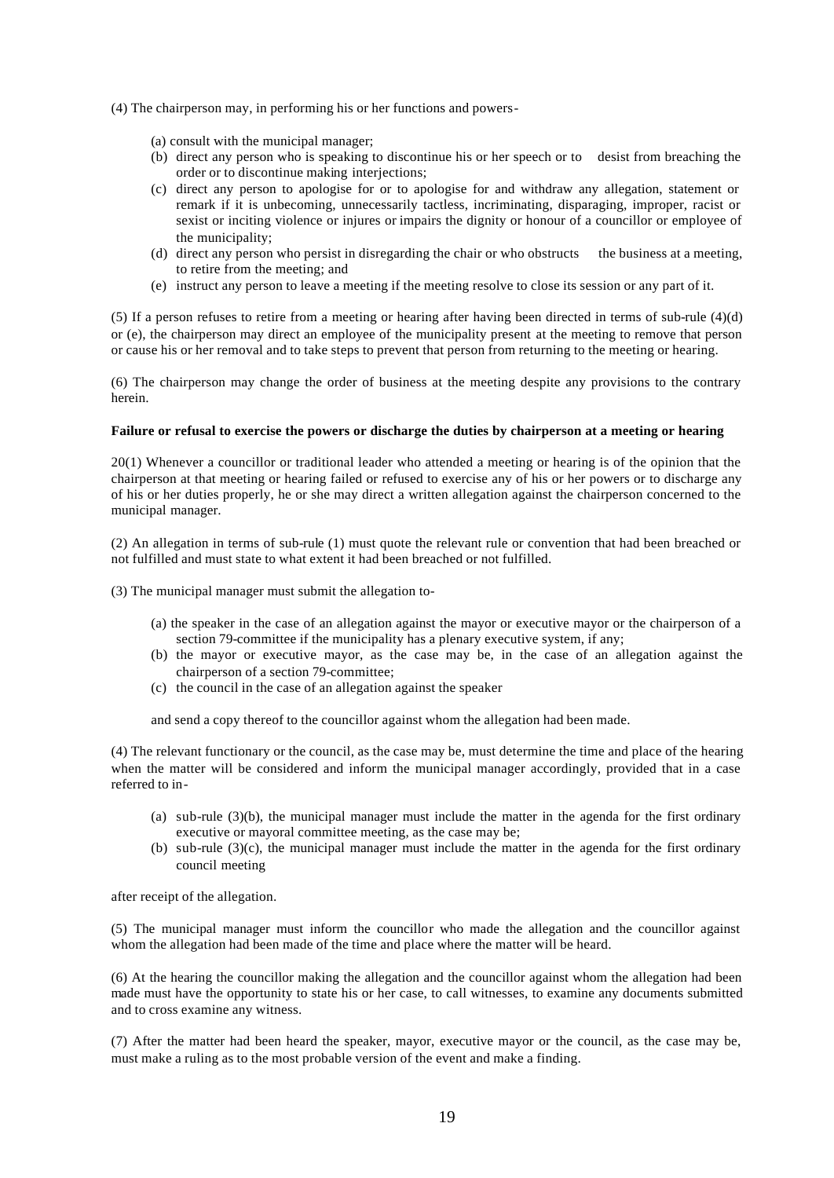(4) The chairperson may, in performing his or her functions and powers-

- (a) consult with the municipal manager;
- (b) direct any person who is speaking to discontinue his or her speech or to desist from breaching the order or to discontinue making interjections;
- (c) direct any person to apologise for or to apologise for and withdraw any allegation, statement or remark if it is unbecoming, unnecessarily tactless, incriminating, disparaging, improper, racist or sexist or inciting violence or injures or impairs the dignity or honour of a councillor or employee of the municipality;
- (d) direct any person who persist in disregarding the chair or who obstructs the business at a meeting, to retire from the meeting; and
- (e) instruct any person to leave a meeting if the meeting resolve to close its session or any part of it.

(5) If a person refuses to retire from a meeting or hearing after having been directed in terms of sub-rule (4)(d) or (e), the chairperson may direct an employee of the municipality present at the meeting to remove that person or cause his or her removal and to take steps to prevent that person from returning to the meeting or hearing.

(6) The chairperson may change the order of business at the meeting despite any provisions to the contrary herein.

**Failure or refusal to exercise the powers or discharge the duties by chairperson at a meeting or hearing**

20(1) Whenever a councillor or traditional leader who attended a meeting or hearing is of the opinion that the chairperson at that meeting or hearing failed or refused to exercise any of his or her powers or to discharge any of his or her duties properly, he or she may direct a written allegation against the chairperson concerned to the municipal manager.

(2) An allegation in terms of sub-rule (1) must quote the relevant rule or convention that had been breached or not fulfilled and must state to what extent it had been breached or not fulfilled.

(3) The municipal manager must submit the allegation to-

- (a) the speaker in the case of an allegation against the mayor or executive mayor or the chairperson of a section 79-committee if the municipality has a plenary executive system, if any;
- (b) the mayor or executive mayor, as the case may be, in the case of an allegation against the chairperson of a section 79-committee;
- (c) the council in the case of an allegation against the speaker

and send a copy thereof to the councillor against whom the allegation had been made.

(4) The relevant functionary or the council, as the case may be, must determine the time and place of the hearing when the matter will be considered and inform the municipal manager accordingly, provided that in a case referred to in-

- (a) sub-rule (3)(b), the municipal manager must include the matter in the agenda for the first ordinary executive or mayoral committee meeting, as the case may be;
- (b) sub-rule (3)(c), the municipal manager must include the matter in the agenda for the first ordinary council meeting

after receipt of the allegation.

(5) The municipal manager must inform the councillor who made the allegation and the councillor against whom the allegation had been made of the time and place where the matter will be heard.

(6) At the hearing the councillor making the allegation and the councillor against whom the allegation had been made must have the opportunity to state his or her case, to call witnesses, to examine any documents submitted and to cross examine any witness.

(7) After the matter had been heard the speaker, mayor, executive mayor or the council, as the case may be, must make a ruling as to the most probable version of the event and make a finding.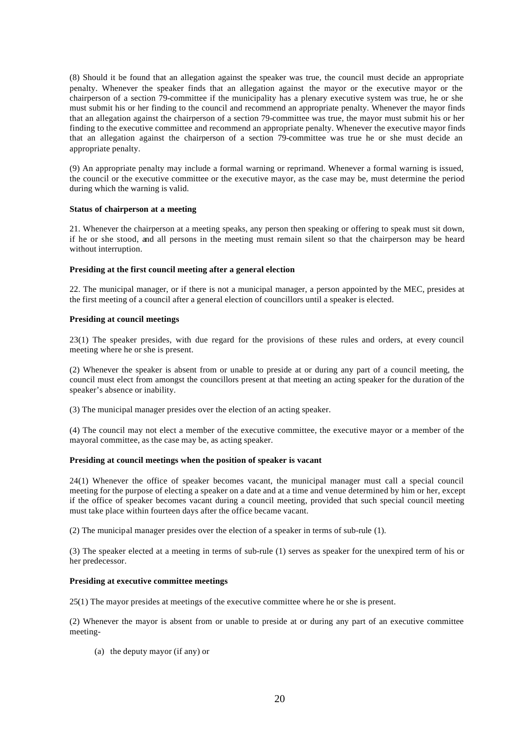(8) Should it be found that an allegation against the speaker was true, the council must decide an appropriate penalty. Whenever the speaker finds that an allegation against the mayor or the executive mayor or the chairperson of a section 79-committee if the municipality has a plenary executive system was true, he or she must submit his or her finding to the council and recommend an appropriate penalty. Whenever the mayor finds that an allegation against the chairperson of a section 79-committee was true, the mayor must submit his or her finding to the executive committee and recommend an appropriate penalty. Whenever the executive mayor finds that an allegation against the chairperson of a section 79-committee was true he or she must decide an appropriate penalty.

(9) An appropriate penalty may include a formal warning or reprimand. Whenever a formal warning is issued, the council or the executive committee or the executive mayor, as the case may be, must determine the period during which the warning is valid.

**Status of chairperson at a meeting**

21. Whenever the chairperson at a meeting speaks, any person then speaking or offering to speak must sit down, if he or she stood, and all persons in the meeting must remain silent so that the chairperson may be heard without interruption.

**Presiding at the first council meeting after a general election**

22. The municipal manager, or if there is not a municipal manager, a person appointed by the MEC, presides at the first meeting of a council after a general election of councillors until a speaker is elected.

**Presiding at council meetings**

23(1) The speaker presides, with due regard for the provisions of these rules and orders, at every council meeting where he or she is present.

(2) Whenever the speaker is absent from or unable to preside at or during any part of a council meeting, the council must elect from amongst the councillors present at that meeting an acting speaker for the duration of the speaker's absence or inability.

(3) The municipal manager presides over the election of an acting speaker.

(4) The council may not elect a member of the executive committee, the executive mayor or a member of the mayoral committee, as the case may be, as acting speaker.

**Presiding at council meetings when the position of speaker is vacant**

24(1) Whenever the office of speaker becomes vacant, the municipal manager must call a special council meeting for the purpose of electing a speaker on a date and at a time and venue determined by him or her, except if the office of speaker becomes vacant during a council meeting, provided that such special council meeting must take place within fourteen days after the office became vacant.

(2) The municipal manager presides over the election of a speaker in terms of sub-rule (1).

(3) The speaker elected at a meeting in terms of sub-rule (1) serves as speaker for the unexpired term of his or her predecessor.

**Presiding at executive committee meetings**

25(1) The mayor presides at meetings of the executive committee where he or she is present.

(2) Whenever the mayor is absent from or unable to preside at or during any part of an executive committee meeting-

(a) the deputy mayor (if any) or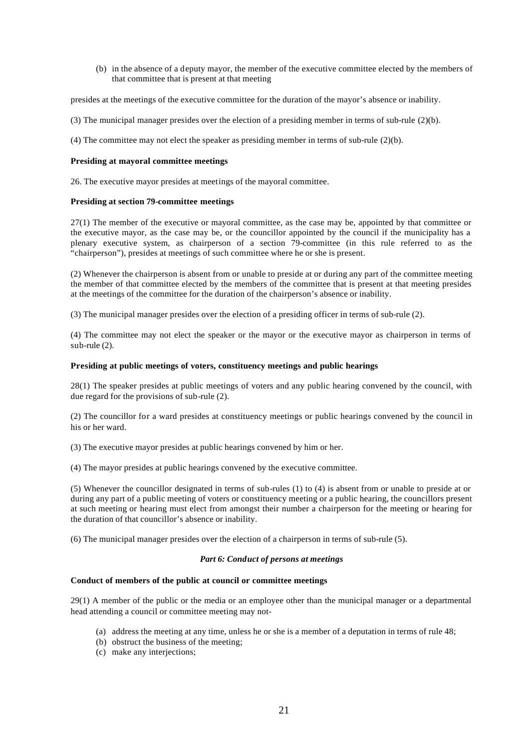(b) in the absence of a deputy mayor, the member of the executive committee elected by the members of that committee that is present at that meeting

presides at the meetings of the executive committee for the duration of the mayor's absence or inability.

(3) The municipal manager presides over the election of a presiding member in terms of sub-rule (2)(b).

(4) The committee may not elect the speaker as presiding member in terms of sub-rule (2)(b).

**Presiding at mayoral committee meetings**

26. The executive mayor presides at meetings of the mayoral committee.

**Presiding at section 79-committee meetings**

27(1) The member of the executive or mayoral committee, as the case may be, appointed by that committee or the executive mayor, as the case may be, or the councillor appointed by the council if the municipality has a plenary executive system, as chairperson of a section 79-committee (in this rule referred to as the "chairperson"), presides at meetings of such committee where he or she is present.

(2) Whenever the chairperson is absent from or unable to preside at or during any part of the committee meeting the member of that committee elected by the members of the committee that is present at that meeting presides at the meetings of the committee for the duration of the chairperson's absence or inability.

(3) The municipal manager presides over the election of a presiding officer in terms of sub-rule (2).

(4) The committee may not elect the speaker or the mayor or the executive mayor as chairperson in terms of sub-rule (2).

**Presiding at public meetings of voters, constituency meetings and public hearings**

28(1) The speaker presides at public meetings of voters and any public hearing convened by the council, with due regard for the provisions of sub-rule (2).

(2) The councillor for a ward presides at constituency meetings or public hearings convened by the council in his or her ward.

(3) The executive mayor presides at public hearings convened by him or her.

(4) The mayor presides at public hearings convened by the executive committee.

(5) Whenever the councillor designated in terms of sub-rules (1) to (4) is absent from or unable to preside at or during any part of a public meeting of voters or constituency meeting or a public hearing, the councillors present at such meeting or hearing must elect from amongst their number a chairperson for the meeting or hearing for the duration of that councillor's absence or inability.

(6) The municipal manager presides over the election of a chairperson in terms of sub-rule (5).

***Part 6: Conduct of persons at meetings***

**Conduct of members of the public at council or committee meetings**

29(1) A member of the public or the media or an employee other than the municipal manager or a departmental head attending a council or committee meeting may not-

(a) address the meeting at any time, unless he or she is a member of a deputation in terms of rule 48;
(b) obstruct the business of the meeting;
(c) make any interjections;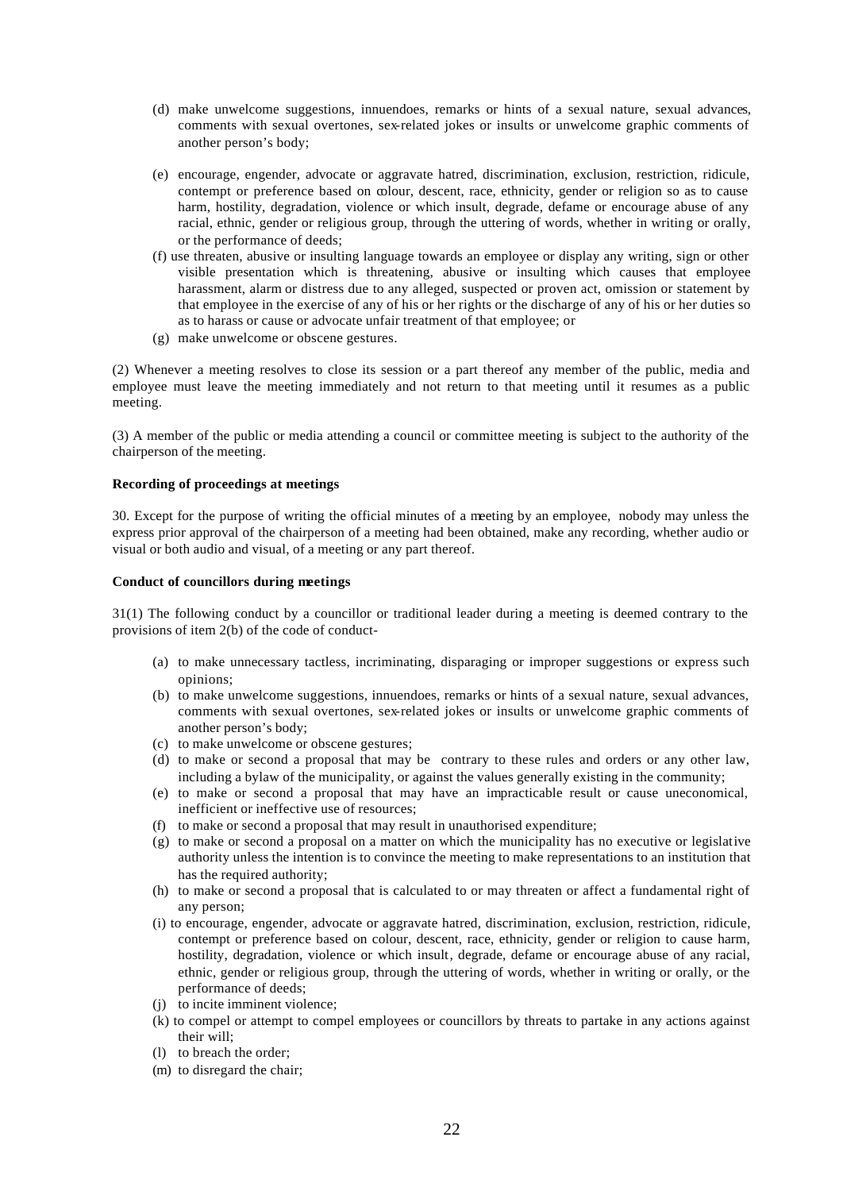(d) make unwelcome suggestions, innuendoes, remarks or hints of a sexual nature, sexual advances, comments with sexual overtones, sex-related jokes or insults or unwelcome graphic comments of another person's body;

(e) encourage, engender, advocate or aggravate hatred, discrimination, exclusion, restriction, ridicule, contempt or preference based on colour, descent, race, ethnicity, gender or religion so as to cause harm, hostility, degradation, violence or which insult, degrade, defame or encourage abuse of any racial, ethnic, gender or religious group, through the uttering of words, whether in writing or orally, or the performance of deeds;

(f) use threaten, abusive or insulting language towards an employee or display any writing, sign or other visible presentation which is threatening, abusive or insulting which causes that employee harassment, alarm or distress due to any alleged, suspected or proven act, omission or statement by that employee in the exercise of any of his or her rights or the discharge of any of his or her duties so as to harass or cause or advocate unfair treatment of that employee; or

(g) make unwelcome or obscene gestures.

(2) Whenever a meeting resolves to close its session or a part thereof any member of the public, media and employee must leave the meeting immediately and not return to that meeting until it resumes as a public meeting.

(3) A member of the public or media attending a council or committee meeting is subject to the authority of the chairperson of the meeting.

**Recording of proceedings at meetings**

30. Except for the purpose of writing the official minutes of a meeting by an employee, nobody may unless the express prior approval of the chairperson of a meeting had been obtained, make any recording, whether audio or visual or both audio and visual, of a meeting or any part thereof.

**Conduct of councillors during meetings**

31(1) The following conduct by a councillor or traditional leader during a meeting is deemed contrary to the provisions of item 2(b) of the code of conduct-

(a) to make unnecessary tactless, incriminating, disparaging or improper suggestions or express such opinions;

(b) to make unwelcome suggestions, innuendoes, remarks or hints of a sexual nature, sexual advances, comments with sexual overtones, sex-related jokes or insults or unwelcome graphic comments of another person's body;

(c) to make unwelcome or obscene gestures;

(d) to make or second a proposal that may be contrary to these rules and orders or any other law, including a bylaw of the municipality, or against the values generally existing in the community;

(e) to make or second a proposal that may have an impracticable result or cause uneconomical, inefficient or ineffective use of resources;

(f) to make or second a proposal that may result in unauthorised expenditure;

(g) to make or second a proposal on a matter on which the municipality has no executive or legislative authority unless the intention is to convince the meeting to make representations to an institution that has the required authority;

(h) to make or second a proposal that is calculated to or may threaten or affect a fundamental right of any person;

(i) to encourage, engender, advocate or aggravate hatred, discrimination, exclusion, restriction, ridicule, contempt or preference based on colour, descent, race, ethnicity, gender or religion to cause harm, hostility, degradation, violence or which insult, degrade, defame or encourage abuse of any racial, ethnic, gender or religious group, through the uttering of words, whether in writing or orally, or the performance of deeds;

(j) to incite imminent violence;

(k) to compel or attempt to compel employees or councillors by threats to partake in any actions against their will;

(l) to breach the order;

(m) to disregard the chair;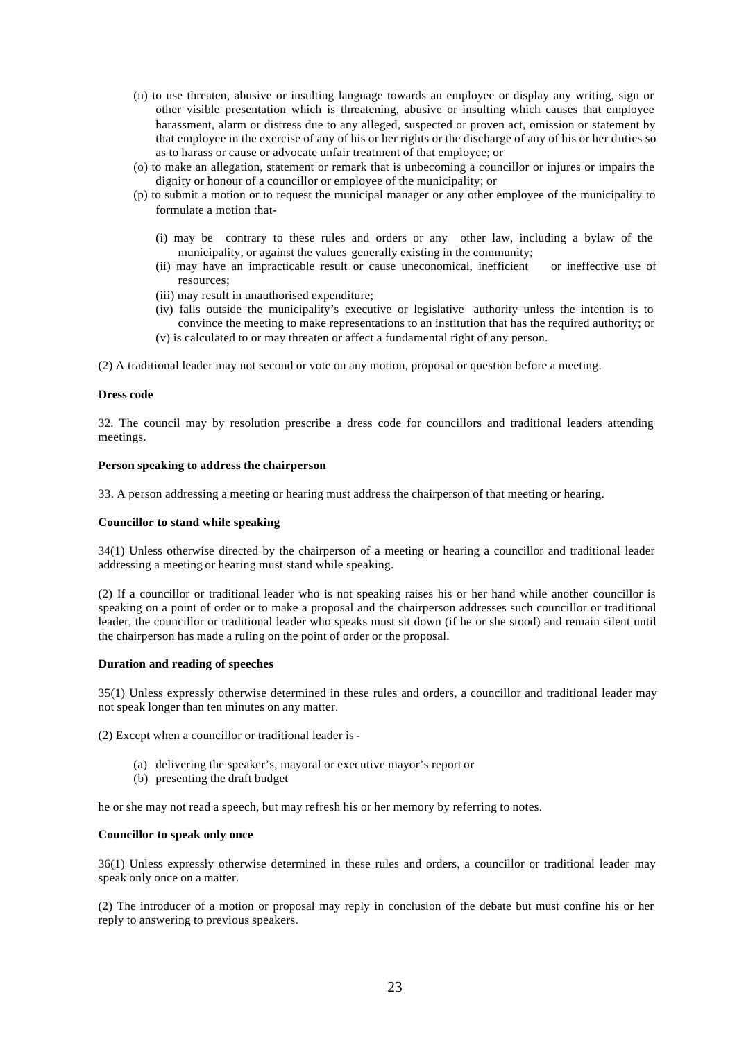(n) to use threaten, abusive or insulting language towards an employee or display any writing, sign or other visible presentation which is threatening, abusive or insulting which causes that employee harassment, alarm or distress due to any alleged, suspected or proven act, omission or statement by that employee in the exercise of any of his or her rights or the discharge of any of his or her duties so as to harass or cause or advocate unfair treatment of that employee; or

(o) to make an allegation, statement or remark that is unbecoming a councillor or injures or impairs the dignity or honour of a councillor or employee of the municipality; or

(p) to submit a motion or to request the municipal manager or any other employee of the municipality to formulate a motion that-

- (i) may be contrary to these rules and orders or any other law, including a bylaw of the municipality, or against the values generally existing in the community;
- (ii) may have an impracticable result or cause uneconomical, inefficient or ineffective use of resources;
- (iii) may result in unauthorised expenditure;
- (iv) falls outside the municipality's executive or legislative authority unless the intention is to convince the meeting to make representations to an institution that has the required authority; or
- (v) is calculated to or may threaten or affect a fundamental right of any person.

(2) A traditional leader may not second or vote on any motion, proposal or question before a meeting.

**Dress code**

32. The council may by resolution prescribe a dress code for councillors and traditional leaders attending meetings.

**Person speaking to address the chairperson**

33. A person addressing a meeting or hearing must address the chairperson of that meeting or hearing.

**Councillor to stand while speaking**

34(1) Unless otherwise directed by the chairperson of a meeting or hearing a councillor and traditional leader addressing a meeting or hearing must stand while speaking.

(2) If a councillor or traditional leader who is not speaking raises his or her hand while another councillor is speaking on a point of order or to make a proposal and the chairperson addresses such councillor or traditional leader, the councillor or traditional leader who speaks must sit down (if he or she stood) and remain silent until the chairperson has made a ruling on the point of order or the proposal.

**Duration and reading of speeches**

35(1) Unless expressly otherwise determined in these rules and orders, a councillor and traditional leader may not speak longer than ten minutes on any matter.

(2) Except when a councillor or traditional leader is -

- (a) delivering the speaker's, mayoral or executive mayor's report or
- (b) presenting the draft budget

he or she may not read a speech, but may refresh his or her memory by referring to notes.

**Councillor to speak only once**

36(1) Unless expressly otherwise determined in these rules and orders, a councillor or traditional leader may speak only once on a matter.

(2) The introducer of a motion or proposal may reply in conclusion of the debate but must confine his or her reply to answering to previous speakers.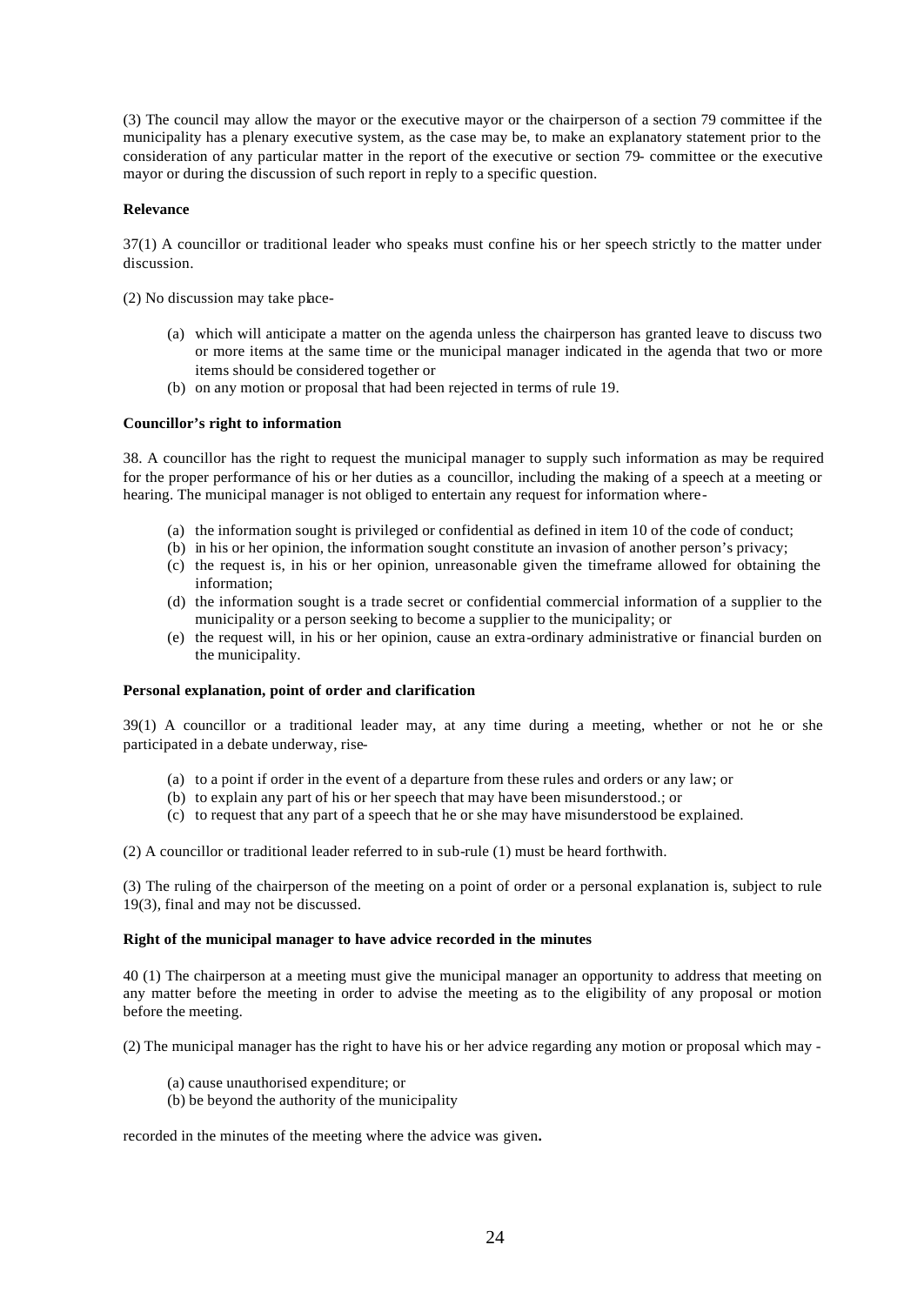(3) The council may allow the mayor or the executive mayor or the chairperson of a section 79 committee if the municipality has a plenary executive system, as the case may be, to make an explanatory statement prior to the consideration of any particular matter in the report of the executive or section 79- committee or the executive mayor or during the discussion of such report in reply to a specific question.

**Relevance**

37(1) A councillor or traditional leader who speaks must confine his or her speech strictly to the matter under discussion.

(2) No discussion may take place-

- (a) which will anticipate a matter on the agenda unless the chairperson has granted leave to discuss two or more items at the same time or the municipal manager indicated in the agenda that two or more items should be considered together or
- (b) on any motion or proposal that had been rejected in terms of rule 19.

**Councillor's right to information**

38. A councillor has the right to request the municipal manager to supply such information as may be required for the proper performance of his or her duties as a councillor, including the making of a speech at a meeting or hearing. The municipal manager is not obliged to entertain any request for information where-

- (a) the information sought is privileged or confidential as defined in item 10 of the code of conduct;
- (b) in his or her opinion, the information sought constitute an invasion of another person's privacy;
- (c) the request is, in his or her opinion, unreasonable given the timeframe allowed for obtaining the information;
- (d) the information sought is a trade secret or confidential commercial information of a supplier to the municipality or a person seeking to become a supplier to the municipality; or
- (e) the request will, in his or her opinion, cause an extra-ordinary administrative or financial burden on the municipality.

**Personal explanation, point of order and clarification**

39(1) A councillor or a traditional leader may, at any time during a meeting, whether or not he or she participated in a debate underway, rise-

- (a) to a point if order in the event of a departure from these rules and orders or any law; or
- (b) to explain any part of his or her speech that may have been misunderstood.; or
- (c) to request that any part of a speech that he or she may have misunderstood be explained.

(2) A councillor or traditional leader referred to in sub-rule (1) must be heard forthwith.

(3) The ruling of the chairperson of the meeting on a point of order or a personal explanation is, subject to rule 19(3), final and may not be discussed.

**Right of the municipal manager to have advice recorded in the minutes**

40 (1) The chairperson at a meeting must give the municipal manager an opportunity to address that meeting on any matter before the meeting in order to advise the meeting as to the eligibility of any proposal or motion before the meeting.

(2) The municipal manager has the right to have his or her advice regarding any motion or proposal which may -

(a) cause unauthorised expenditure; or
(b) be beyond the authority of the municipality

recorded in the minutes of the meeting where the advice was given**.**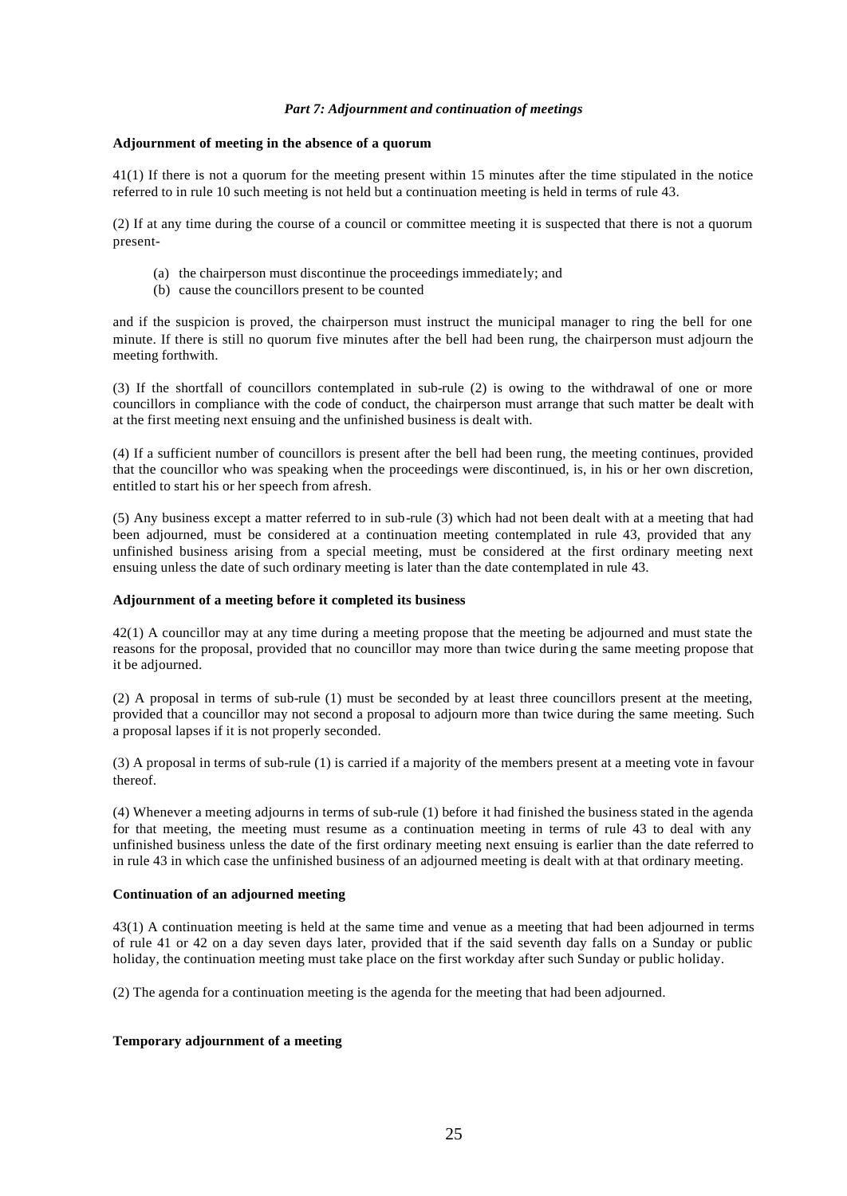*Part 7: Adjournment and continuation of meetings*

**Adjournment of meeting in the absence of a quorum**

41(1) If there is not a quorum for the meeting present within 15 minutes after the time stipulated in the notice referred to in rule 10 such meeting is not held but a continuation meeting is held in terms of rule 43.

(2) If at any time during the course of a council or committee meeting it is suspected that there is not a quorum present-

(a) the chairperson must discontinue the proceedings immediately; and
(b) cause the councillors present to be counted

and if the suspicion is proved, the chairperson must instruct the municipal manager to ring the bell for one minute. If there is still no quorum five minutes after the bell had been rung, the chairperson must adjourn the meeting forthwith.

(3) If the shortfall of councillors contemplated in sub-rule (2) is owing to the withdrawal of one or more councillors in compliance with the code of conduct, the chairperson must arrange that such matter be dealt with at the first meeting next ensuing and the unfinished business is dealt with.

(4) If a sufficient number of councillors is present after the bell had been rung, the meeting continues, provided that the councillor who was speaking when the proceedings were discontinued, is, in his or her own discretion, entitled to start his or her speech from afresh.

(5) Any business except a matter referred to in sub-rule (3) which had not been dealt with at a meeting that had been adjourned, must be considered at a continuation meeting contemplated in rule 43, provided that any unfinished business arising from a special meeting, must be considered at the first ordinary meeting next ensuing unless the date of such ordinary meeting is later than the date contemplated in rule 43.

**Adjournment of a meeting before it completed its business**

42(1) A councillor may at any time during a meeting propose that the meeting be adjourned and must state the reasons for the proposal, provided that no councillor may more than twice during the same meeting propose that it be adjourned.

(2) A proposal in terms of sub-rule (1) must be seconded by at least three councillors present at the meeting, provided that a councillor may not second a proposal to adjourn more than twice during the same meeting. Such a proposal lapses if it is not properly seconded.

(3) A proposal in terms of sub-rule (1) is carried if a majority of the members present at a meeting vote in favour thereof.

(4) Whenever a meeting adjourns in terms of sub-rule (1) before it had finished the business stated in the agenda for that meeting, the meeting must resume as a continuation meeting in terms of rule 43 to deal with any unfinished business unless the date of the first ordinary meeting next ensuing is earlier than the date referred to in rule 43 in which case the unfinished business of an adjourned meeting is dealt with at that ordinary meeting.

**Continuation of an adjourned meeting**

43(1) A continuation meeting is held at the same time and venue as a meeting that had been adjourned in terms of rule 41 or 42 on a day seven days later, provided that if the said seventh day falls on a Sunday or public holiday, the continuation meeting must take place on the first workday after such Sunday or public holiday.

(2) The agenda for a continuation meeting is the agenda for the meeting that had been adjourned.

**Temporary adjournment of a meeting**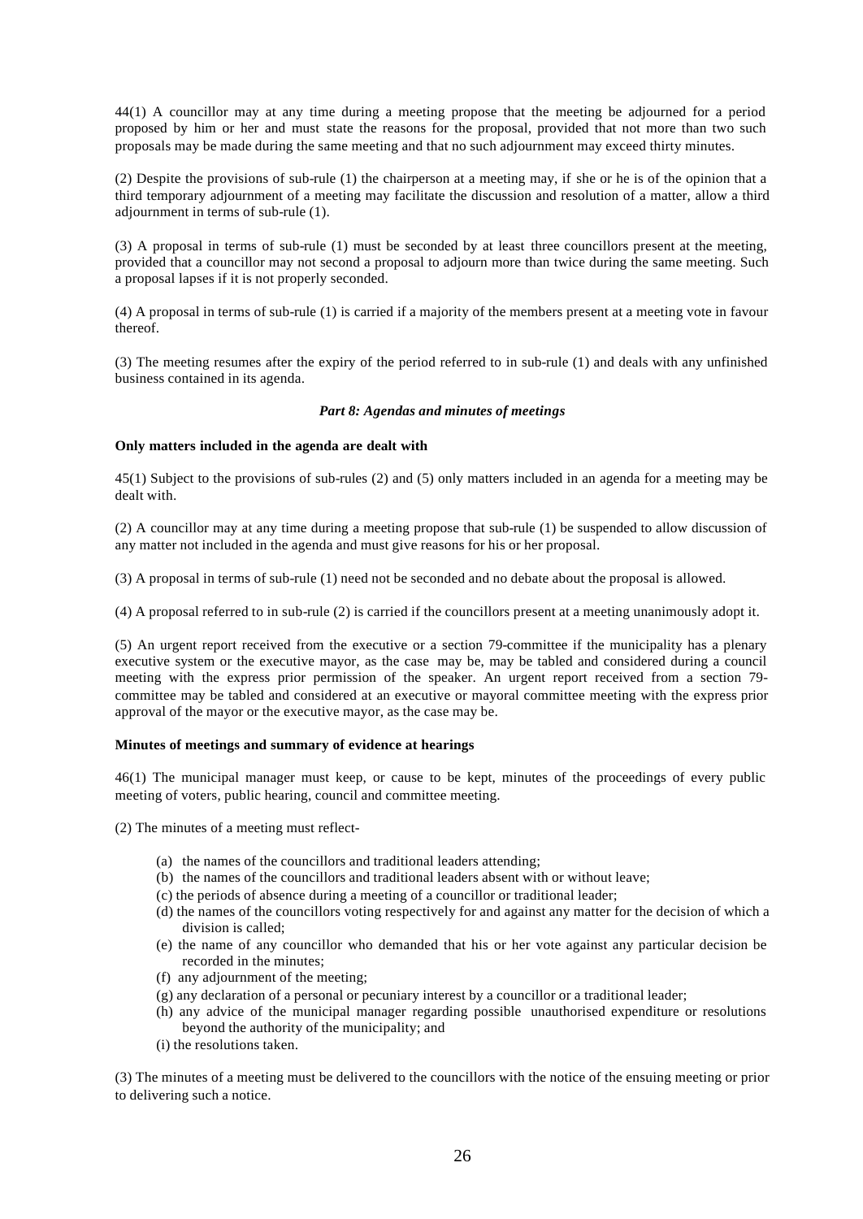44(1) A councillor may at any time during a meeting propose that the meeting be adjourned for a period proposed by him or her and must state the reasons for the proposal, provided that not more than two such proposals may be made during the same meeting and that no such adjournment may exceed thirty minutes.

(2) Despite the provisions of sub-rule (1) the chairperson at a meeting may, if she or he is of the opinion that a third temporary adjournment of a meeting may facilitate the discussion and resolution of a matter, allow a third adjournment in terms of sub-rule (1).

(3) A proposal in terms of sub-rule (1) must be seconded by at least three councillors present at the meeting, provided that a councillor may not second a proposal to adjourn more than twice during the same meeting. Such a proposal lapses if it is not properly seconded.

(4) A proposal in terms of sub-rule (1) is carried if a majority of the members present at a meeting vote in favour thereof.

(3) The meeting resumes after the expiry of the period referred to in sub-rule (1) and deals with any unfinished business contained in its agenda.

***Part 8: Agendas and minutes of meetings***

**Only matters included in the agenda are dealt with**

45(1) Subject to the provisions of sub-rules (2) and (5) only matters included in an agenda for a meeting may be dealt with.

(2) A councillor may at any time during a meeting propose that sub-rule (1) be suspended to allow discussion of any matter not included in the agenda and must give reasons for his or her proposal.

(3) A proposal in terms of sub-rule (1) need not be seconded and no debate about the proposal is allowed.

(4) A proposal referred to in sub-rule (2) is carried if the councillors present at a meeting unanimously adopt it.

(5) An urgent report received from the executive or a section 79-committee if the municipality has a plenary executive system or the executive mayor, as the case may be, may be tabled and considered during a council meeting with the express prior permission of the speaker. An urgent report received from a section 79-committee may be tabled and considered at an executive or mayoral committee meeting with the express prior approval of the mayor or the executive mayor, as the case may be.

**Minutes of meetings and summary of evidence at hearings**

46(1) The municipal manager must keep, or cause to be kept, minutes of the proceedings of every public meeting of voters, public hearing, council and committee meeting.

(2) The minutes of a meeting must reflect-

- (a) the names of the councillors and traditional leaders attending;
- (b) the names of the councillors and traditional leaders absent with or without leave;
- (c) the periods of absence during a meeting of a councillor or traditional leader;
- (d) the names of the councillors voting respectively for and against any matter for the decision of which a division is called;
- (e) the name of any councillor who demanded that his or her vote against any particular decision be recorded in the minutes;
- (f) any adjournment of the meeting;
- (g) any declaration of a personal or pecuniary interest by a councillor or a traditional leader;
- (h) any advice of the municipal manager regarding possible unauthorised expenditure or resolutions beyond the authority of the municipality; and
- (i) the resolutions taken.

(3) The minutes of a meeting must be delivered to the councillors with the notice of the ensuing meeting or prior to delivering such a notice.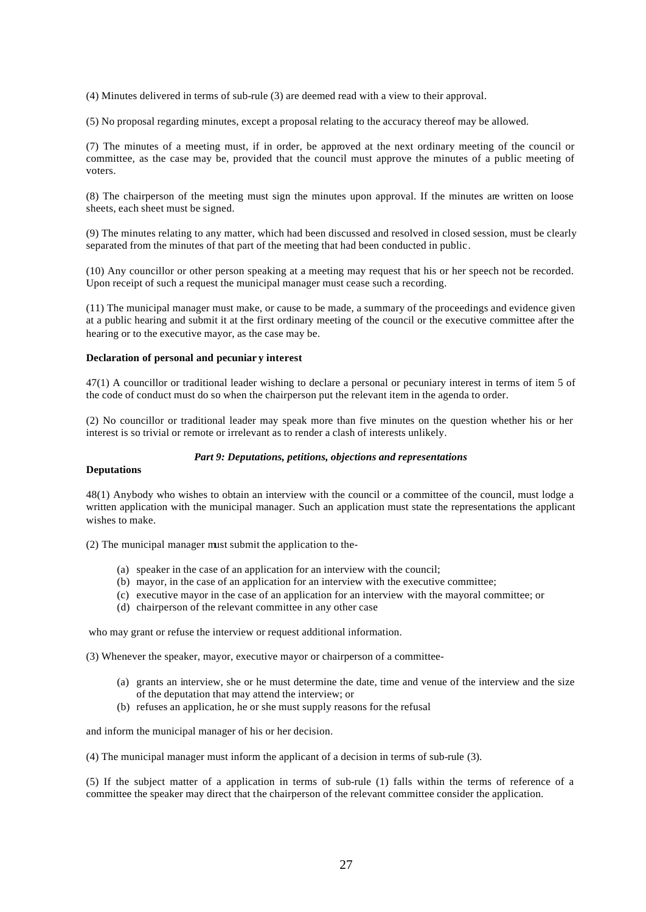(4) Minutes delivered in terms of sub-rule (3) are deemed read with a view to their approval.

(5) No proposal regarding minutes, except a proposal relating to the accuracy thereof may be allowed.

(7) The minutes of a meeting must, if in order, be approved at the next ordinary meeting of the council or committee, as the case may be, provided that the council must approve the minutes of a public meeting of voters.

(8) The chairperson of the meeting must sign the minutes upon approval. If the minutes are written on loose sheets, each sheet must be signed.

(9) The minutes relating to any matter, which had been discussed and resolved in closed session, must be clearly separated from the minutes of that part of the meeting that had been conducted in public.

(10) Any councillor or other person speaking at a meeting may request that his or her speech not be recorded. Upon receipt of such a request the municipal manager must cease such a recording.

(11) The municipal manager must make, or cause to be made, a summary of the proceedings and evidence given at a public hearing and submit it at the first ordinary meeting of the council or the executive committee after the hearing or to the executive mayor, as the case may be.

**Declaration of personal and pecuniar y interest**

47(1) A councillor or traditional leader wishing to declare a personal or pecuniary interest in terms of item 5 of the code of conduct must do so when the chairperson put the relevant item in the agenda to order.

(2) No councillor or traditional leader may speak more than five minutes on the question whether his or her interest is so trivial or remote or irrelevant as to render a clash of interests unlikely.

***Part 9: Deputations, petitions, objections and representations***

**Deputations**

48(1) Anybody who wishes to obtain an interview with the council or a committee of the council, must lodge a written application with the municipal manager. Such an application must state the representations the applicant wishes to make.

(2) The municipal manager must submit the application to the-

- (a) speaker in the case of an application for an interview with the council;
- (b) mayor, in the case of an application for an interview with the executive committee;
- (c) executive mayor in the case of an application for an interview with the mayoral committee; or
- (d) chairperson of the relevant committee in any other case

who may grant or refuse the interview or request additional information.

(3) Whenever the speaker, mayor, executive mayor or chairperson of a committee-

- (a) grants an interview, she or he must determine the date, time and venue of the interview and the size of the deputation that may attend the interview; or
- (b) refuses an application, he or she must supply reasons for the refusal

and inform the municipal manager of his or her decision.

(4) The municipal manager must inform the applicant of a decision in terms of sub-rule (3).

(5) If the subject matter of a application in terms of sub-rule (1) falls within the terms of reference of a committee the speaker may direct that the chairperson of the relevant committee consider the application.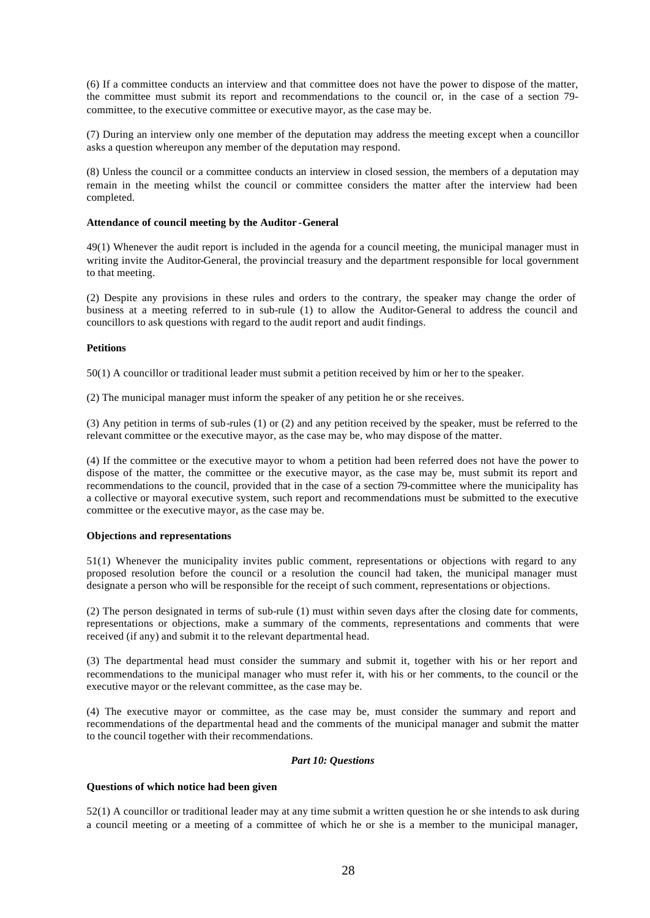(6) If a committee conducts an interview and that committee does not have the power to dispose of the matter, the committee must submit its report and recommendations to the council or, in the case of a section 79-committee, to the executive committee or executive mayor, as the case may be.

(7) During an interview only one member of the deputation may address the meeting except when a councillor asks a question whereupon any member of the deputation may respond.

(8) Unless the council or a committee conducts an interview in closed session, the members of a deputation may remain in the meeting whilst the council or committee considers the matter after the interview had been completed.

**Attendance of council meeting by the Auditor-General**

49(1) Whenever the audit report is included in the agenda for a council meeting, the municipal manager must in writing invite the Auditor-General, the provincial treasury and the department responsible for local government to that meeting.

(2) Despite any provisions in these rules and orders to the contrary, the speaker may change the order of business at a meeting referred to in sub-rule (1) to allow the Auditor-General to address the council and councillors to ask questions with regard to the audit report and audit findings.

**Petitions**

50(1) A councillor or traditional leader must submit a petition received by him or her to the speaker.

(2) The municipal manager must inform the speaker of any petition he or she receives.

(3) Any petition in terms of sub-rules (1) or (2) and any petition received by the speaker, must be referred to the relevant committee or the executive mayor, as the case may be, who may dispose of the matter.

(4) If the committee or the executive mayor to whom a petition had been referred does not have the power to dispose of the matter, the committee or the executive mayor, as the case may be, must submit its report and recommendations to the council, provided that in the case of a section 79-committee where the municipality has a collective or mayoral executive system, such report and recommendations must be submitted to the executive committee or the executive mayor, as the case may be.

**Objections and representations**

51(1) Whenever the municipality invites public comment, representations or objections with regard to any proposed resolution before the council or a resolution the council had taken, the municipal manager must designate a person who will be responsible for the receipt of such comment, representations or objections.

(2) The person designated in terms of sub-rule (1) must within seven days after the closing date for comments, representations or objections, make a summary of the comments, representations and comments that were received (if any) and submit it to the relevant departmental head.

(3) The departmental head must consider the summary and submit it, together with his or her report and recommendations to the municipal manager who must refer it, with his or her comments, to the council or the executive mayor or the relevant committee, as the case may be.

(4) The executive mayor or committee, as the case may be, must consider the summary and report and recommendations of the departmental head and the comments of the municipal manager and submit the matter to the council together with their recommendations.

***Part 10: Questions***

**Questions of which notice had been given**

52(1) A councillor or traditional leader may at any time submit a written question he or she intends to ask during a council meeting or a meeting of a committee of which he or she is a member to the municipal manager,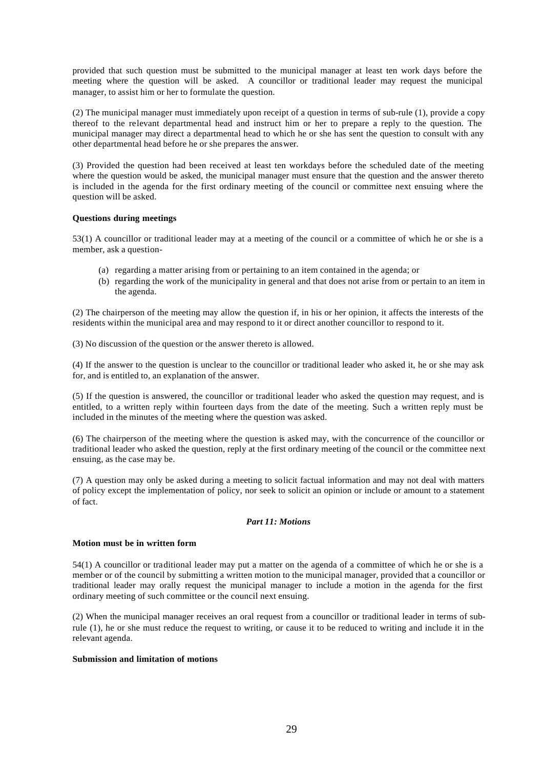provided that such question must be submitted to the municipal manager at least ten work days before the meeting where the question will be asked. A councillor or traditional leader may request the municipal manager, to assist him or her to formulate the question.

(2) The municipal manager must immediately upon receipt of a question in terms of sub-rule (1), provide a copy thereof to the relevant departmental head and instruct him or her to prepare a reply to the question. The municipal manager may direct a departmental head to which he or she has sent the question to consult with any other departmental head before he or she prepares the answer.

(3) Provided the question had been received at least ten workdays before the scheduled date of the meeting where the question would be asked, the municipal manager must ensure that the question and the answer thereto is included in the agenda for the first ordinary meeting of the council or committee next ensuing where the question will be asked.

**Questions during meetings**

53(1) A councillor or traditional leader may at a meeting of the council or a committee of which he or she is a member, ask a question-

(a) regarding a matter arising from or pertaining to an item contained in the agenda; or
(b) regarding the work of the municipality in general and that does not arise from or pertain to an item in the agenda.

(2) The chairperson of the meeting may allow the question if, in his or her opinion, it affects the interests of the residents within the municipal area and may respond to it or direct another councillor to respond to it.

(3) No discussion of the question or the answer thereto is allowed.

(4) If the answer to the question is unclear to the councillor or traditional leader who asked it, he or she may ask for, and is entitled to, an explanation of the answer.

(5) If the question is answered, the councillor or traditional leader who asked the question may request, and is entitled, to a written reply within fourteen days from the date of the meeting. Such a written reply must be included in the minutes of the meeting where the question was asked.

(6) The chairperson of the meeting where the question is asked may, with the concurrence of the councillor or traditional leader who asked the question, reply at the first ordinary meeting of the council or the committee next ensuing, as the case may be.

(7) A question may only be asked during a meeting to solicit factual information and may not deal with matters of policy except the implementation of policy, nor seek to solicit an opinion or include or amount to a statement of fact.

***Part 11: Motions***

**Motion must be in written form**

54(1) A councillor or traditional leader may put a matter on the agenda of a committee of which he or she is a member or of the council by submitting a written motion to the municipal manager, provided that a councillor or traditional leader may orally request the municipal manager to include a motion in the agenda for the first ordinary meeting of such committee or the council next ensuing.

(2) When the municipal manager receives an oral request from a councillor or traditional leader in terms of sub-rule (1), he or she must reduce the request to writing, or cause it to be reduced to writing and include it in the relevant agenda.

**Submission and limitation of motions**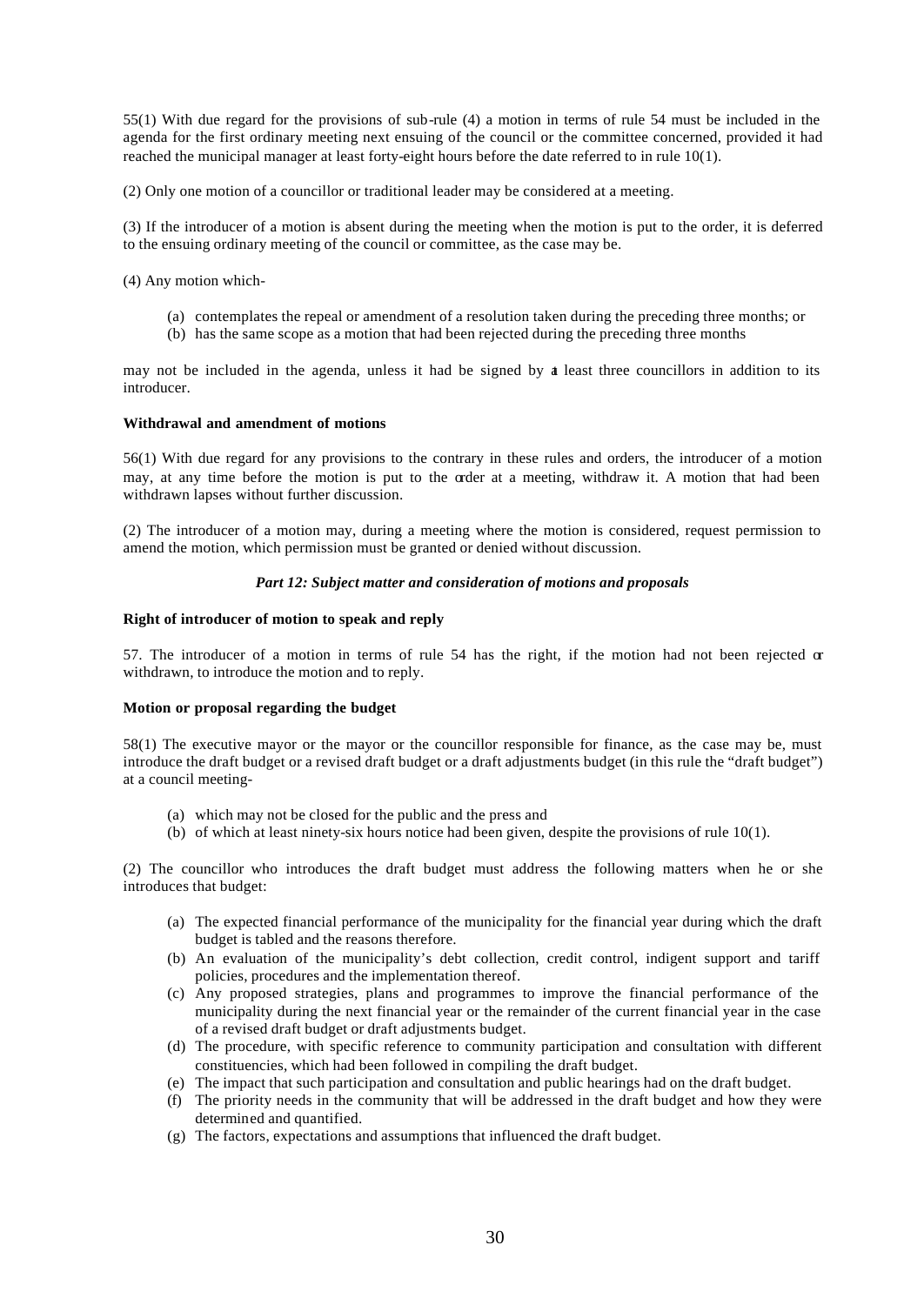55(1) With due regard for the provisions of sub-rule (4) a motion in terms of rule 54 must be included in the agenda for the first ordinary meeting next ensuing of the council or the committee concerned, provided it had reached the municipal manager at least forty-eight hours before the date referred to in rule 10(1).

(2) Only one motion of a councillor or traditional leader may be considered at a meeting.

(3) If the introducer of a motion is absent during the meeting when the motion is put to the order, it is deferred to the ensuing ordinary meeting of the council or committee, as the case may be.

(4) Any motion which-

- (a) contemplates the repeal or amendment of a resolution taken during the preceding three months; or
- (b) has the same scope as a motion that had been rejected during the preceding three months

may not be included in the agenda, unless it had be signed by at least three councillors in addition to its introducer.

**Withdrawal and amendment of motions**

56(1) With due regard for any provisions to the contrary in these rules and orders, the introducer of a motion may, at any time before the motion is put to the order at a meeting, withdraw it. A motion that had been withdrawn lapses without further discussion.

(2) The introducer of a motion may, during a meeting where the motion is considered, request permission to amend the motion, which permission must be granted or denied without discussion.

***Part 12: Subject matter and consideration of motions and proposals***

**Right of introducer of motion to speak and reply**

57. The introducer of a motion in terms of rule 54 has the right, if the motion had not been rejected or withdrawn, to introduce the motion and to reply.

**Motion or proposal regarding the budget**

58(1) The executive mayor or the mayor or the councillor responsible for finance, as the case may be, must introduce the draft budget or a revised draft budget or a draft adjustments budget (in this rule the "draft budget") at a council meeting-

- (a) which may not be closed for the public and the press and
- (b) of which at least ninety-six hours notice had been given, despite the provisions of rule 10(1).

(2) The councillor who introduces the draft budget must address the following matters when he or she introduces that budget:

- (a) The expected financial performance of the municipality for the financial year during which the draft budget is tabled and the reasons therefore.
- (b) An evaluation of the municipality's debt collection, credit control, indigent support and tariff policies, procedures and the implementation thereof.
- (c) Any proposed strategies, plans and programmes to improve the financial performance of the municipality during the next financial year or the remainder of the current financial year in the case of a revised draft budget or draft adjustments budget.
- (d) The procedure, with specific reference to community participation and consultation with different constituencies, which had been followed in compiling the draft budget.
- (e) The impact that such participation and consultation and public hearings had on the draft budget.
- (f) The priority needs in the community that will be addressed in the draft budget and how they were determined and quantified.
- (g) The factors, expectations and assumptions that influenced the draft budget.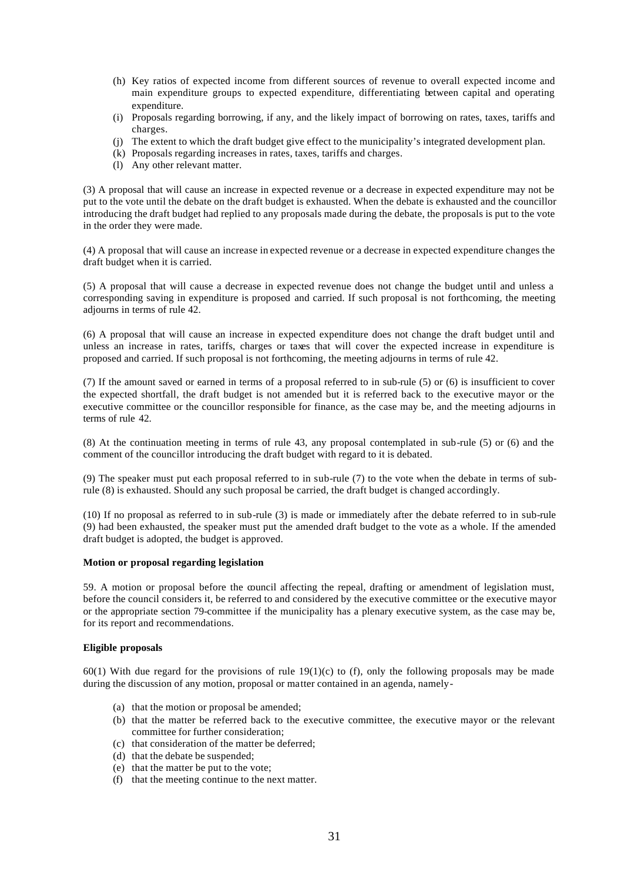(h) Key ratios of expected income from different sources of revenue to overall expected income and main expenditure groups to expected expenditure, differentiating between capital and operating expenditure.
(i) Proposals regarding borrowing, if any, and the likely impact of borrowing on rates, taxes, tariffs and charges.
(j) The extent to which the draft budget give effect to the municipality's integrated development plan.
(k) Proposals regarding increases in rates, taxes, tariffs and charges.
(l) Any other relevant matter.

(3) A proposal that will cause an increase in expected revenue or a decrease in expected expenditure may not be put to the vote until the debate on the draft budget is exhausted. When the debate is exhausted and the councillor introducing the draft budget had replied to any proposals made during the debate, the proposals is put to the vote in the order they were made.

(4) A proposal that will cause an increase in expected revenue or a decrease in expected expenditure changes the draft budget when it is carried.

(5) A proposal that will cause a decrease in expected revenue does not change the budget until and unless a corresponding saving in expenditure is proposed and carried. If such proposal is not forthcoming, the meeting adjourns in terms of rule 42.

(6) A proposal that will cause an increase in expected expenditure does not change the draft budget until and unless an increase in rates, tariffs, charges or taxes that will cover the expected increase in expenditure is proposed and carried. If such proposal is not forthcoming, the meeting adjourns in terms of rule 42.

(7) If the amount saved or earned in terms of a proposal referred to in sub-rule (5) or (6) is insufficient to cover the expected shortfall, the draft budget is not amended but it is referred back to the executive mayor or the executive committee or the councillor responsible for finance, as the case may be, and the meeting adjourns in terms of rule 42.

(8) At the continuation meeting in terms of rule 43, any proposal contemplated in sub-rule (5) or (6) and the comment of the councillor introducing the draft budget with regard to it is debated.

(9) The speaker must put each proposal referred to in sub-rule (7) to the vote when the debate in terms of sub-rule (8) is exhausted. Should any such proposal be carried, the draft budget is changed accordingly.

(10) If no proposal as referred to in sub-rule (3) is made or immediately after the debate referred to in sub-rule (9) had been exhausted, the speaker must put the amended draft budget to the vote as a whole. If the amended draft budget is adopted, the budget is approved.

**Motion or proposal regarding legislation**

59. A motion or proposal before the council affecting the repeal, drafting or amendment of legislation must, before the council considers it, be referred to and considered by the executive committee or the executive mayor or the appropriate section 79-committee if the municipality has a plenary executive system, as the case may be, for its report and recommendations.

**Eligible proposals**

60(1) With due regard for the provisions of rule 19(1)(c) to (f), only the following proposals may be made during the discussion of any motion, proposal or matter contained in an agenda, namely-

(a) that the motion or proposal be amended;
(b) that the matter be referred back to the executive committee, the executive mayor or the relevant committee for further consideration;
(c) that consideration of the matter be deferred;
(d) that the debate be suspended;
(e) that the matter be put to the vote;
(f) that the meeting continue to the next matter.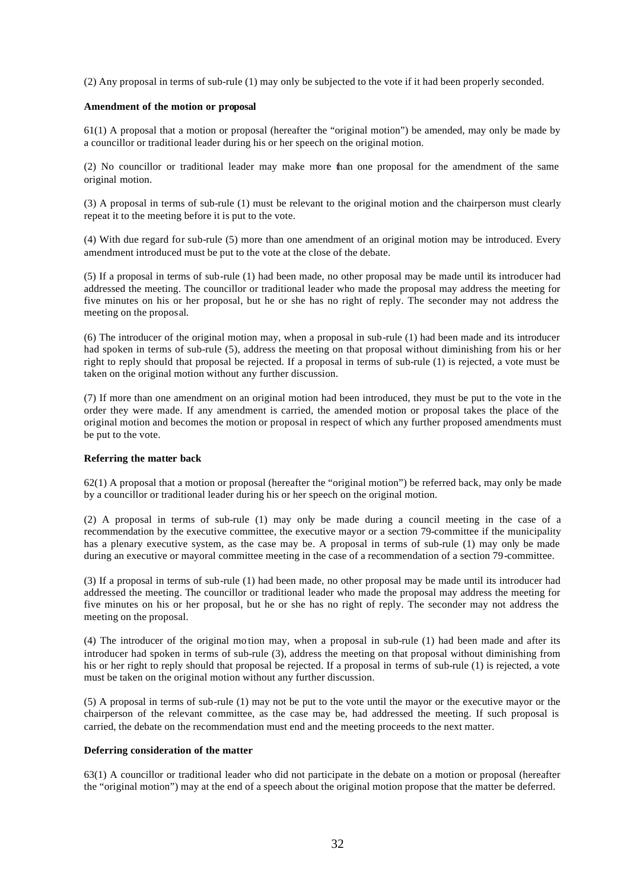(2) Any proposal in terms of sub-rule (1) may only be subjected to the vote if it had been properly seconded.

**Amendment of the motion or proposal**

61(1) A proposal that a motion or proposal (hereafter the "original motion") be amended, may only be made by a councillor or traditional leader during his or her speech on the original motion.

(2) No councillor or traditional leader may make more than one proposal for the amendment of the same original motion.

(3) A proposal in terms of sub-rule (1) must be relevant to the original motion and the chairperson must clearly repeat it to the meeting before it is put to the vote.

(4) With due regard for sub-rule (5) more than one amendment of an original motion may be introduced. Every amendment introduced must be put to the vote at the close of the debate.

(5) If a proposal in terms of sub-rule (1) had been made, no other proposal may be made until its introducer had addressed the meeting. The councillor or traditional leader who made the proposal may address the meeting for five minutes on his or her proposal, but he or she has no right of reply. The seconder may not address the meeting on the proposal.

(6) The introducer of the original motion may, when a proposal in sub-rule (1) had been made and its introducer had spoken in terms of sub-rule (5), address the meeting on that proposal without diminishing from his or her right to reply should that proposal be rejected. If a proposal in terms of sub-rule (1) is rejected, a vote must be taken on the original motion without any further discussion.

(7) If more than one amendment on an original motion had been introduced, they must be put to the vote in the order they were made. If any amendment is carried, the amended motion or proposal takes the place of the original motion and becomes the motion or proposal in respect of which any further proposed amendments must be put to the vote.

**Referring the matter back**

62(1) A proposal that a motion or proposal (hereafter the "original motion") be referred back, may only be made by a councillor or traditional leader during his or her speech on the original motion.

(2) A proposal in terms of sub-rule (1) may only be made during a council meeting in the case of a recommendation by the executive committee, the executive mayor or a section 79-committee if the municipality has a plenary executive system, as the case may be. A proposal in terms of sub-rule (1) may only be made during an executive or mayoral committee meeting in the case of a recommendation of a section 79-committee.

(3) If a proposal in terms of sub-rule (1) had been made, no other proposal may be made until its introducer had addressed the meeting. The councillor or traditional leader who made the proposal may address the meeting for five minutes on his or her proposal, but he or she has no right of reply. The seconder may not address the meeting on the proposal.

(4) The introducer of the original motion may, when a proposal in sub-rule (1) had been made and after its introducer had spoken in terms of sub-rule (3), address the meeting on that proposal without diminishing from his or her right to reply should that proposal be rejected. If a proposal in terms of sub-rule (1) is rejected, a vote must be taken on the original motion without any further discussion.

(5) A proposal in terms of sub-rule (1) may not be put to the vote until the mayor or the executive mayor or the chairperson of the relevant committee, as the case may be, had addressed the meeting. If such proposal is carried, the debate on the recommendation must end and the meeting proceeds to the next matter.

**Deferring consideration of the matter**

63(1) A councillor or traditional leader who did not participate in the debate on a motion or proposal (hereafter the "original motion") may at the end of a speech about the original motion propose that the matter be deferred.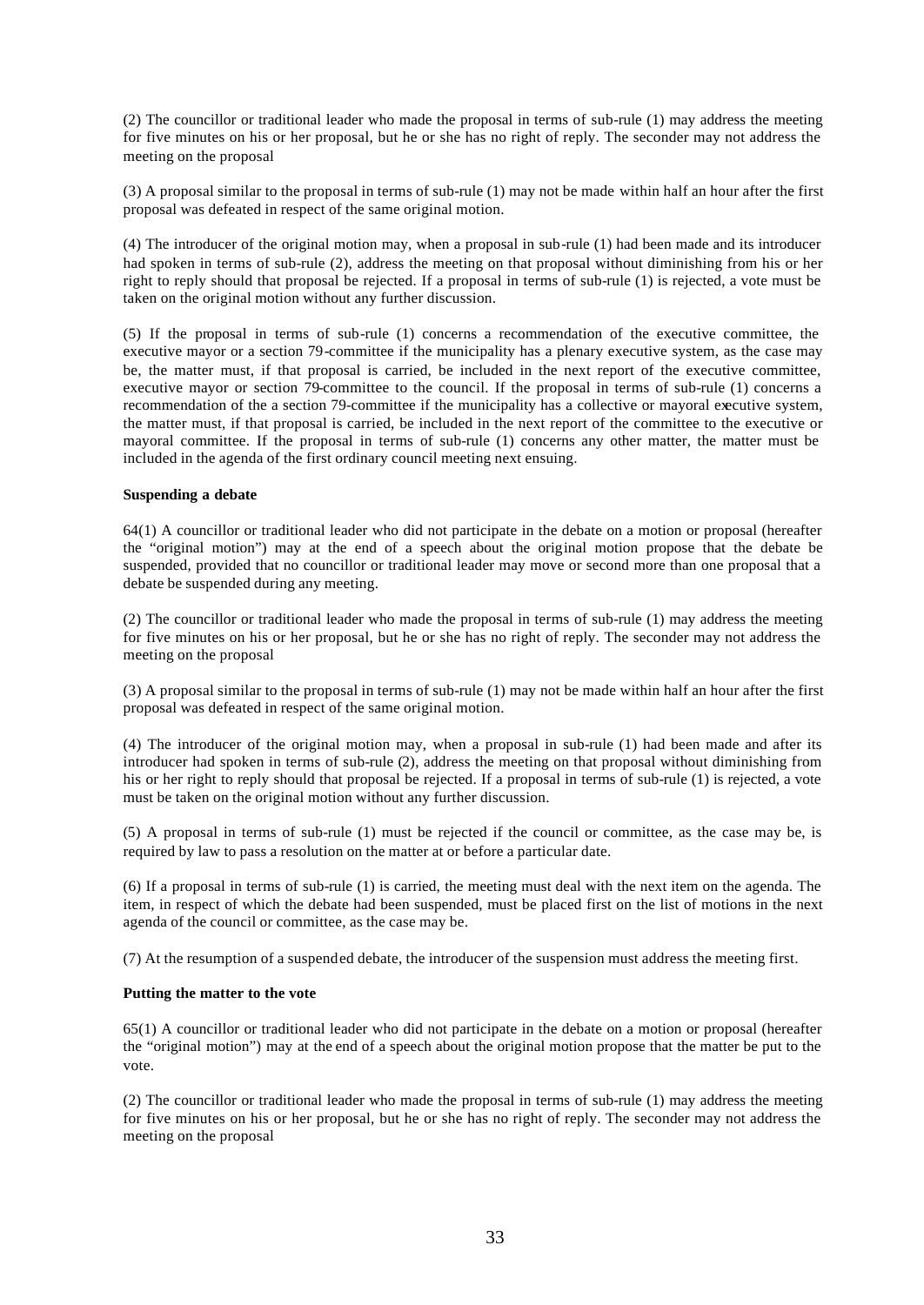(2) The councillor or traditional leader who made the proposal in terms of sub-rule (1) may address the meeting for five minutes on his or her proposal, but he or she has no right of reply. The seconder may not address the meeting on the proposal

(3) A proposal similar to the proposal in terms of sub-rule (1) may not be made within half an hour after the first proposal was defeated in respect of the same original motion.

(4) The introducer of the original motion may, when a proposal in sub-rule (1) had been made and its introducer had spoken in terms of sub-rule (2), address the meeting on that proposal without diminishing from his or her right to reply should that proposal be rejected. If a proposal in terms of sub-rule (1) is rejected, a vote must be taken on the original motion without any further discussion.

(5) If the proposal in terms of sub-rule (1) concerns a recommendation of the executive committee, the executive mayor or a section 79-committee if the municipality has a plenary executive system, as the case may be, the matter must, if that proposal is carried, be included in the next report of the executive committee, executive mayor or section 79-committee to the council. If the proposal in terms of sub-rule (1) concerns a recommendation of the a section 79-committee if the municipality has a collective or mayoral executive system, the matter must, if that proposal is carried, be included in the next report of the committee to the executive or mayoral committee. If the proposal in terms of sub-rule (1) concerns any other matter, the matter must be included in the agenda of the first ordinary council meeting next ensuing.

**Suspending a debate**

64(1) A councillor or traditional leader who did not participate in the debate on a motion or proposal (hereafter the "original motion") may at the end of a speech about the original motion propose that the debate be suspended, provided that no councillor or traditional leader may move or second more than one proposal that a debate be suspended during any meeting.

(2) The councillor or traditional leader who made the proposal in terms of sub-rule (1) may address the meeting for five minutes on his or her proposal, but he or she has no right of reply. The seconder may not address the meeting on the proposal

(3) A proposal similar to the proposal in terms of sub-rule (1) may not be made within half an hour after the first proposal was defeated in respect of the same original motion.

(4) The introducer of the original motion may, when a proposal in sub-rule (1) had been made and after its introducer had spoken in terms of sub-rule (2), address the meeting on that proposal without diminishing from his or her right to reply should that proposal be rejected. If a proposal in terms of sub-rule (1) is rejected, a vote must be taken on the original motion without any further discussion.

(5) A proposal in terms of sub-rule (1) must be rejected if the council or committee, as the case may be, is required by law to pass a resolution on the matter at or before a particular date.

(6) If a proposal in terms of sub-rule (1) is carried, the meeting must deal with the next item on the agenda. The item, in respect of which the debate had been suspended, must be placed first on the list of motions in the next agenda of the council or committee, as the case may be.

(7) At the resumption of a suspended debate, the introducer of the suspension must address the meeting first.

**Putting the matter to the vote**

65(1) A councillor or traditional leader who did not participate in the debate on a motion or proposal (hereafter the "original motion") may at the end of a speech about the original motion propose that the matter be put to the vote.

(2) The councillor or traditional leader who made the proposal in terms of sub-rule (1) may address the meeting for five minutes on his or her proposal, but he or she has no right of reply. The seconder may not address the meeting on the proposal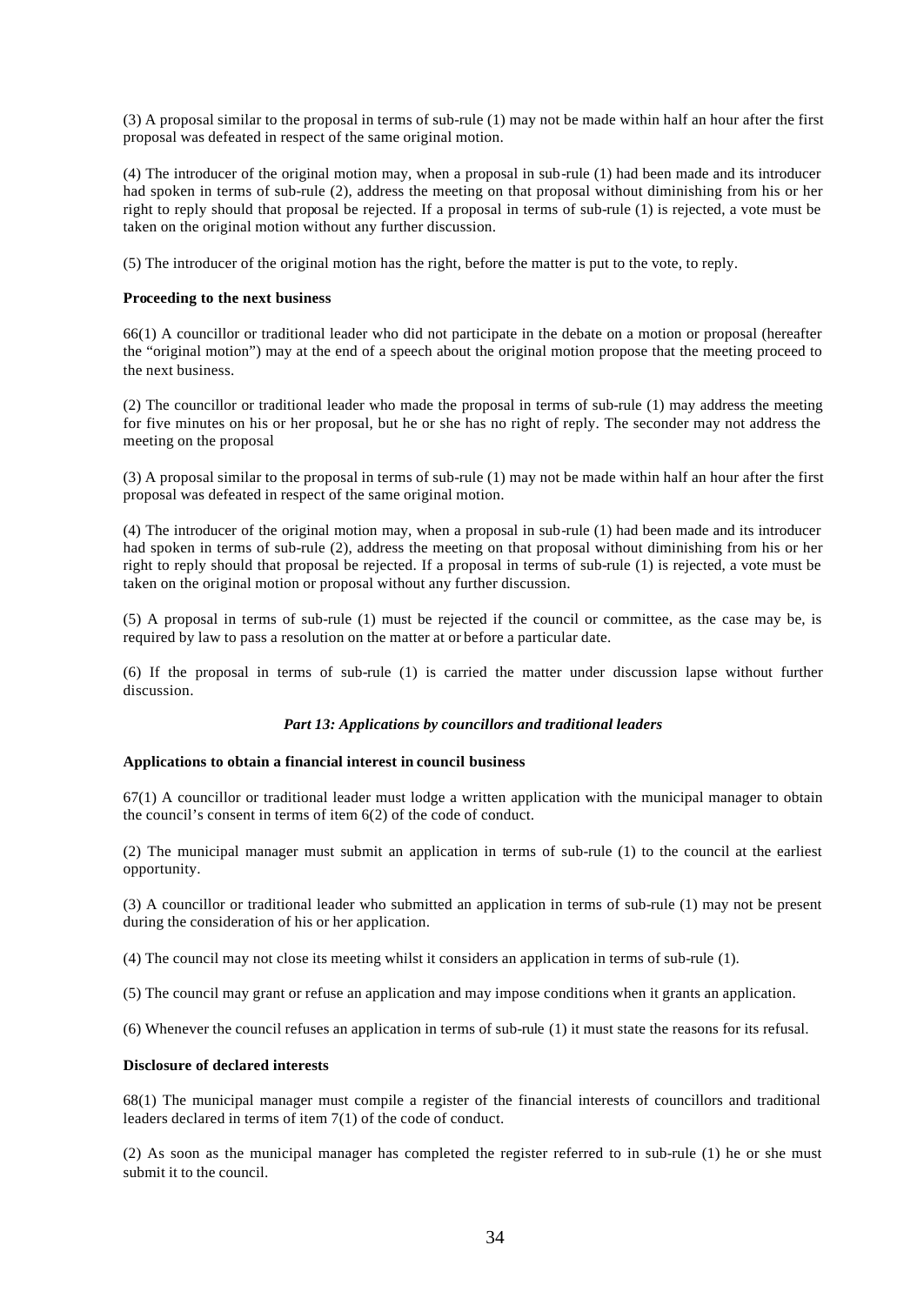(3) A proposal similar to the proposal in terms of sub-rule (1) may not be made within half an hour after the first proposal was defeated in respect of the same original motion.

(4) The introducer of the original motion may, when a proposal in sub-rule (1) had been made and its introducer had spoken in terms of sub-rule (2), address the meeting on that proposal without diminishing from his or her right to reply should that proposal be rejected. If a proposal in terms of sub-rule (1) is rejected, a vote must be taken on the original motion without any further discussion.

(5) The introducer of the original motion has the right, before the matter is put to the vote, to reply.

**Proceeding to the next business**

66(1) A councillor or traditional leader who did not participate in the debate on a motion or proposal (hereafter the "original motion") may at the end of a speech about the original motion propose that the meeting proceed to the next business.

(2) The councillor or traditional leader who made the proposal in terms of sub-rule (1) may address the meeting for five minutes on his or her proposal, but he or she has no right of reply. The seconder may not address the meeting on the proposal

(3) A proposal similar to the proposal in terms of sub-rule (1) may not be made within half an hour after the first proposal was defeated in respect of the same original motion.

(4) The introducer of the original motion may, when a proposal in sub-rule (1) had been made and its introducer had spoken in terms of sub-rule (2), address the meeting on that proposal without diminishing from his or her right to reply should that proposal be rejected. If a proposal in terms of sub-rule (1) is rejected, a vote must be taken on the original motion or proposal without any further discussion.

(5) A proposal in terms of sub-rule (1) must be rejected if the council or committee, as the case may be, is required by law to pass a resolution on the matter at or before a particular date.

(6) If the proposal in terms of sub-rule (1) is carried the matter under discussion lapse without further discussion.

***Part 13: Applications by councillors and traditional leaders***

**Applications to obtain a financial interest in council business**

67(1) A councillor or traditional leader must lodge a written application with the municipal manager to obtain the council's consent in terms of item 6(2) of the code of conduct.

(2) The municipal manager must submit an application in terms of sub-rule (1) to the council at the earliest opportunity.

(3) A councillor or traditional leader who submitted an application in terms of sub-rule (1) may not be present during the consideration of his or her application.

(4) The council may not close its meeting whilst it considers an application in terms of sub-rule (1).

(5) The council may grant or refuse an application and may impose conditions when it grants an application.

(6) Whenever the council refuses an application in terms of sub-rule (1) it must state the reasons for its refusal.

**Disclosure of declared interests**

68(1) The municipal manager must compile a register of the financial interests of councillors and traditional leaders declared in terms of item 7(1) of the code of conduct.

(2) As soon as the municipal manager has completed the register referred to in sub-rule (1) he or she must submit it to the council.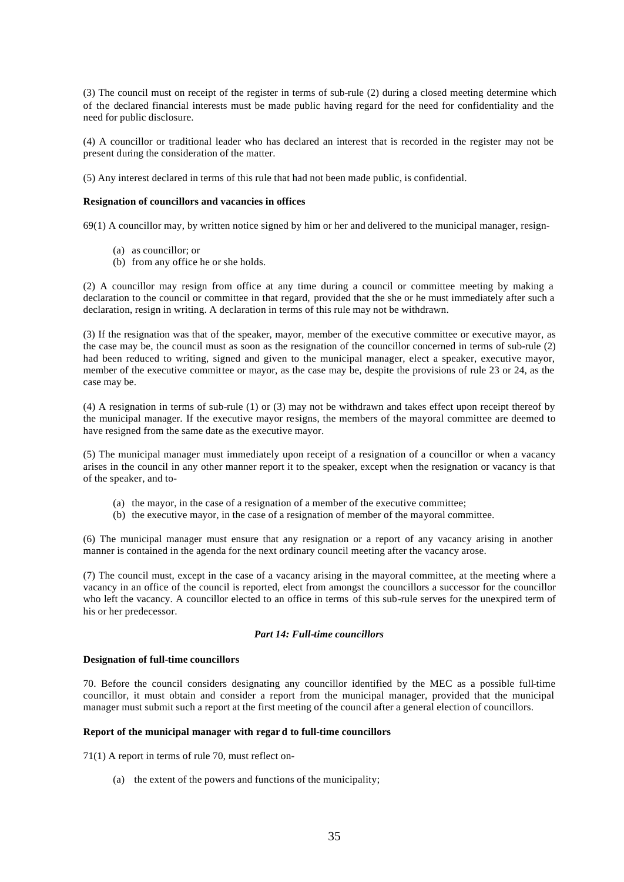(3) The council must on receipt of the register in terms of sub-rule (2) during a closed meeting determine which of the declared financial interests must be made public having regard for the need for confidentiality and the need for public disclosure.

(4) A councillor or traditional leader who has declared an interest that is recorded in the register may not be present during the consideration of the matter.

(5) Any interest declared in terms of this rule that had not been made public, is confidential.

**Resignation of councillors and vacancies in offices**

69(1) A councillor may, by written notice signed by him or her and delivered to the municipal manager, resign-

(a) as councillor; or
(b) from any office he or she holds.

(2) A councillor may resign from office at any time during a council or committee meeting by making a declaration to the council or committee in that regard, provided that the she or he must immediately after such a declaration, resign in writing. A declaration in terms of this rule may not be withdrawn.

(3) If the resignation was that of the speaker, mayor, member of the executive committee or executive mayor, as the case may be, the council must as soon as the resignation of the councillor concerned in terms of sub-rule (2) had been reduced to writing, signed and given to the municipal manager, elect a speaker, executive mayor, member of the executive committee or mayor, as the case may be, despite the provisions of rule 23 or 24, as the case may be.

(4) A resignation in terms of sub-rule (1) or (3) may not be withdrawn and takes effect upon receipt thereof by the municipal manager. If the executive mayor resigns, the members of the mayoral committee are deemed to have resigned from the same date as the executive mayor.

(5) The municipal manager must immediately upon receipt of a resignation of a councillor or when a vacancy arises in the council in any other manner report it to the speaker, except when the resignation or vacancy is that of the speaker, and to-

(a) the mayor, in the case of a resignation of a member of the executive committee;
(b) the executive mayor, in the case of a resignation of member of the mayoral committee.

(6) The municipal manager must ensure that any resignation or a report of any vacancy arising in another manner is contained in the agenda for the next ordinary council meeting after the vacancy arose.

(7) The council must, except in the case of a vacancy arising in the mayoral committee, at the meeting where a vacancy in an office of the council is reported, elect from amongst the councillors a successor for the councillor who left the vacancy. A councillor elected to an office in terms of this sub-rule serves for the unexpired term of his or her predecessor.

***Part 14: Full-time councillors***

**Designation of full-time councillors**

70. Before the council considers designating any councillor identified by the MEC as a possible full-time councillor, it must obtain and consider a report from the municipal manager, provided that the municipal manager must submit such a report at the first meeting of the council after a general election of councillors.

**Report of the municipal manager with regard to full-time councillors**

71(1) A report in terms of rule 70, must reflect on-

(a) the extent of the powers and functions of the municipality;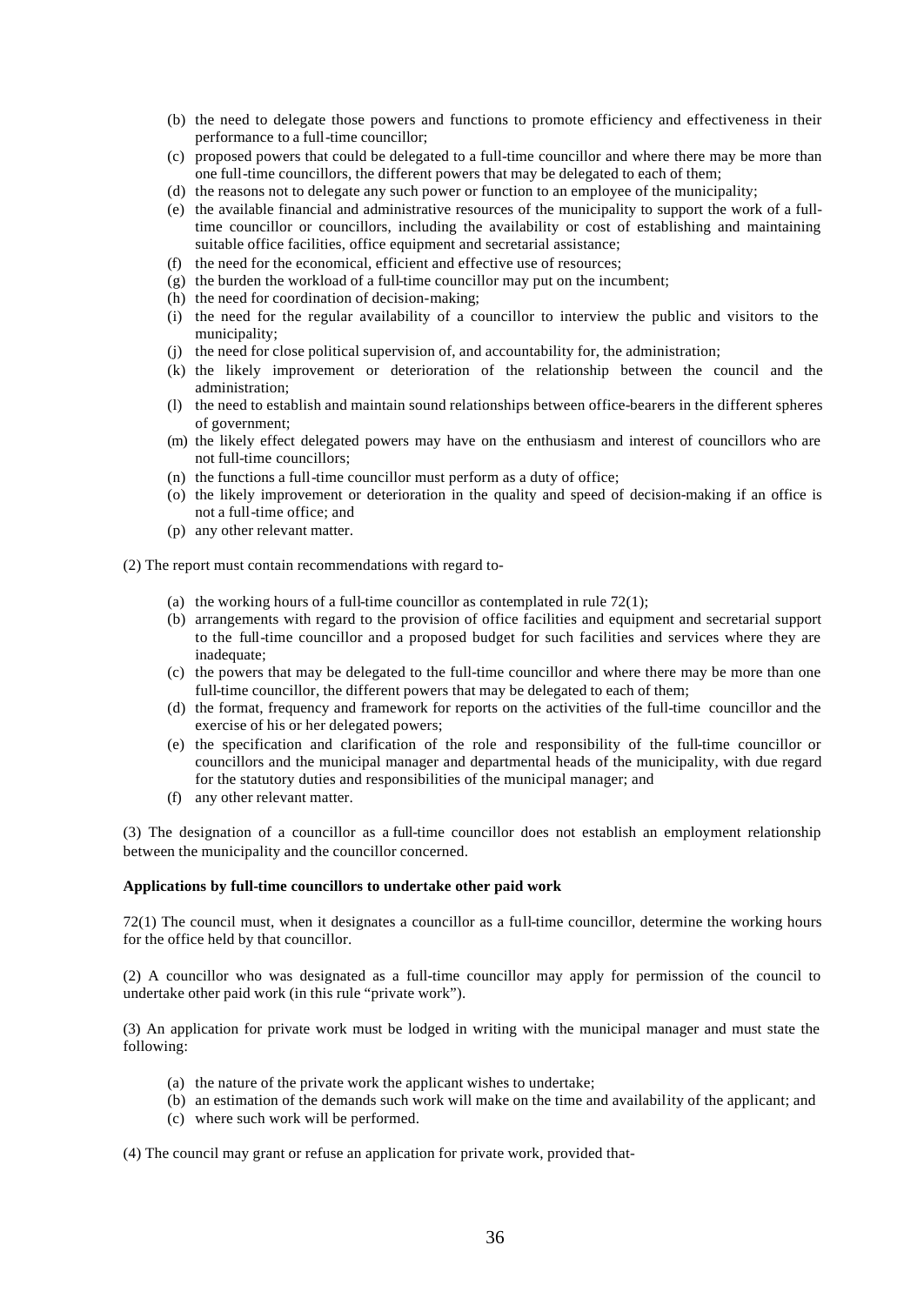- (b) the need to delegate those powers and functions to promote efficiency and effectiveness in their performance to a full-time councillor;
- (c) proposed powers that could be delegated to a full-time councillor and where there may be more than one full-time councillors, the different powers that may be delegated to each of them;
- (d) the reasons not to delegate any such power or function to an employee of the municipality;
- (e) the available financial and administrative resources of the municipality to support the work of a full-time councillor or councillors, including the availability or cost of establishing and maintaining suitable office facilities, office equipment and secretarial assistance;
- (f) the need for the economical, efficient and effective use of resources;
- (g) the burden the workload of a full-time councillor may put on the incumbent;
- (h) the need for coordination of decision-making;
- (i) the need for the regular availability of a councillor to interview the public and visitors to the municipality;
- (j) the need for close political supervision of, and accountability for, the administration;
- (k) the likely improvement or deterioration of the relationship between the council and the administration;
- (l) the need to establish and maintain sound relationships between office-bearers in the different spheres of government;
- (m) the likely effect delegated powers may have on the enthusiasm and interest of councillors who are not full-time councillors;
- (n) the functions a full-time councillor must perform as a duty of office;
- (o) the likely improvement or deterioration in the quality and speed of decision-making if an office is not a full-time office; and
- (p) any other relevant matter.

(2) The report must contain recommendations with regard to-

- (a) the working hours of a full-time councillor as contemplated in rule 72(1);
- (b) arrangements with regard to the provision of office facilities and equipment and secretarial support to the full-time councillor and a proposed budget for such facilities and services where they are inadequate;
- (c) the powers that may be delegated to the full-time councillor and where there may be more than one full-time councillor, the different powers that may be delegated to each of them;
- (d) the format, frequency and framework for reports on the activities of the full-time councillor and the exercise of his or her delegated powers;
- (e) the specification and clarification of the role and responsibility of the full-time councillor or councillors and the municipal manager and departmental heads of the municipality, with due regard for the statutory duties and responsibilities of the municipal manager; and
- (f) any other relevant matter.

(3) The designation of a councillor as a full-time councillor does not establish an employment relationship between the municipality and the councillor concerned.

**Applications by full-time councillors to undertake other paid work**

72(1) The council must, when it designates a councillor as a full-time councillor, determine the working hours for the office held by that councillor.

(2) A councillor who was designated as a full-time councillor may apply for permission of the council to undertake other paid work (in this rule "private work").

(3) An application for private work must be lodged in writing with the municipal manager and must state the following:

- (a) the nature of the private work the applicant wishes to undertake;
- (b) an estimation of the demands such work will make on the time and availability of the applicant; and
- (c) where such work will be performed.

(4) The council may grant or refuse an application for private work, provided that-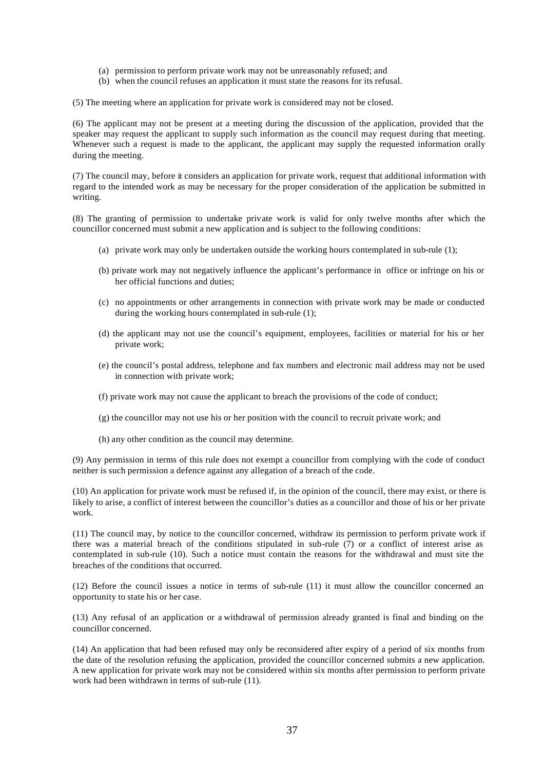(a) permission to perform private work may not be unreasonably refused; and
(b) when the council refuses an application it must state the reasons for its refusal.

(5) The meeting where an application for private work is considered may not be closed.

(6) The applicant may not be present at a meeting during the discussion of the application, provided that the speaker may request the applicant to supply such information as the council may request during that meeting. Whenever such a request is made to the applicant, the applicant may supply the requested information orally during the meeting.

(7) The council may, before it considers an application for private work, request that additional information with regard to the intended work as may be necessary for the proper consideration of the application be submitted in writing.

(8) The granting of permission to undertake private work is valid for only twelve months after which the councillor concerned must submit a new application and is subject to the following conditions:

(a) private work may only be undertaken outside the working hours contemplated in sub-rule (1);

(b) private work may not negatively influence the applicant's performance in office or infringe on his or her official functions and duties;

(c) no appointments or other arrangements in connection with private work may be made or conducted during the working hours contemplated in sub-rule (1);

(d) the applicant may not use the council's equipment, employees, facilities or material for his or her private work;

(e) the council's postal address, telephone and fax numbers and electronic mail address may not be used in connection with private work;

(f) private work may not cause the applicant to breach the provisions of the code of conduct;

(g) the councillor may not use his or her position with the council to recruit private work; and

(h) any other condition as the council may determine.

(9) Any permission in terms of this rule does not exempt a councillor from complying with the code of conduct neither is such permission a defence against any allegation of a breach of the code.

(10) An application for private work must be refused if, in the opinion of the council, there may exist, or there is likely to arise, a conflict of interest between the councillor's duties as a councillor and those of his or her private work.

(11) The council may, by notice to the councillor concerned, withdraw its permission to perform private work if there was a material breach of the conditions stipulated in sub-rule (7) or a conflict of interest arise as contemplated in sub-rule (10). Such a notice must contain the reasons for the withdrawal and must site the breaches of the conditions that occurred.

(12) Before the council issues a notice in terms of sub-rule (11) it must allow the councillor concerned an opportunity to state his or her case.

(13) Any refusal of an application or a withdrawal of permission already granted is final and binding on the councillor concerned.

(14) An application that had been refused may only be reconsidered after expiry of a period of six months from the date of the resolution refusing the application, provided the councillor concerned submits a new application. A new application for private work may not be considered within six months after permission to perform private work had been withdrawn in terms of sub-rule (11).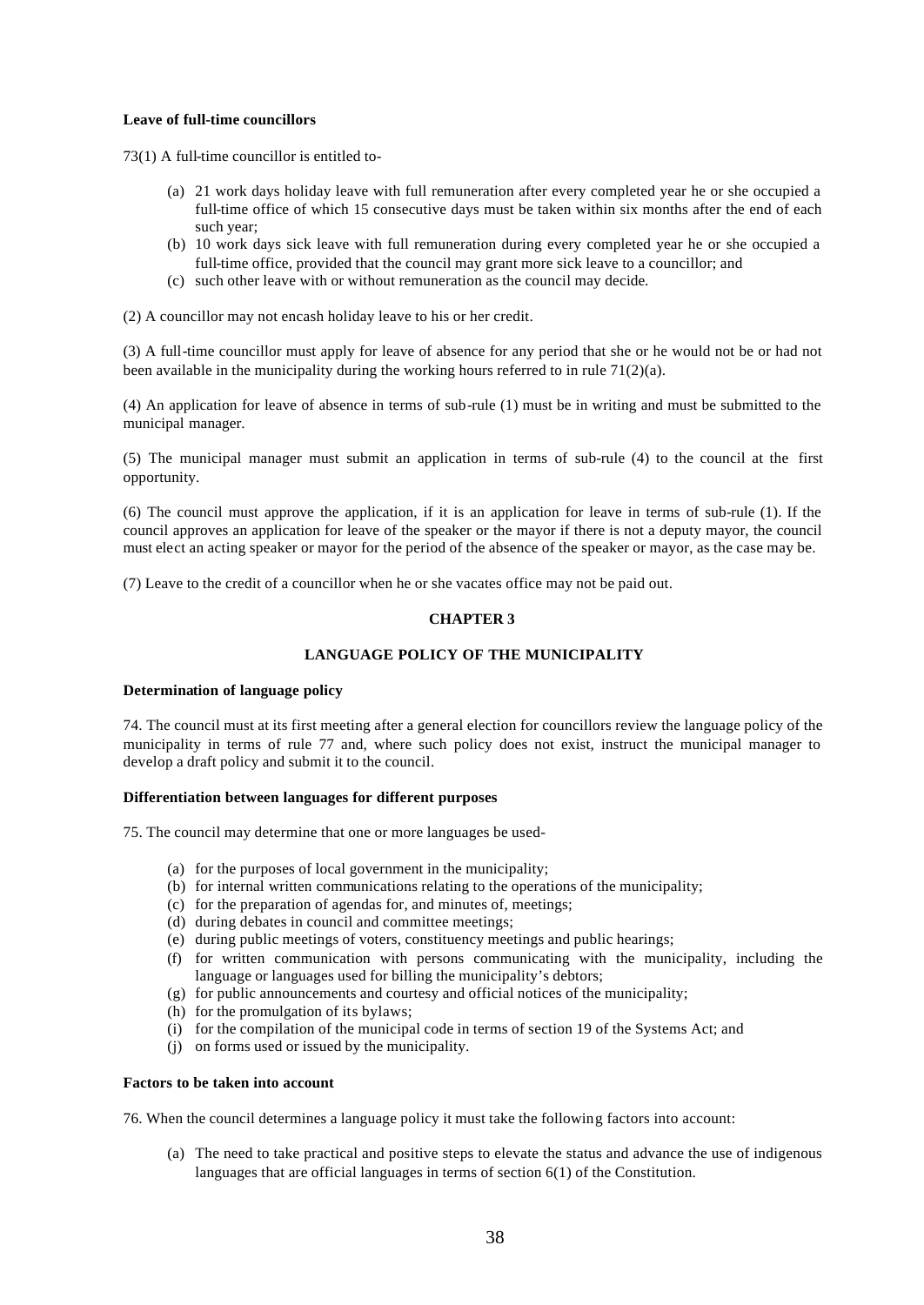**Leave of full-time councillors**

73(1) A full-time councillor is entitled to-

(a) 21 work days holiday leave with full remuneration after every completed year he or she occupied a full-time office of which 15 consecutive days must be taken within six months after the end of each such year;
(b) 10 work days sick leave with full remuneration during every completed year he or she occupied a full-time office, provided that the council may grant more sick leave to a councillor; and
(c) such other leave with or without remuneration as the council may decide.

(2) A councillor may not encash holiday leave to his or her credit.

(3) A full-time councillor must apply for leave of absence for any period that she or he would not be or had not been available in the municipality during the working hours referred to in rule 71(2)(a).

(4) An application for leave of absence in terms of sub-rule (1) must be in writing and must be submitted to the municipal manager.

(5) The municipal manager must submit an application in terms of sub-rule (4) to the council at the first opportunity.

(6) The council must approve the application, if it is an application for leave in terms of sub-rule (1). If the council approves an application for leave of the speaker or the mayor if there is not a deputy mayor, the council must elect an acting speaker or mayor for the period of the absence of the speaker or mayor, as the case may be.

(7) Leave to the credit of a councillor when he or she vacates office may not be paid out.

## CHAPTER 3

## LANGUAGE POLICY OF THE MUNICIPALITY

**Determination of language policy**

74. The council must at its first meeting after a general election for councillors review the language policy of the municipality in terms of rule 77 and, where such policy does not exist, instruct the municipal manager to develop a draft policy and submit it to the council.

**Differentiation between languages for different purposes**

75. The council may determine that one or more languages be used-

(a) for the purposes of local government in the municipality;
(b) for internal written communications relating to the operations of the municipality;
(c) for the preparation of agendas for, and minutes of, meetings;
(d) during debates in council and committee meetings;
(e) during public meetings of voters, constituency meetings and public hearings;
(f) for written communication with persons communicating with the municipality, including the language or languages used for billing the municipality's debtors;
(g) for public announcements and courtesy and official notices of the municipality;
(h) for the promulgation of its bylaws;
(i) for the compilation of the municipal code in terms of section 19 of the Systems Act; and
(j) on forms used or issued by the municipality.

**Factors to be taken into account**

76. When the council determines a language policy it must take the following factors into account:

(a) The need to take practical and positive steps to elevate the status and advance the use of indigenous languages that are official languages in terms of section 6(1) of the Constitution.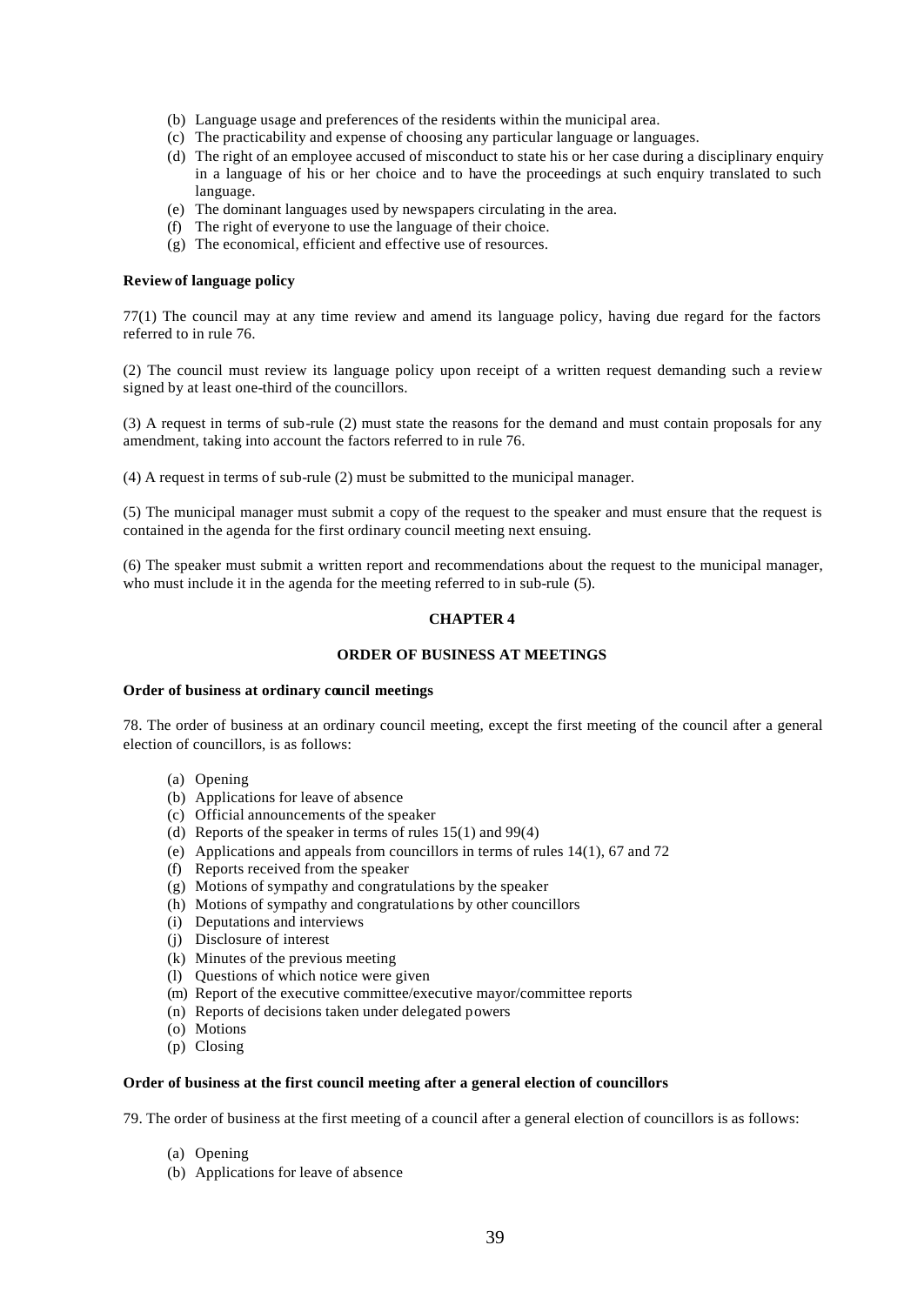(b) Language usage and preferences of the residents within the municipal area.
(c) The practicability and expense of choosing any particular language or languages.
(d) The right of an employee accused of misconduct to state his or her case during a disciplinary enquiry in a language of his or her choice and to have the proceedings at such enquiry translated to such language.
(e) The dominant languages used by newspapers circulating in the area.
(f) The right of everyone to use the language of their choice.
(g) The economical, efficient and effective use of resources.

**Review of language policy**

77(1) The council may at any time review and amend its language policy, having due regard for the factors referred to in rule 76.

(2) The council must review its language policy upon receipt of a written request demanding such a review signed by at least one-third of the councillors.

(3) A request in terms of sub-rule (2) must state the reasons for the demand and must contain proposals for any amendment, taking into account the factors referred to in rule 76.

(4) A request in terms of sub-rule (2) must be submitted to the municipal manager.

(5) The municipal manager must submit a copy of the request to the speaker and must ensure that the request is contained in the agenda for the first ordinary council meeting next ensuing.

(6) The speaker must submit a written report and recommendations about the request to the municipal manager, who must include it in the agenda for the meeting referred to in sub-rule (5).

## CHAPTER 4

## ORDER OF BUSINESS AT MEETINGS

**Order of business at ordinary council meetings**

78. The order of business at an ordinary council meeting, except the first meeting of the council after a general election of councillors, is as follows:

(a) Opening
(b) Applications for leave of absence
(c) Official announcements of the speaker
(d) Reports of the speaker in terms of rules 15(1) and 99(4)
(e) Applications and appeals from councillors in terms of rules 14(1), 67 and 72
(f) Reports received from the speaker
(g) Motions of sympathy and congratulations by the speaker
(h) Motions of sympathy and congratulations by other councillors
(i) Deputations and interviews
(j) Disclosure of interest
(k) Minutes of the previous meeting
(l) Questions of which notice were given
(m) Report of the executive committee/executive mayor/committee reports
(n) Reports of decisions taken under delegated powers
(o) Motions
(p) Closing

**Order of business at the first council meeting after a general election of councillors**

79. The order of business at the first meeting of a council after a general election of councillors is as follows:

(a) Opening
(b) Applications for leave of absence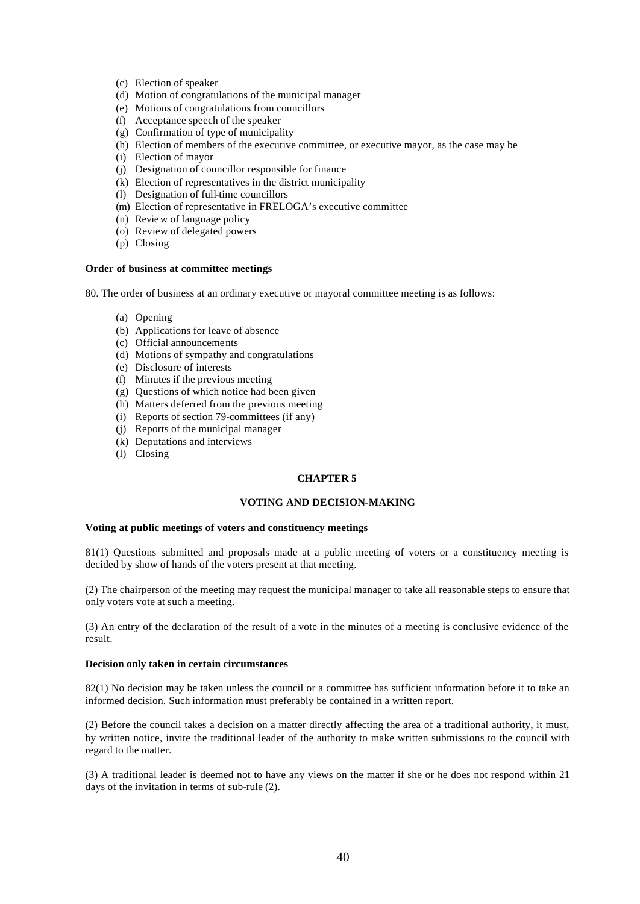(c) Election of speaker
(d) Motion of congratulations of the municipal manager
(e) Motions of congratulations from councillors
(f) Acceptance speech of the speaker
(g) Confirmation of type of municipality
(h) Election of members of the executive committee, or executive mayor, as the case may be
(i) Election of mayor
(j) Designation of councillor responsible for finance
(k) Election of representatives in the district municipality
(l) Designation of full-time councillors
(m) Election of representative in FRELOGA's executive committee
(n) Review of language policy
(o) Review of delegated powers
(p) Closing

**Order of business at committee meetings**

80. The order of business at an ordinary executive or mayoral committee meeting is as follows:

(a) Opening
(b) Applications for leave of absence
(c) Official announcements
(d) Motions of sympathy and congratulations
(e) Disclosure of interests
(f) Minutes if the previous meeting
(g) Questions of which notice had been given
(h) Matters deferred from the previous meeting
(i) Reports of section 79-committees (if any)
(j) Reports of the municipal manager
(k) Deputations and interviews
(l) Closing

## CHAPTER 5

## VOTING AND DECISION-MAKING

**Voting at public meetings of voters and constituency meetings**

81(1) Questions submitted and proposals made at a public meeting of voters or a constituency meeting is decided by show of hands of the voters present at that meeting.

(2) The chairperson of the meeting may request the municipal manager to take all reasonable steps to ensure that only voters vote at such a meeting.

(3) An entry of the declaration of the result of a vote in the minutes of a meeting is conclusive evidence of the result.

**Decision only taken in certain circumstances**

82(1) No decision may be taken unless the council or a committee has sufficient information before it to take an informed decision. Such information must preferably be contained in a written report.

(2) Before the council takes a decision on a matter directly affecting the area of a traditional authority, it must, by written notice, invite the traditional leader of the authority to make written submissions to the council with regard to the matter.

(3) A traditional leader is deemed not to have any views on the matter if she or he does not respond within 21 days of the invitation in terms of sub-rule (2).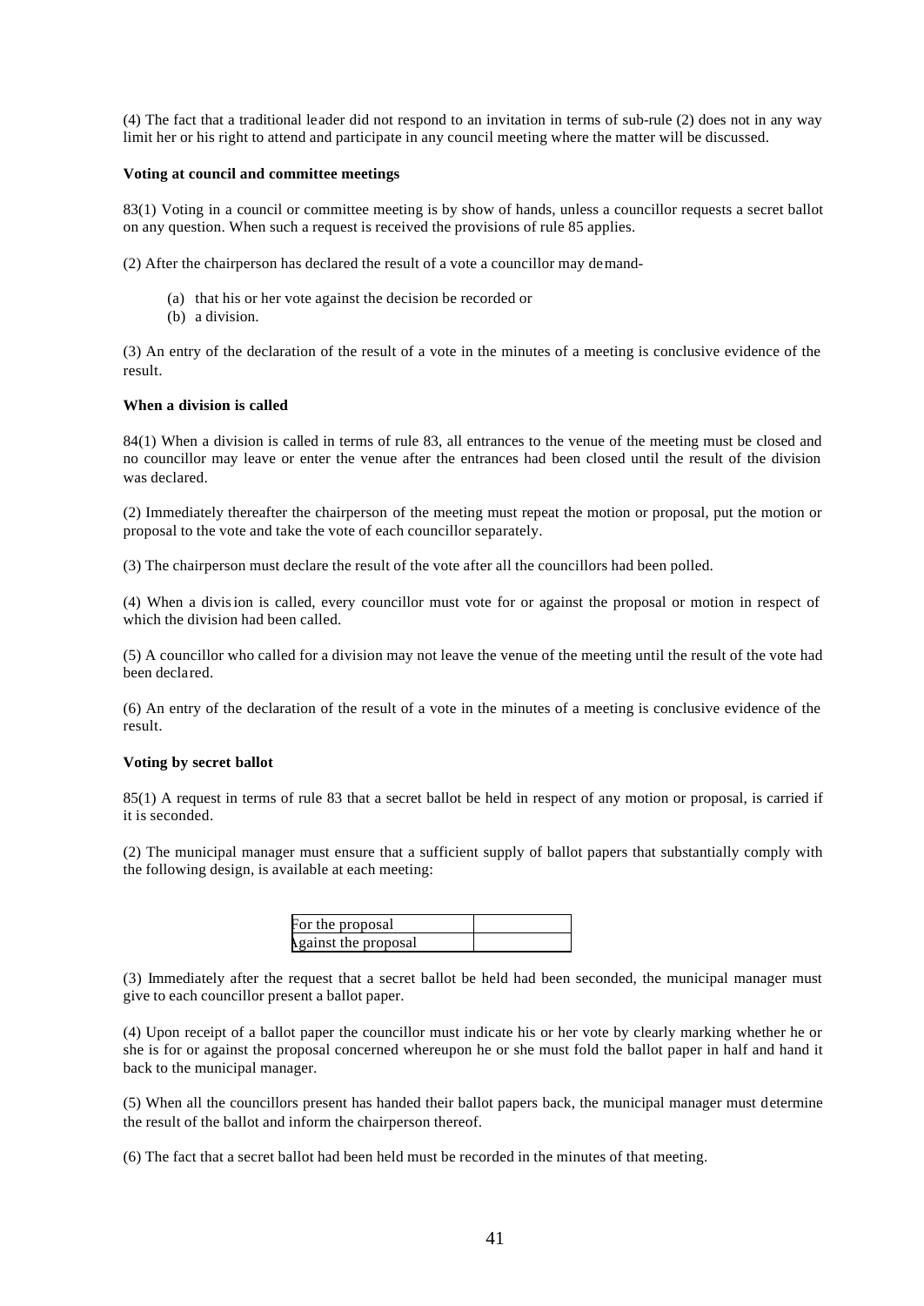(4) The fact that a traditional leader did not respond to an invitation in terms of sub-rule (2) does not in any way limit her or his right to attend and participate in any council meeting where the matter will be discussed.

**Voting at council and committee meetings**

83(1) Voting in a council or committee meeting is by show of hands, unless a councillor requests a secret ballot on any question. When such a request is received the provisions of rule 85 applies.

(2) After the chairperson has declared the result of a vote a councillor may demand-

- (a) that his or her vote against the decision be recorded or
- (b) a division.

(3) An entry of the declaration of the result of a vote in the minutes of a meeting is conclusive evidence of the result.

**When a division is called**

84(1) When a division is called in terms of rule 83, all entrances to the venue of the meeting must be closed and no councillor may leave or enter the venue after the entrances had been closed until the result of the division was declared.

(2) Immediately thereafter the chairperson of the meeting must repeat the motion or proposal, put the motion or proposal to the vote and take the vote of each councillor separately.

(3) The chairperson must declare the result of the vote after all the councillors had been polled.

(4) When a division is called, every councillor must vote for or against the proposal or motion in respect of which the division had been called.

(5) A councillor who called for a division may not leave the venue of the meeting until the result of the vote had been declared.

(6) An entry of the declaration of the result of a vote in the minutes of a meeting is conclusive evidence of the result.

**Voting by secret ballot**

85(1) A request in terms of rule 83 that a secret ballot be held in respect of any motion or proposal, is carried if it is seconded.

(2) The municipal manager must ensure that a sufficient supply of ballot papers that substantially comply with the following design, is available at each meeting:

| For the proposal | |
|---|---|
| Against the proposal | |

(3) Immediately after the request that a secret ballot be held had been seconded, the municipal manager must give to each councillor present a ballot paper.

(4) Upon receipt of a ballot paper the councillor must indicate his or her vote by clearly marking whether he or she is for or against the proposal concerned whereupon he or she must fold the ballot paper in half and hand it back to the municipal manager.

(5) When all the councillors present has handed their ballot papers back, the municipal manager must determine the result of the ballot and inform the chairperson thereof.

(6) The fact that a secret ballot had been held must be recorded in the minutes of that meeting.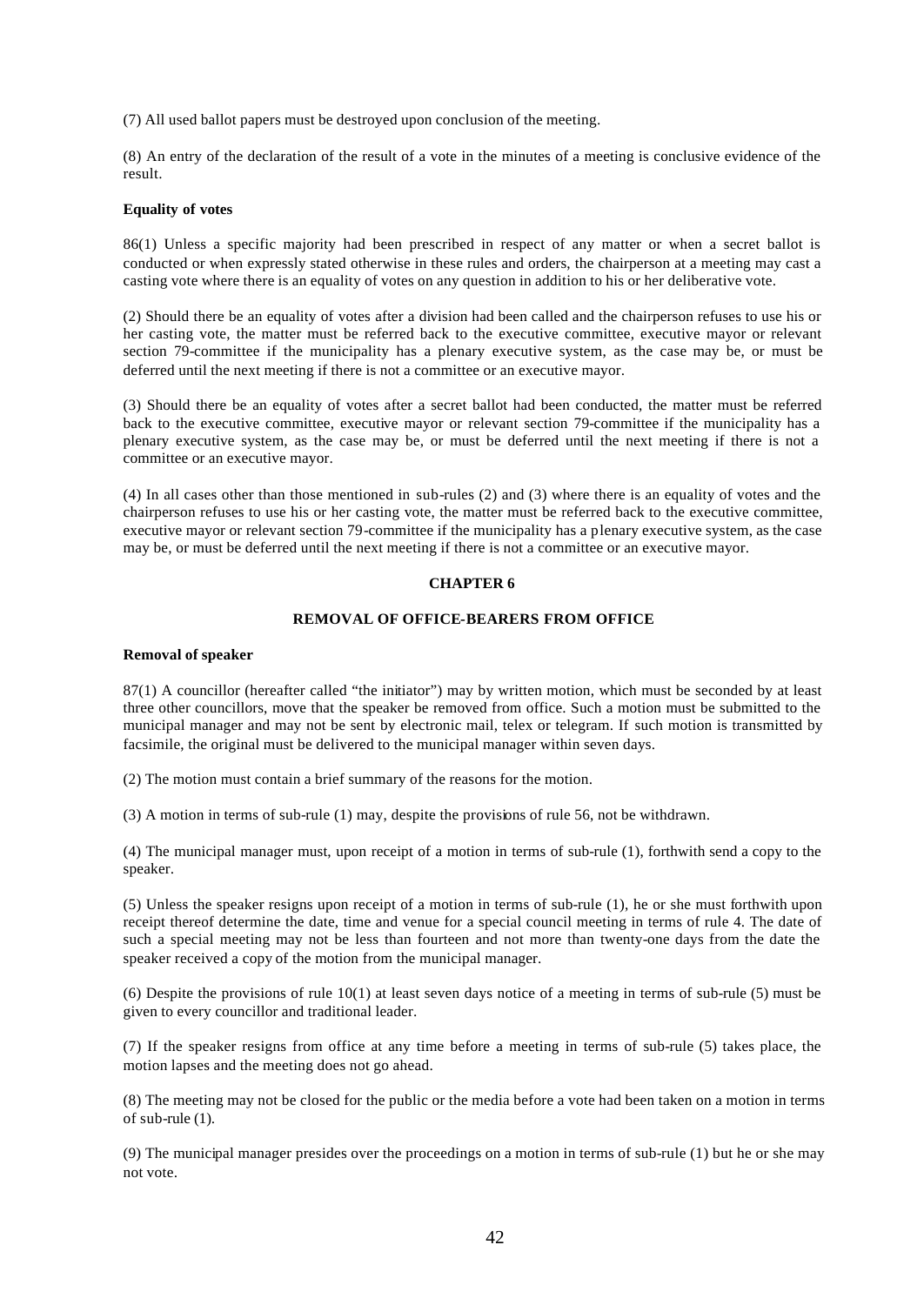(7) All used ballot papers must be destroyed upon conclusion of the meeting.

(8) An entry of the declaration of the result of a vote in the minutes of a meeting is conclusive evidence of the result.

**Equality of votes**

86(1) Unless a specific majority had been prescribed in respect of any matter or when a secret ballot is conducted or when expressly stated otherwise in these rules and orders, the chairperson at a meeting may cast a casting vote where there is an equality of votes on any question in addition to his or her deliberative vote.

(2) Should there be an equality of votes after a division had been called and the chairperson refuses to use his or her casting vote, the matter must be referred back to the executive committee, executive mayor or relevant section 79-committee if the municipality has a plenary executive system, as the case may be, or must be deferred until the next meeting if there is not a committee or an executive mayor.

(3) Should there be an equality of votes after a secret ballot had been conducted, the matter must be referred back to the executive committee, executive mayor or relevant section 79-committee if the municipality has a plenary executive system, as the case may be, or must be deferred until the next meeting if there is not a committee or an executive mayor.

(4) In all cases other than those mentioned in sub-rules (2) and (3) where there is an equality of votes and the chairperson refuses to use his or her casting vote, the matter must be referred back to the executive committee, executive mayor or relevant section 79-committee if the municipality has a plenary executive system, as the case may be, or must be deferred until the next meeting if there is not a committee or an executive mayor.

## CHAPTER 6

## REMOVAL OF OFFICE-BEARERS FROM OFFICE

**Removal of speaker**

87(1) A councillor (hereafter called "the initiator") may by written motion, which must be seconded by at least three other councillors, move that the speaker be removed from office. Such a motion must be submitted to the municipal manager and may not be sent by electronic mail, telex or telegram. If such motion is transmitted by facsimile, the original must be delivered to the municipal manager within seven days.

(2) The motion must contain a brief summary of the reasons for the motion.

(3) A motion in terms of sub-rule (1) may, despite the provisions of rule 56, not be withdrawn.

(4) The municipal manager must, upon receipt of a motion in terms of sub-rule (1), forthwith send a copy to the speaker.

(5) Unless the speaker resigns upon receipt of a motion in terms of sub-rule (1), he or she must forthwith upon receipt thereof determine the date, time and venue for a special council meeting in terms of rule 4. The date of such a special meeting may not be less than fourteen and not more than twenty-one days from the date the speaker received a copy of the motion from the municipal manager.

(6) Despite the provisions of rule 10(1) at least seven days notice of a meeting in terms of sub-rule (5) must be given to every councillor and traditional leader.

(7) If the speaker resigns from office at any time before a meeting in terms of sub-rule (5) takes place, the motion lapses and the meeting does not go ahead.

(8) The meeting may not be closed for the public or the media before a vote had been taken on a motion in terms of sub-rule (1).

(9) The municipal manager presides over the proceedings on a motion in terms of sub-rule (1) but he or she may not vote.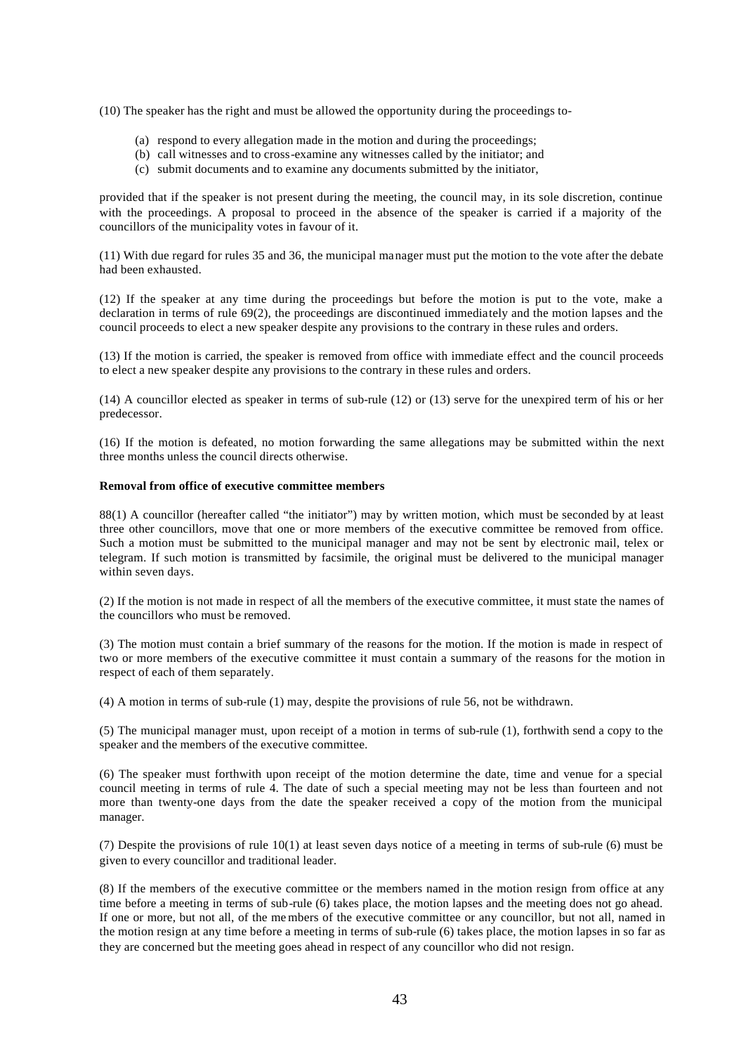(10) The speaker has the right and must be allowed the opportunity during the proceedings to-

(a) respond to every allegation made in the motion and during the proceedings;
(b) call witnesses and to cross-examine any witnesses called by the initiator; and
(c) submit documents and to examine any documents submitted by the initiator,

provided that if the speaker is not present during the meeting, the council may, in its sole discretion, continue with the proceedings. A proposal to proceed in the absence of the speaker is carried if a majority of the councillors of the municipality votes in favour of it.

(11) With due regard for rules 35 and 36, the municipal manager must put the motion to the vote after the debate had been exhausted.

(12) If the speaker at any time during the proceedings but before the motion is put to the vote, make a declaration in terms of rule 69(2), the proceedings are discontinued immediately and the motion lapses and the council proceeds to elect a new speaker despite any provisions to the contrary in these rules and orders.

(13) If the motion is carried, the speaker is removed from office with immediate effect and the council proceeds to elect a new speaker despite any provisions to the contrary in these rules and orders.

(14) A councillor elected as speaker in terms of sub-rule (12) or (13) serve for the unexpired term of his or her predecessor.

(16) If the motion is defeated, no motion forwarding the same allegations may be submitted within the next three months unless the council directs otherwise.

**Removal from office of executive committee members**

88(1) A councillor (hereafter called "the initiator") may by written motion, which must be seconded by at least three other councillors, move that one or more members of the executive committee be removed from office. Such a motion must be submitted to the municipal manager and may not be sent by electronic mail, telex or telegram. If such motion is transmitted by facsimile, the original must be delivered to the municipal manager within seven days.

(2) If the motion is not made in respect of all the members of the executive committee, it must state the names of the councillors who must be removed.

(3) The motion must contain a brief summary of the reasons for the motion. If the motion is made in respect of two or more members of the executive committee it must contain a summary of the reasons for the motion in respect of each of them separately.

(4) A motion in terms of sub-rule (1) may, despite the provisions of rule 56, not be withdrawn.

(5) The municipal manager must, upon receipt of a motion in terms of sub-rule (1), forthwith send a copy to the speaker and the members of the executive committee.

(6) The speaker must forthwith upon receipt of the motion determine the date, time and venue for a special council meeting in terms of rule 4. The date of such a special meeting may not be less than fourteen and not more than twenty-one days from the date the speaker received a copy of the motion from the municipal manager.

(7) Despite the provisions of rule 10(1) at least seven days notice of a meeting in terms of sub-rule (6) must be given to every councillor and traditional leader.

(8) If the members of the executive committee or the members named in the motion resign from office at any time before a meeting in terms of sub-rule (6) takes place, the motion lapses and the meeting does not go ahead. If one or more, but not all, of the members of the executive committee or any councillor, but not all, named in the motion resign at any time before a meeting in terms of sub-rule (6) takes place, the motion lapses in so far as they are concerned but the meeting goes ahead in respect of any councillor who did not resign.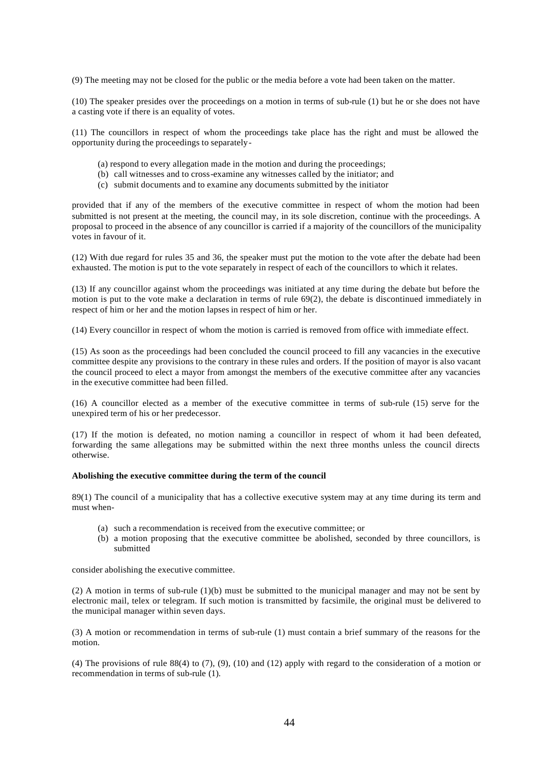(9) The meeting may not be closed for the public or the media before a vote had been taken on the matter.

(10) The speaker presides over the proceedings on a motion in terms of sub-rule (1) but he or she does not have a casting vote if there is an equality of votes.

(11) The councillors in respect of whom the proceedings take place has the right and must be allowed the opportunity during the proceedings to separately-

- (a) respond to every allegation made in the motion and during the proceedings;
- (b) call witnesses and to cross-examine any witnesses called by the initiator; and
- (c) submit documents and to examine any documents submitted by the initiator

provided that if any of the members of the executive committee in respect of whom the motion had been submitted is not present at the meeting, the council may, in its sole discretion, continue with the proceedings. A proposal to proceed in the absence of any councillor is carried if a majority of the councillors of the municipality votes in favour of it.

(12) With due regard for rules 35 and 36, the speaker must put the motion to the vote after the debate had been exhausted. The motion is put to the vote separately in respect of each of the councillors to which it relates.

(13) If any councillor against whom the proceedings was initiated at any time during the debate but before the motion is put to the vote make a declaration in terms of rule 69(2), the debate is discontinued immediately in respect of him or her and the motion lapses in respect of him or her.

(14) Every councillor in respect of whom the motion is carried is removed from office with immediate effect.

(15) As soon as the proceedings had been concluded the council proceed to fill any vacancies in the executive committee despite any provisions to the contrary in these rules and orders. If the position of mayor is also vacant the council proceed to elect a mayor from amongst the members of the executive committee after any vacancies in the executive committee had been filled.

(16) A councillor elected as a member of the executive committee in terms of sub-rule (15) serve for the unexpired term of his or her predecessor.

(17) If the motion is defeated, no motion naming a councillor in respect of whom it had been defeated, forwarding the same allegations may be submitted within the next three months unless the council directs otherwise.

**Abolishing the executive committee during the term of the council**

89(1) The council of a municipality that has a collective executive system may at any time during its term and must when-

- (a) such a recommendation is received from the executive committee; or
- (b) a motion proposing that the executive committee be abolished, seconded by three councillors, is submitted

consider abolishing the executive committee.

(2) A motion in terms of sub-rule (1)(b) must be submitted to the municipal manager and may not be sent by electronic mail, telex or telegram. If such motion is transmitted by facsimile, the original must be delivered to the municipal manager within seven days.

(3) A motion or recommendation in terms of sub-rule (1) must contain a brief summary of the reasons for the motion.

(4) The provisions of rule 88(4) to (7), (9), (10) and (12) apply with regard to the consideration of a motion or recommendation in terms of sub-rule (1).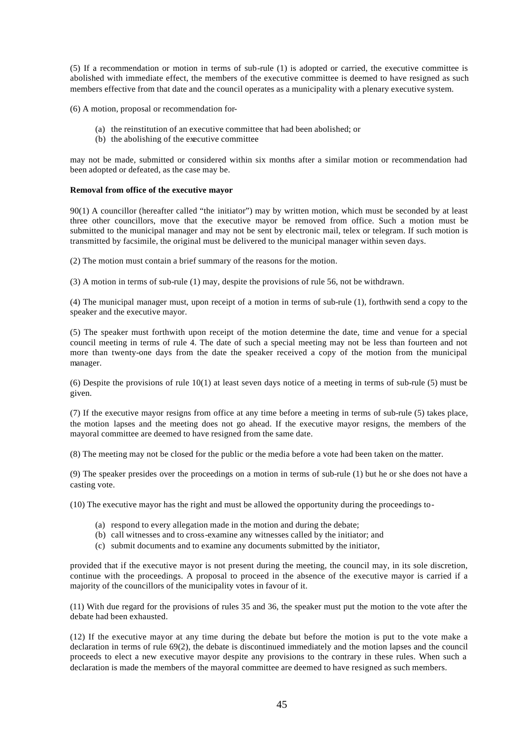(5) If a recommendation or motion in terms of sub-rule (1) is adopted or carried, the executive committee is abolished with immediate effect, the members of the executive committee is deemed to have resigned as such members effective from that date and the council operates as a municipality with a plenary executive system.

(6) A motion, proposal or recommendation for-

(a) the reinstitution of an executive committee that had been abolished; or
(b) the abolishing of the executive committee

may not be made, submitted or considered within six months after a similar motion or recommendation had been adopted or defeated, as the case may be.

**Removal from office of the executive mayor**

90(1) A councillor (hereafter called "the initiator") may by written motion, which must be seconded by at least three other councillors, move that the executive mayor be removed from office. Such a motion must be submitted to the municipal manager and may not be sent by electronic mail, telex or telegram. If such motion is transmitted by facsimile, the original must be delivered to the municipal manager within seven days.

(2) The motion must contain a brief summary of the reasons for the motion.

(3) A motion in terms of sub-rule (1) may, despite the provisions of rule 56, not be withdrawn.

(4) The municipal manager must, upon receipt of a motion in terms of sub-rule (1), forthwith send a copy to the speaker and the executive mayor.

(5) The speaker must forthwith upon receipt of the motion determine the date, time and venue for a special council meeting in terms of rule 4. The date of such a special meeting may not be less than fourteen and not more than twenty-one days from the date the speaker received a copy of the motion from the municipal manager.

(6) Despite the provisions of rule 10(1) at least seven days notice of a meeting in terms of sub-rule (5) must be given.

(7) If the executive mayor resigns from office at any time before a meeting in terms of sub-rule (5) takes place, the motion lapses and the meeting does not go ahead. If the executive mayor resigns, the members of the mayoral committee are deemed to have resigned from the same date.

(8) The meeting may not be closed for the public or the media before a vote had been taken on the matter.

(9) The speaker presides over the proceedings on a motion in terms of sub-rule (1) but he or she does not have a casting vote.

(10) The executive mayor has the right and must be allowed the opportunity during the proceedings to-

(a) respond to every allegation made in the motion and during the debate;
(b) call witnesses and to cross-examine any witnesses called by the initiator; and
(c) submit documents and to examine any documents submitted by the initiator,

provided that if the executive mayor is not present during the meeting, the council may, in its sole discretion, continue with the proceedings. A proposal to proceed in the absence of the executive mayor is carried if a majority of the councillors of the municipality votes in favour of it.

(11) With due regard for the provisions of rules 35 and 36, the speaker must put the motion to the vote after the debate had been exhausted.

(12) If the executive mayor at any time during the debate but before the motion is put to the vote make a declaration in terms of rule 69(2), the debate is discontinued immediately and the motion lapses and the council proceeds to elect a new executive mayor despite any provisions to the contrary in these rules. When such a declaration is made the members of the mayoral committee are deemed to have resigned as such members.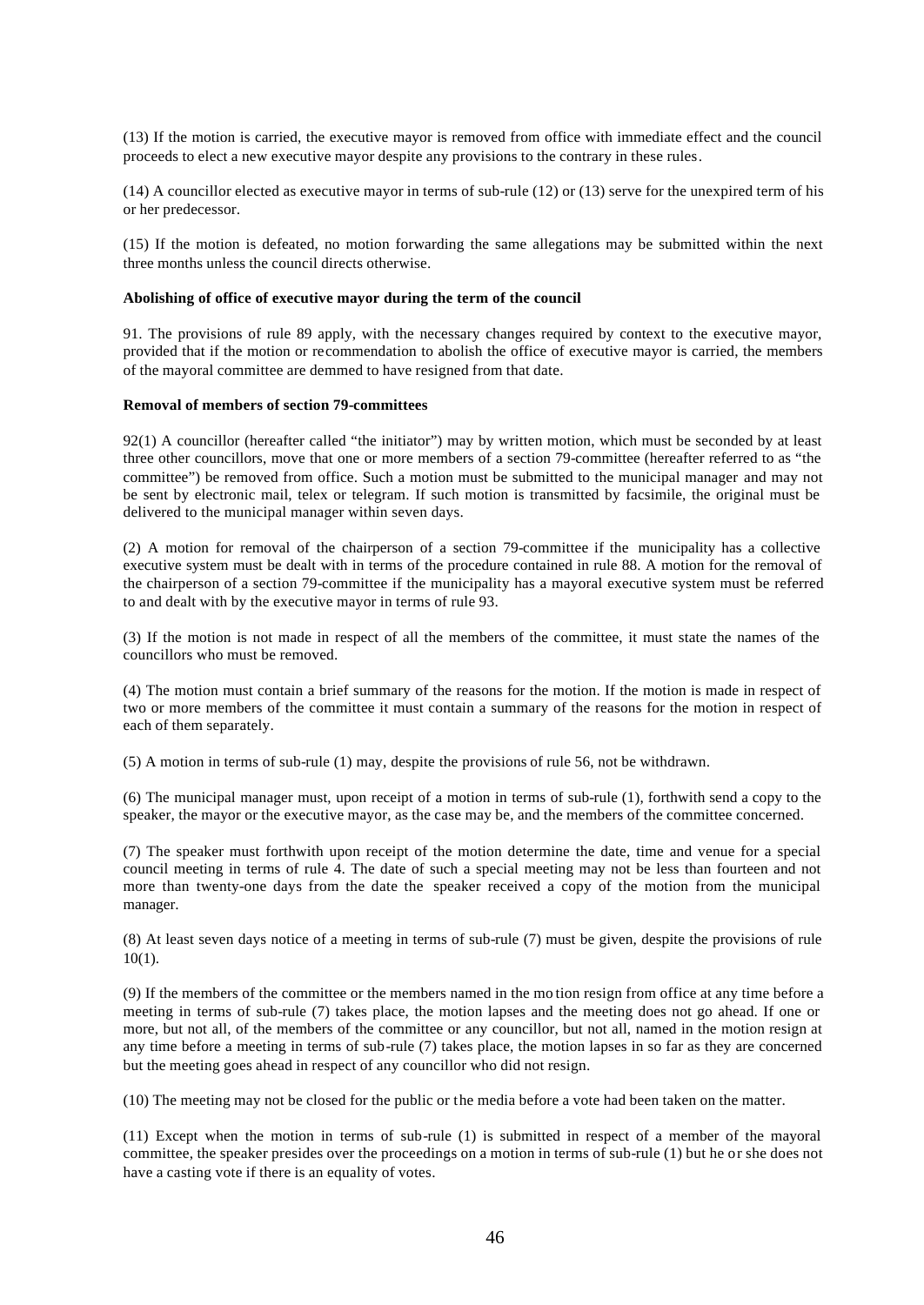(13) If the motion is carried, the executive mayor is removed from office with immediate effect and the council proceeds to elect a new executive mayor despite any provisions to the contrary in these rules.

(14) A councillor elected as executive mayor in terms of sub-rule (12) or (13) serve for the unexpired term of his or her predecessor.

(15) If the motion is defeated, no motion forwarding the same allegations may be submitted within the next three months unless the council directs otherwise.

**Abolishing of office of executive mayor during the term of the council**

91. The provisions of rule 89 apply, with the necessary changes required by context to the executive mayor, provided that if the motion or recommendation to abolish the office of executive mayor is carried, the members of the mayoral committee are demmed to have resigned from that date.

**Removal of members of section 79-committees**

92(1) A councillor (hereafter called "the initiator") may by written motion, which must be seconded by at least three other councillors, move that one or more members of a section 79-committee (hereafter referred to as "the committee") be removed from office. Such a motion must be submitted to the municipal manager and may not be sent by electronic mail, telex or telegram. If such motion is transmitted by facsimile, the original must be delivered to the municipal manager within seven days.

(2) A motion for removal of the chairperson of a section 79-committee if the municipality has a collective executive system must be dealt with in terms of the procedure contained in rule 88. A motion for the removal of the chairperson of a section 79-committee if the municipality has a mayoral executive system must be referred to and dealt with by the executive mayor in terms of rule 93.

(3) If the motion is not made in respect of all the members of the committee, it must state the names of the councillors who must be removed.

(4) The motion must contain a brief summary of the reasons for the motion. If the motion is made in respect of two or more members of the committee it must contain a summary of the reasons for the motion in respect of each of them separately.

(5) A motion in terms of sub-rule (1) may, despite the provisions of rule 56, not be withdrawn.

(6) The municipal manager must, upon receipt of a motion in terms of sub-rule (1), forthwith send a copy to the speaker, the mayor or the executive mayor, as the case may be, and the members of the committee concerned.

(7) The speaker must forthwith upon receipt of the motion determine the date, time and venue for a special council meeting in terms of rule 4. The date of such a special meeting may not be less than fourteen and not more than twenty-one days from the date the speaker received a copy of the motion from the municipal manager.

(8) At least seven days notice of a meeting in terms of sub-rule (7) must be given, despite the provisions of rule 10(1).

(9) If the members of the committee or the members named in the motion resign from office at any time before a meeting in terms of sub-rule (7) takes place, the motion lapses and the meeting does not go ahead. If one or more, but not all, of the members of the committee or any councillor, but not all, named in the motion resign at any time before a meeting in terms of sub-rule (7) takes place, the motion lapses in so far as they are concerned but the meeting goes ahead in respect of any councillor who did not resign.

(10) The meeting may not be closed for the public or the media before a vote had been taken on the matter.

(11) Except when the motion in terms of sub-rule (1) is submitted in respect of a member of the mayoral committee, the speaker presides over the proceedings on a motion in terms of sub-rule (1) but he or she does not have a casting vote if there is an equality of votes.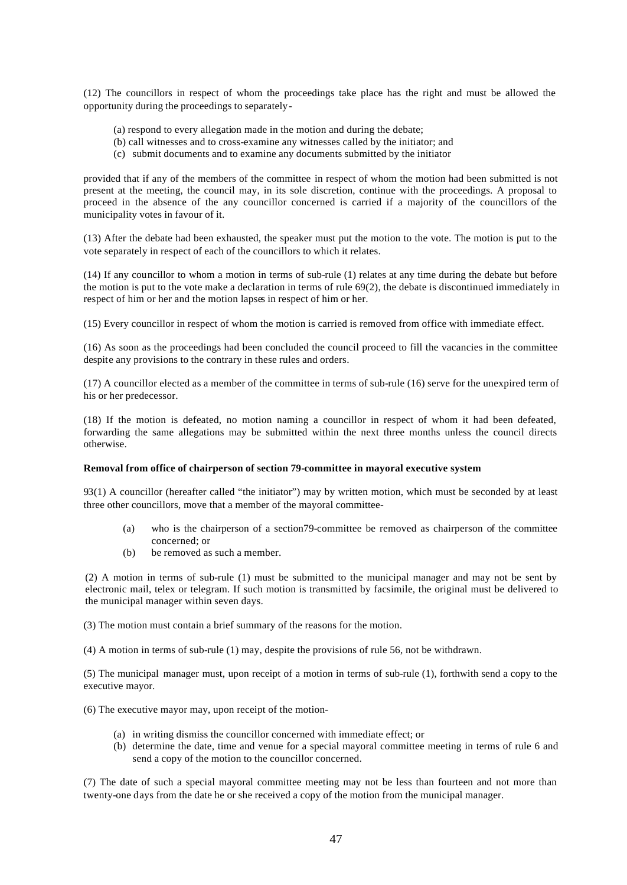(12) The councillors in respect of whom the proceedings take place has the right and must be allowed the opportunity during the proceedings to separately-

(a) respond to every allegation made in the motion and during the debate;
(b) call witnesses and to cross-examine any witnesses called by the initiator; and
(c) submit documents and to examine any documents submitted by the initiator

provided that if any of the members of the committee in respect of whom the motion had been submitted is not present at the meeting, the council may, in its sole discretion, continue with the proceedings. A proposal to proceed in the absence of the any councillor concerned is carried if a majority of the councillors of the municipality votes in favour of it.

(13) After the debate had been exhausted, the speaker must put the motion to the vote. The motion is put to the vote separately in respect of each of the councillors to which it relates.

(14) If any councillor to whom a motion in terms of sub-rule (1) relates at any time during the debate but before the motion is put to the vote make a declaration in terms of rule 69(2), the debate is discontinued immediately in respect of him or her and the motion lapses in respect of him or her.

(15) Every councillor in respect of whom the motion is carried is removed from office with immediate effect.

(16) As soon as the proceedings had been concluded the council proceed to fill the vacancies in the committee despite any provisions to the contrary in these rules and orders.

(17) A councillor elected as a member of the committee in terms of sub-rule (16) serve for the unexpired term of his or her predecessor.

(18) If the motion is defeated, no motion naming a councillor in respect of whom it had been defeated, forwarding the same allegations may be submitted within the next three months unless the council directs otherwise.

**Removal from office of chairperson of section 79-committee in mayoral executive system**

93(1) A councillor (hereafter called "the initiator") may by written motion, which must be seconded by at least three other councillors, move that a member of the mayoral committee-

(a) who is the chairperson of a section79-committee be removed as chairperson of the committee concerned; or
(b) be removed as such a member.

(2) A motion in terms of sub-rule (1) must be submitted to the municipal manager and may not be sent by electronic mail, telex or telegram. If such motion is transmitted by facsimile, the original must be delivered to the municipal manager within seven days.

(3) The motion must contain a brief summary of the reasons for the motion.

(4) A motion in terms of sub-rule (1) may, despite the provisions of rule 56, not be withdrawn.

(5) The municipal manager must, upon receipt of a motion in terms of sub-rule (1), forthwith send a copy to the executive mayor.

(6) The executive mayor may, upon receipt of the motion-

(a) in writing dismiss the councillor concerned with immediate effect; or
(b) determine the date, time and venue for a special mayoral committee meeting in terms of rule 6 and send a copy of the motion to the councillor concerned.

(7) The date of such a special mayoral committee meeting may not be less than fourteen and not more than twenty-one days from the date he or she received a copy of the motion from the municipal manager.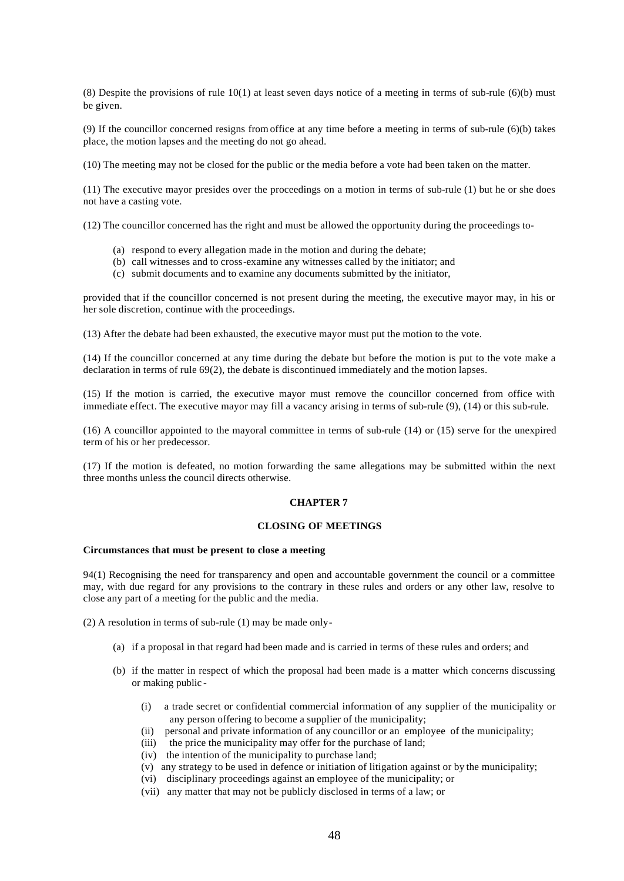(8) Despite the provisions of rule 10(1) at least seven days notice of a meeting in terms of sub-rule (6)(b) must be given.

(9) If the councillor concerned resigns from office at any time before a meeting in terms of sub-rule (6)(b) takes place, the motion lapses and the meeting do not go ahead.

(10) The meeting may not be closed for the public or the media before a vote had been taken on the matter.

(11) The executive mayor presides over the proceedings on a motion in terms of sub-rule (1) but he or she does not have a casting vote.

(12) The councillor concerned has the right and must be allowed the opportunity during the proceedings to-

- (a) respond to every allegation made in the motion and during the debate;
- (b) call witnesses and to cross-examine any witnesses called by the initiator; and
- (c) submit documents and to examine any documents submitted by the initiator,

provided that if the councillor concerned is not present during the meeting, the executive mayor may, in his or her sole discretion, continue with the proceedings.

(13) After the debate had been exhausted, the executive mayor must put the motion to the vote.

(14) If the councillor concerned at any time during the debate but before the motion is put to the vote make a declaration in terms of rule 69(2), the debate is discontinued immediately and the motion lapses.

(15) If the motion is carried, the executive mayor must remove the councillor concerned from office with immediate effect. The executive mayor may fill a vacancy arising in terms of sub-rule (9), (14) or this sub-rule.

(16) A councillor appointed to the mayoral committee in terms of sub-rule (14) or (15) serve for the unexpired term of his or her predecessor.

(17) If the motion is defeated, no motion forwarding the same allegations may be submitted within the next three months unless the council directs otherwise.

## CHAPTER 7

## CLOSING OF MEETINGS

### Circumstances that must be present to close a meeting

94(1) Recognising the need for transparency and open and accountable government the council or a committee may, with due regard for any provisions to the contrary in these rules and orders or any other law, resolve to close any part of a meeting for the public and the media.

(2) A resolution in terms of sub-rule (1) may be made only-

- (a) if a proposal in that regard had been made and is carried in terms of these rules and orders; and
- (b) if the matter in respect of which the proposal had been made is a matter which concerns discussing or making public -
  - (i) a trade secret or confidential commercial information of any supplier of the municipality or any person offering to become a supplier of the municipality;
  - (ii) personal and private information of any councillor or an employee of the municipality;
  - (iii) the price the municipality may offer for the purchase of land;
  - (iv) the intention of the municipality to purchase land;
  - (v) any strategy to be used in defence or initiation of litigation against or by the municipality;
  - (vi) disciplinary proceedings against an employee of the municipality; or
  - (vii) any matter that may not be publicly disclosed in terms of a law; or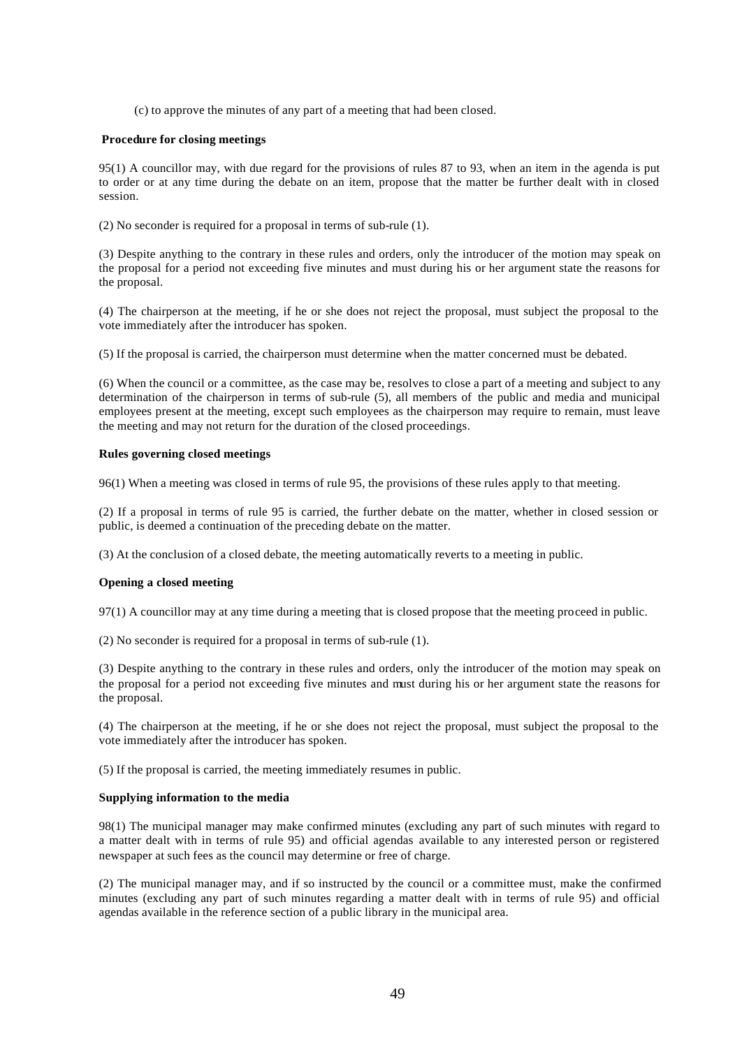(c) to approve the minutes of any part of a meeting that had been closed.

**Procedure for closing meetings**

95(1) A councillor may, with due regard for the provisions of rules 87 to 93, when an item in the agenda is put to order or at any time during the debate on an item, propose that the matter be further dealt with in closed session.

(2) No seconder is required for a proposal in terms of sub-rule (1).

(3) Despite anything to the contrary in these rules and orders, only the introducer of the motion may speak on the proposal for a period not exceeding five minutes and must during his or her argument state the reasons for the proposal.

(4) The chairperson at the meeting, if he or she does not reject the proposal, must subject the proposal to the vote immediately after the introducer has spoken.

(5) If the proposal is carried, the chairperson must determine when the matter concerned must be debated.

(6) When the council or a committee, as the case may be, resolves to close a part of a meeting and subject to any determination of the chairperson in terms of sub-rule (5), all members of the public and media and municipal employees present at the meeting, except such employees as the chairperson may require to remain, must leave the meeting and may not return for the duration of the closed proceedings.

**Rules governing closed meetings**

96(1) When a meeting was closed in terms of rule 95, the provisions of these rules apply to that meeting.

(2) If a proposal in terms of rule 95 is carried, the further debate on the matter, whether in closed session or public, is deemed a continuation of the preceding debate on the matter.

(3) At the conclusion of a closed debate, the meeting automatically reverts to a meeting in public.

**Opening a closed meeting**

97(1) A councillor may at any time during a meeting that is closed propose that the meeting proceed in public.

(2) No seconder is required for a proposal in terms of sub-rule (1).

(3) Despite anything to the contrary in these rules and orders, only the introducer of the motion may speak on the proposal for a period not exceeding five minutes and must during his or her argument state the reasons for the proposal.

(4) The chairperson at the meeting, if he or she does not reject the proposal, must subject the proposal to the vote immediately after the introducer has spoken.

(5) If the proposal is carried, the meeting immediately resumes in public.

**Supplying information to the media**

98(1) The municipal manager may make confirmed minutes (excluding any part of such minutes with regard to a matter dealt with in terms of rule 95) and official agendas available to any interested person or registered newspaper at such fees as the council may determine or free of charge.

(2) The municipal manager may, and if so instructed by the council or a committee must, make the confirmed minutes (excluding any part of such minutes regarding a matter dealt with in terms of rule 95) and official agendas available in the reference section of a public library in the municipal area.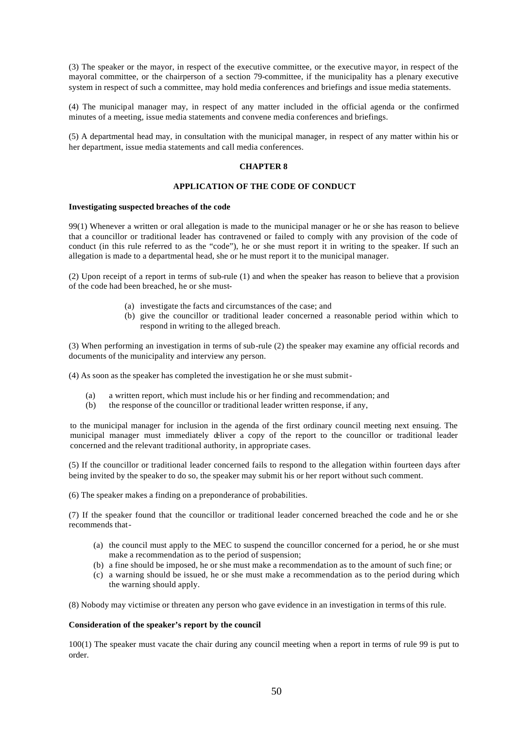(3) The speaker or the mayor, in respect of the executive committee, or the executive mayor, in respect of the mayoral committee, or the chairperson of a section 79-committee, if the municipality has a plenary executive system in respect of such a committee, may hold media conferences and briefings and issue media statements.

(4) The municipal manager may, in respect of any matter included in the official agenda or the confirmed minutes of a meeting, issue media statements and convene media conferences and briefings.

(5) A departmental head may, in consultation with the municipal manager, in respect of any matter within his or her department, issue media statements and call media conferences.

## CHAPTER 8

## APPLICATION OF THE CODE OF CONDUCT

**Investigating suspected breaches of the code**

99(1) Whenever a written or oral allegation is made to the municipal manager or he or she has reason to believe that a councillor or traditional leader has contravened or failed to comply with any provision of the code of conduct (in this rule referred to as the "code"), he or she must report it in writing to the speaker. If such an allegation is made to a departmental head, she or he must report it to the municipal manager.

(2) Upon receipt of a report in terms of sub-rule (1) and when the speaker has reason to believe that a provision of the code had been breached, he or she must-

(a) investigate the facts and circumstances of the case; and
(b) give the councillor or traditional leader concerned a reasonable period within which to respond in writing to the alleged breach.

(3) When performing an investigation in terms of sub-rule (2) the speaker may examine any official records and documents of the municipality and interview any person.

(4) As soon as the speaker has completed the investigation he or she must submit-

(a) a written report, which must include his or her finding and recommendation; and
(b) the response of the councillor or traditional leader written response, if any,

to the municipal manager for inclusion in the agenda of the first ordinary council meeting next ensuing. The municipal manager must immediately deliver a copy of the report to the councillor or traditional leader concerned and the relevant traditional authority, in appropriate cases.

(5) If the councillor or traditional leader concerned fails to respond to the allegation within fourteen days after being invited by the speaker to do so, the speaker may submit his or her report without such comment.

(6) The speaker makes a finding on a preponderance of probabilities.

(7) If the speaker found that the councillor or traditional leader concerned breached the code and he or she recommends that-

(a) the council must apply to the MEC to suspend the councillor concerned for a period, he or she must make a recommendation as to the period of suspension;
(b) a fine should be imposed, he or she must make a recommendation as to the amount of such fine; or
(c) a warning should be issued, he or she must make a recommendation as to the period during which the warning should apply.

(8) Nobody may victimise or threaten any person who gave evidence in an investigation in terms of this rule.

**Consideration of the speaker's report by the council**

100(1) The speaker must vacate the chair during any council meeting when a report in terms of rule 99 is put to order.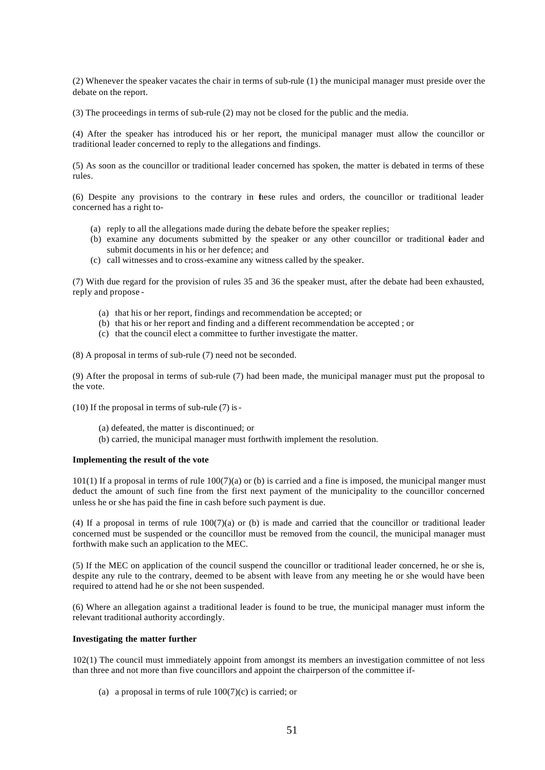(2) Whenever the speaker vacates the chair in terms of sub-rule (1) the municipal manager must preside over the debate on the report.

(3) The proceedings in terms of sub-rule (2) may not be closed for the public and the media.

(4) After the speaker has introduced his or her report, the municipal manager must allow the councillor or traditional leader concerned to reply to the allegations and findings.

(5) As soon as the councillor or traditional leader concerned has spoken, the matter is debated in terms of these rules.

(6) Despite any provisions to the contrary in these rules and orders, the councillor or traditional leader concerned has a right to-

(a) reply to all the allegations made during the debate before the speaker replies;
(b) examine any documents submitted by the speaker or any other councillor or traditional leader and submit documents in his or her defence; and
(c) call witnesses and to cross-examine any witness called by the speaker.

(7) With due regard for the provision of rules 35 and 36 the speaker must, after the debate had been exhausted, reply and propose -

(a) that his or her report, findings and recommendation be accepted; or
(b) that his or her report and finding and a different recommendation be accepted ; or
(c) that the council elect a committee to further investigate the matter.

(8) A proposal in terms of sub-rule (7) need not be seconded.

(9) After the proposal in terms of sub-rule (7) had been made, the municipal manager must put the proposal to the vote.

(10) If the proposal in terms of sub-rule (7) is -

(a) defeated, the matter is discontinued; or
(b) carried, the municipal manager must forthwith implement the resolution.

**Implementing the result of the vote**

101(1) If a proposal in terms of rule 100(7)(a) or (b) is carried and a fine is imposed, the municipal manger must deduct the amount of such fine from the first next payment of the municipality to the councillor concerned unless he or she has paid the fine in cash before such payment is due.

(4) If a proposal in terms of rule 100(7)(a) or (b) is made and carried that the councillor or traditional leader concerned must be suspended or the councillor must be removed from the council, the municipal manager must forthwith make such an application to the MEC.

(5) If the MEC on application of the council suspend the councillor or traditional leader concerned, he or she is, despite any rule to the contrary, deemed to be absent with leave from any meeting he or she would have been required to attend had he or she not been suspended.

(6) Where an allegation against a traditional leader is found to be true, the municipal manager must inform the relevant traditional authority accordingly.

**Investigating the matter further**

102(1) The council must immediately appoint from amongst its members an investigation committee of not less than three and not more than five councillors and appoint the chairperson of the committee if-

(a) a proposal in terms of rule 100(7)(c) is carried; or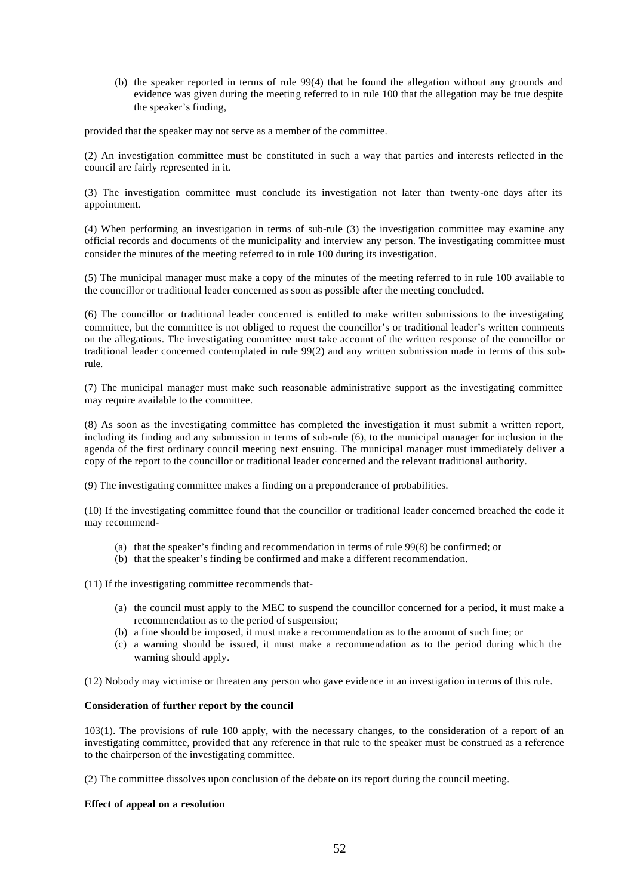(b) the speaker reported in terms of rule 99(4) that he found the allegation without any grounds and evidence was given during the meeting referred to in rule 100 that the allegation may be true despite the speaker's finding,

provided that the speaker may not serve as a member of the committee.

(2) An investigation committee must be constituted in such a way that parties and interests reflected in the council are fairly represented in it.

(3) The investigation committee must conclude its investigation not later than twenty-one days after its appointment.

(4) When performing an investigation in terms of sub-rule (3) the investigation committee may examine any official records and documents of the municipality and interview any person. The investigating committee must consider the minutes of the meeting referred to in rule 100 during its investigation.

(5) The municipal manager must make a copy of the minutes of the meeting referred to in rule 100 available to the councillor or traditional leader concerned as soon as possible after the meeting concluded.

(6) The councillor or traditional leader concerned is entitled to make written submissions to the investigating committee, but the committee is not obliged to request the councillor's or traditional leader's written comments on the allegations. The investigating committee must take account of the written response of the councillor or traditional leader concerned contemplated in rule 99(2) and any written submission made in terms of this sub-rule.

(7) The municipal manager must make such reasonable administrative support as the investigating committee may require available to the committee.

(8) As soon as the investigating committee has completed the investigation it must submit a written report, including its finding and any submission in terms of sub-rule (6), to the municipal manager for inclusion in the agenda of the first ordinary council meeting next ensuing. The municipal manager must immediately deliver a copy of the report to the councillor or traditional leader concerned and the relevant traditional authority.

(9) The investigating committee makes a finding on a preponderance of probabilities.

(10) If the investigating committee found that the councillor or traditional leader concerned breached the code it may recommend-

(a) that the speaker's finding and recommendation in terms of rule 99(8) be confirmed; or
(b) that the speaker's finding be confirmed and make a different recommendation.

(11) If the investigating committee recommends that-

(a) the council must apply to the MEC to suspend the councillor concerned for a period, it must make a recommendation as to the period of suspension;
(b) a fine should be imposed, it must make a recommendation as to the amount of such fine; or
(c) a warning should be issued, it must make a recommendation as to the period during which the warning should apply.

(12) Nobody may victimise or threaten any person who gave evidence in an investigation in terms of this rule.

**Consideration of further report by the council**

103(1). The provisions of rule 100 apply, with the necessary changes, to the consideration of a report of an investigating committee, provided that any reference in that rule to the speaker must be construed as a reference to the chairperson of the investigating committee.

(2) The committee dissolves upon conclusion of the debate on its report during the council meeting.

**Effect of appeal on a resolution**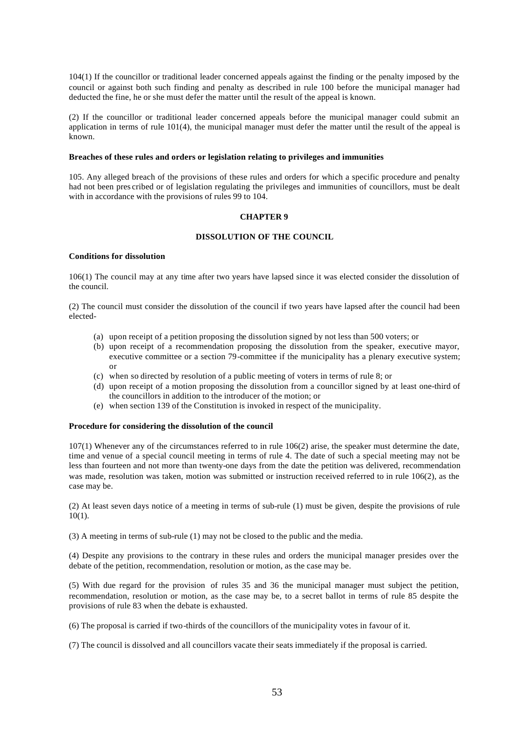104(1) If the councillor or traditional leader concerned appeals against the finding or the penalty imposed by the council or against both such finding and penalty as described in rule 100 before the municipal manager had deducted the fine, he or she must defer the matter until the result of the appeal is known.

(2) If the councillor or traditional leader concerned appeals before the municipal manager could submit an application in terms of rule 101(4), the municipal manager must defer the matter until the result of the appeal is known.

**Breaches of these rules and orders or legislation relating to privileges and immunities**

105. Any alleged breach of the provisions of these rules and orders for which a specific procedure and penalty had not been pres cribed or of legislation regulating the privileges and immunities of councillors, must be dealt with in accordance with the provisions of rules 99 to 104.

## CHAPTER 9

## DISSOLUTION OF THE COUNCIL

**Conditions for dissolution**

106(1) The council may at any time after two years have lapsed since it was elected consider the dissolution of the council.

(2) The council must consider the dissolution of the council if two years have lapsed after the council had been elected-

(a) upon receipt of a petition proposing the dissolution signed by not less than 500 voters; or
(b) upon receipt of a recommendation proposing the dissolution from the speaker, executive mayor, executive committee or a section 79-committee if the municipality has a plenary executive system; or
(c) when so directed by resolution of a public meeting of voters in terms of rule 8; or
(d) upon receipt of a motion proposing the dissolution from a councillor signed by at least one-third of the councillors in addition to the introducer of the motion; or
(e) when section 139 of the Constitution is invoked in respect of the municipality.

**Procedure for considering the dissolution of the council**

107(1) Whenever any of the circumstances referred to in rule 106(2) arise, the speaker must determine the date, time and venue of a special council meeting in terms of rule 4. The date of such a special meeting may not be less than fourteen and not more than twenty-one days from the date the petition was delivered, recommendation was made, resolution was taken, motion was submitted or instruction received referred to in rule 106(2), as the case may be.

(2) At least seven days notice of a meeting in terms of sub-rule (1) must be given, despite the provisions of rule 10(1).

(3) A meeting in terms of sub-rule (1) may not be closed to the public and the media.

(4) Despite any provisions to the contrary in these rules and orders the municipal manager presides over the debate of the petition, recommendation, resolution or motion, as the case may be.

(5) With due regard for the provision of rules 35 and 36 the municipal manager must subject the petition, recommendation, resolution or motion, as the case may be, to a secret ballot in terms of rule 85 despite the provisions of rule 83 when the debate is exhausted.

(6) The proposal is carried if two-thirds of the councillors of the municipality votes in favour of it.

(7) The council is dissolved and all councillors vacate their seats immediately if the proposal is carried.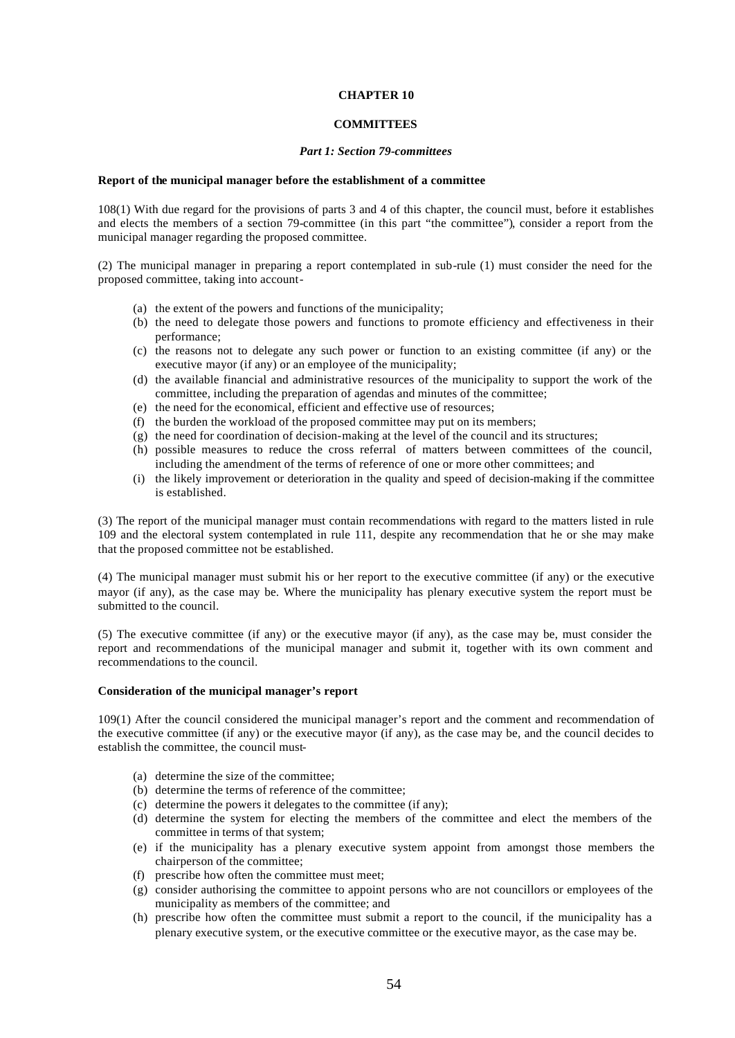# CHAPTER 10

## COMMITTEES

### *Part 1: Section 79-committees*

**Report of the municipal manager before the establishment of a committee**

108(1) With due regard for the provisions of parts 3 and 4 of this chapter, the council must, before it establishes and elects the members of a section 79-committee (in this part "the committee"), consider a report from the municipal manager regarding the proposed committee.

(2) The municipal manager in preparing a report contemplated in sub-rule (1) must consider the need for the proposed committee, taking into account-

- (a) the extent of the powers and functions of the municipality;
- (b) the need to delegate those powers and functions to promote efficiency and effectiveness in their performance;
- (c) the reasons not to delegate any such power or function to an existing committee (if any) or the executive mayor (if any) or an employee of the municipality;
- (d) the available financial and administrative resources of the municipality to support the work of the committee, including the preparation of agendas and minutes of the committee;
- (e) the need for the economical, efficient and effective use of resources;
- (f) the burden the workload of the proposed committee may put on its members;
- (g) the need for coordination of decision-making at the level of the council and its structures;
- (h) possible measures to reduce the cross referral of matters between committees of the council, including the amendment of the terms of reference of one or more other committees; and
- (i) the likely improvement or deterioration in the quality and speed of decision-making if the committee is established.

(3) The report of the municipal manager must contain recommendations with regard to the matters listed in rule 109 and the electoral system contemplated in rule 111, despite any recommendation that he or she may make that the proposed committee not be established.

(4) The municipal manager must submit his or her report to the executive committee (if any) or the executive mayor (if any), as the case may be. Where the municipality has plenary executive system the report must be submitted to the council.

(5) The executive committee (if any) or the executive mayor (if any), as the case may be, must consider the report and recommendations of the municipal manager and submit it, together with its own comment and recommendations to the council.

**Consideration of the municipal manager's report**

109(1) After the council considered the municipal manager's report and the comment and recommendation of the executive committee (if any) or the executive mayor (if any), as the case may be, and the council decides to establish the committee, the council must-

- (a) determine the size of the committee;
- (b) determine the terms of reference of the committee;
- (c) determine the powers it delegates to the committee (if any);
- (d) determine the system for electing the members of the committee and elect the members of the committee in terms of that system;
- (e) if the municipality has a plenary executive system appoint from amongst those members the chairperson of the committee;
- (f) prescribe how often the committee must meet;
- (g) consider authorising the committee to appoint persons who are not councillors or employees of the municipality as members of the committee; and
- (h) prescribe how often the committee must submit a report to the council, if the municipality has a plenary executive system, or the executive committee or the executive mayor, as the case may be.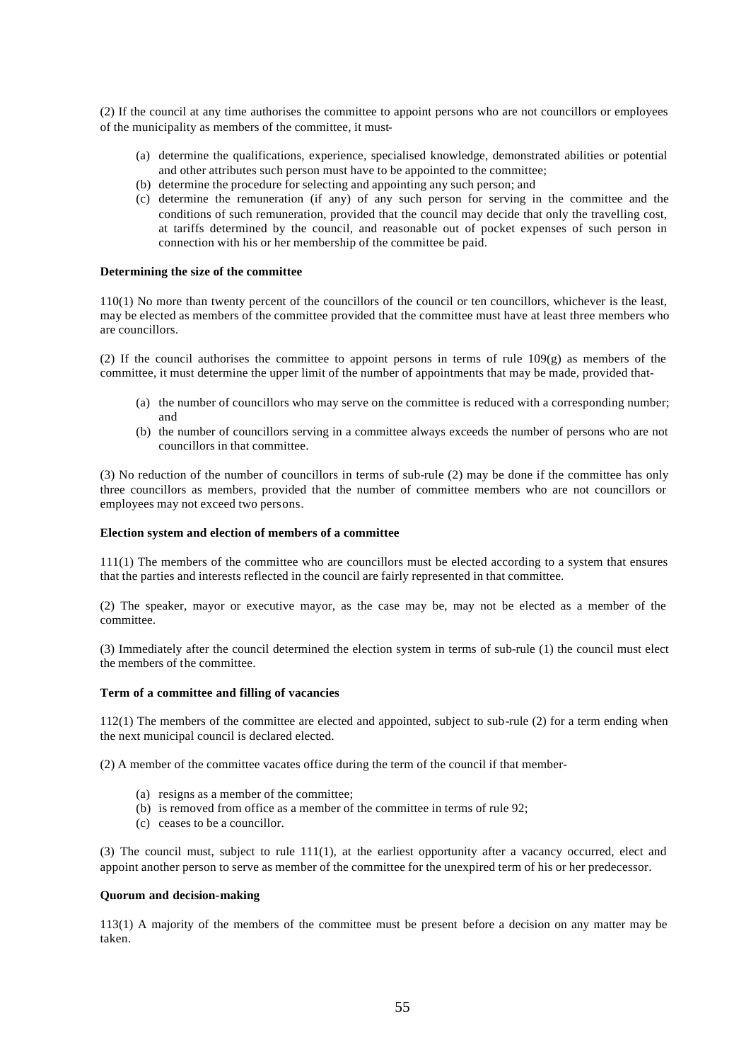(2) If the council at any time authorises the committee to appoint persons who are not councillors or employees of the municipality as members of the committee, it must-

- (a) determine the qualifications, experience, specialised knowledge, demonstrated abilities or potential and other attributes such person must have to be appointed to the committee;
- (b) determine the procedure for selecting and appointing any such person; and
- (c) determine the remuneration (if any) of any such person for serving in the committee and the conditions of such remuneration, provided that the council may decide that only the travelling cost, at tariffs determined by the council, and reasonable out of pocket expenses of such person in connection with his or her membership of the committee be paid.

**Determining the size of the committee**

110(1) No more than twenty percent of the councillors of the council or ten councillors, whichever is the least, may be elected as members of the committee provided that the committee must have at least three members who are councillors.

(2) If the council authorises the committee to appoint persons in terms of rule 109(g) as members of the committee, it must determine the upper limit of the number of appointments that may be made, provided that-

- (a) the number of councillors who may serve on the committee is reduced with a corresponding number; and
- (b) the number of councillors serving in a committee always exceeds the number of persons who are not councillors in that committee.

(3) No reduction of the number of councillors in terms of sub-rule (2) may be done if the committee has only three councillors as members, provided that the number of committee members who are not councillors or employees may not exceed two persons.

**Election system and election of members of a committee**

111(1) The members of the committee who are councillors must be elected according to a system that ensures that the parties and interests reflected in the council are fairly represented in that committee.

(2) The speaker, mayor or executive mayor, as the case may be, may not be elected as a member of the committee.

(3) Immediately after the council determined the election system in terms of sub-rule (1) the council must elect the members of the committee.

**Term of a committee and filling of vacancies**

112(1) The members of the committee are elected and appointed, subject to sub-rule (2) for a term ending when the next municipal council is declared elected.

(2) A member of the committee vacates office during the term of the council if that member-

- (a) resigns as a member of the committee;
- (b) is removed from office as a member of the committee in terms of rule 92;
- (c) ceases to be a councillor.

(3) The council must, subject to rule 111(1), at the earliest opportunity after a vacancy occurred, elect and appoint another person to serve as member of the committee for the unexpired term of his or her predecessor.

**Quorum and decision-making**

113(1) A majority of the members of the committee must be present before a decision on any matter may be taken.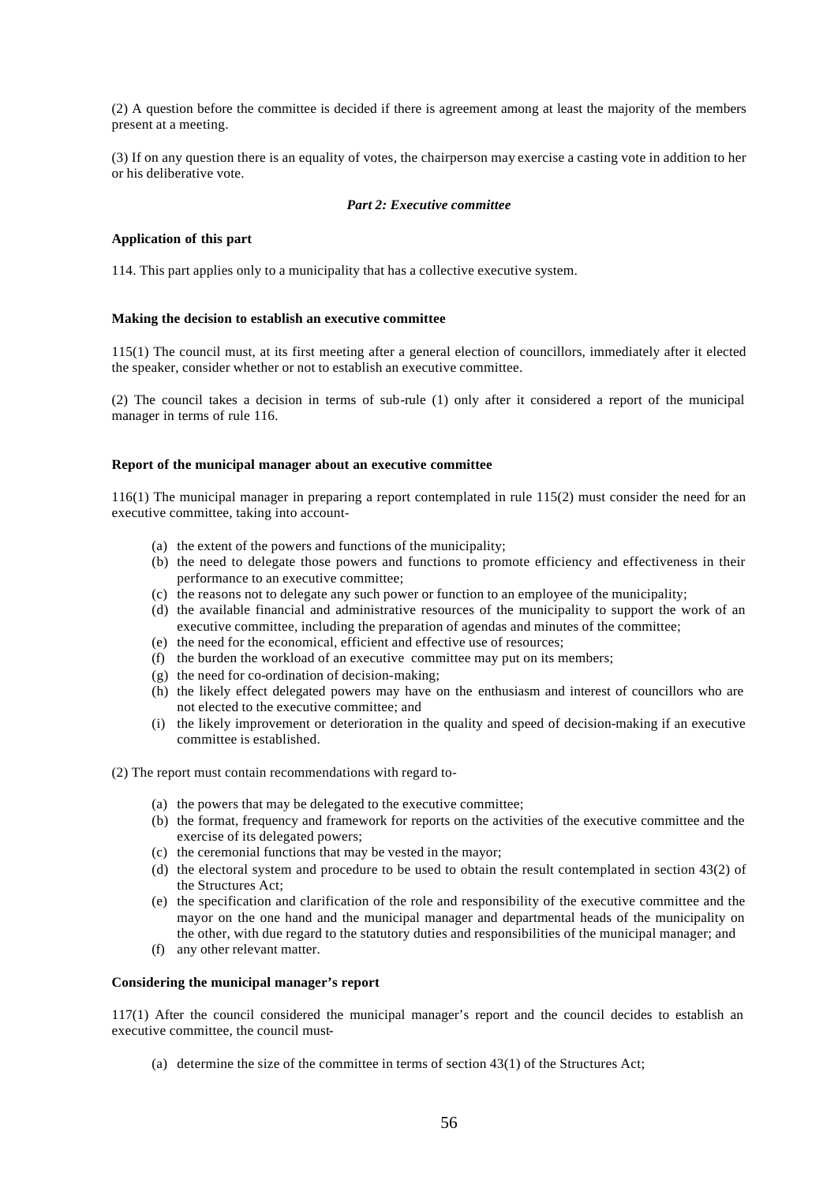(2) A question before the committee is decided if there is agreement among at least the majority of the members present at a meeting.

(3) If on any question there is an equality of votes, the chairperson may exercise a casting vote in addition to her or his deliberative vote.

### *Part 2: Executive committee*

**Application of this part**

114. This part applies only to a municipality that has a collective executive system.

**Making the decision to establish an executive committee**

115(1) The council must, at its first meeting after a general election of councillors, immediately after it elected the speaker, consider whether or not to establish an executive committee.

(2) The council takes a decision in terms of sub-rule (1) only after it considered a report of the municipal manager in terms of rule 116.

**Report of the municipal manager about an executive committee**

116(1) The municipal manager in preparing a report contemplated in rule 115(2) must consider the need for an executive committee, taking into account-

- (a) the extent of the powers and functions of the municipality;
- (b) the need to delegate those powers and functions to promote efficiency and effectiveness in their performance to an executive committee;
- (c) the reasons not to delegate any such power or function to an employee of the municipality;
- (d) the available financial and administrative resources of the municipality to support the work of an executive committee, including the preparation of agendas and minutes of the committee;
- (e) the need for the economical, efficient and effective use of resources;
- (f) the burden the workload of an executive committee may put on its members;
- (g) the need for co-ordination of decision-making;
- (h) the likely effect delegated powers may have on the enthusiasm and interest of councillors who are not elected to the executive committee; and
- (i) the likely improvement or deterioration in the quality and speed of decision-making if an executive committee is established.

(2) The report must contain recommendations with regard to-

- (a) the powers that may be delegated to the executive committee;
- (b) the format, frequency and framework for reports on the activities of the executive committee and the exercise of its delegated powers;
- (c) the ceremonial functions that may be vested in the mayor;
- (d) the electoral system and procedure to be used to obtain the result contemplated in section 43(2) of the Structures Act;
- (e) the specification and clarification of the role and responsibility of the executive committee and the mayor on the one hand and the municipal manager and departmental heads of the municipality on the other, with due regard to the statutory duties and responsibilities of the municipal manager; and
- (f) any other relevant matter.

**Considering the municipal manager's report**

117(1) After the council considered the municipal manager's report and the council decides to establish an executive committee, the council must-

- (a) determine the size of the committee in terms of section 43(1) of the Structures Act;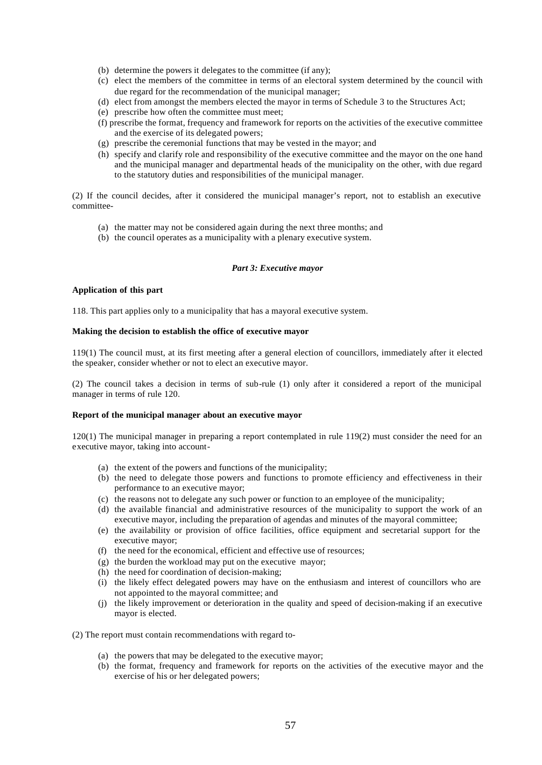(b) determine the powers it delegates to the committee (if any);
(c) elect the members of the committee in terms of an electoral system determined by the council with due regard for the recommendation of the municipal manager;
(d) elect from amongst the members elected the mayor in terms of Schedule 3 to the Structures Act;
(e) prescribe how often the committee must meet;
(f) prescribe the format, frequency and framework for reports on the activities of the executive committee and the exercise of its delegated powers;
(g) prescribe the ceremonial functions that may be vested in the mayor; and
(h) specify and clarify role and responsibility of the executive committee and the mayor on the one hand and the municipal manager and departmental heads of the municipality on the other, with due regard to the statutory duties and responsibilities of the municipal manager.

(2) If the council decides, after it considered the municipal manager's report, not to establish an executive committee-

(a) the matter may not be considered again during the next three months; and
(b) the council operates as a municipality with a plenary executive system.

***Part 3: Executive mayor***

**Application of this part**

118. This part applies only to a municipality that has a mayoral executive system.

**Making the decision to establish the office of executive mayor**

119(1) The council must, at its first meeting after a general election of councillors, immediately after it elected the speaker, consider whether or not to elect an executive mayor.

(2) The council takes a decision in terms of sub-rule (1) only after it considered a report of the municipal manager in terms of rule 120.

**Report of the municipal manager about an executive mayor**

120(1) The municipal manager in preparing a report contemplated in rule 119(2) must consider the need for an executive mayor, taking into account-

(a) the extent of the powers and functions of the municipality;
(b) the need to delegate those powers and functions to promote efficiency and effectiveness in their performance to an executive mayor;
(c) the reasons not to delegate any such power or function to an employee of the municipality;
(d) the available financial and administrative resources of the municipality to support the work of an executive mayor, including the preparation of agendas and minutes of the mayoral committee;
(e) the availability or provision of office facilities, office equipment and secretarial support for the executive mayor;
(f) the need for the economical, efficient and effective use of resources;
(g) the burden the workload may put on the executive mayor;
(h) the need for coordination of decision-making;
(i) the likely effect delegated powers may have on the enthusiasm and interest of councillors who are not appointed to the mayoral committee; and
(j) the likely improvement or deterioration in the quality and speed of decision-making if an executive mayor is elected.

(2) The report must contain recommendations with regard to-

(a) the powers that may be delegated to the executive mayor;
(b) the format, frequency and framework for reports on the activities of the executive mayor and the exercise of his or her delegated powers;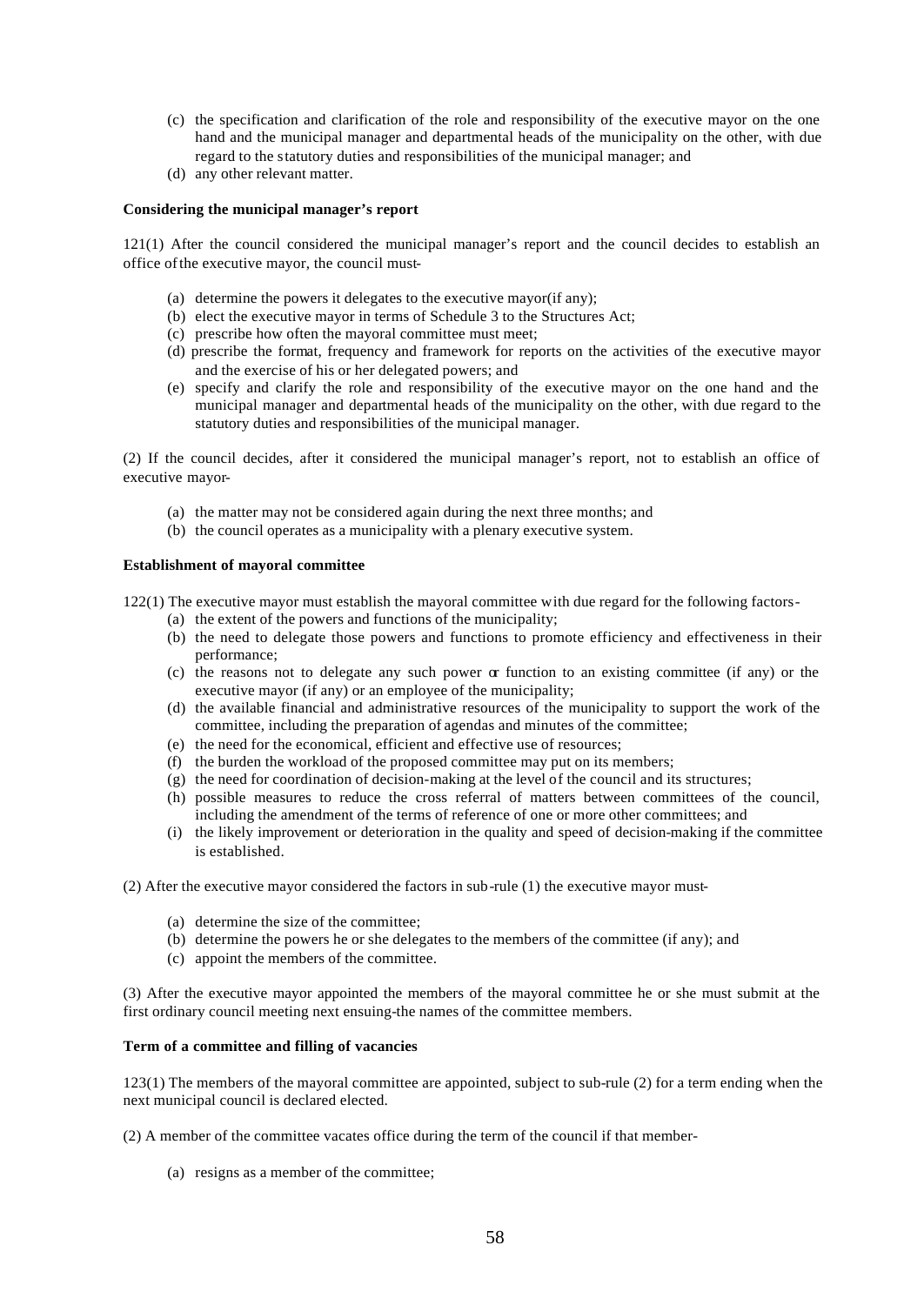(c) the specification and clarification of the role and responsibility of the executive mayor on the one hand and the municipal manager and departmental heads of the municipality on the other, with due regard to the statutory duties and responsibilities of the municipal manager; and
(d) any other relevant matter.

**Considering the municipal manager's report**

121(1) After the council considered the municipal manager's report and the council decides to establish an office of the executive mayor, the council must-

(a) determine the powers it delegates to the executive mayor(if any);
(b) elect the executive mayor in terms of Schedule 3 to the Structures Act;
(c) prescribe how often the mayoral committee must meet;
(d) prescribe the format, frequency and framework for reports on the activities of the executive mayor and the exercise of his or her delegated powers; and
(e) specify and clarify the role and responsibility of the executive mayor on the one hand and the municipal manager and departmental heads of the municipality on the other, with due regard to the statutory duties and responsibilities of the municipal manager.

(2) If the council decides, after it considered the municipal manager's report, not to establish an office of executive mayor-

(a) the matter may not be considered again during the next three months; and
(b) the council operates as a municipality with a plenary executive system.

**Establishment of mayoral committee**

122(1) The executive mayor must establish the mayoral committee with due regard for the following factors-

(a) the extent of the powers and functions of the municipality;
(b) the need to delegate those powers and functions to promote efficiency and effectiveness in their performance;
(c) the reasons not to delegate any such power or function to an existing committee (if any) or the executive mayor (if any) or an employee of the municipality;
(d) the available financial and administrative resources of the municipality to support the work of the committee, including the preparation of agendas and minutes of the committee;
(e) the need for the economical, efficient and effective use of resources;
(f) the burden the workload of the proposed committee may put on its members;
(g) the need for coordination of decision-making at the level of the council and its structures;
(h) possible measures to reduce the cross referral of matters between committees of the council, including the amendment of the terms of reference of one or more other committees; and
(i) the likely improvement or deterioration in the quality and speed of decision-making if the committee is established.

(2) After the executive mayor considered the factors in sub-rule (1) the executive mayor must-

(a) determine the size of the committee;
(b) determine the powers he or she delegates to the members of the committee (if any); and
(c) appoint the members of the committee.

(3) After the executive mayor appointed the members of the mayoral committee he or she must submit at the first ordinary council meeting next ensuing-the names of the committee members.

**Term of a committee and filling of vacancies**

123(1) The members of the mayoral committee are appointed, subject to sub-rule (2) for a term ending when the next municipal council is declared elected.

(2) A member of the committee vacates office during the term of the council if that member-

(a) resigns as a member of the committee;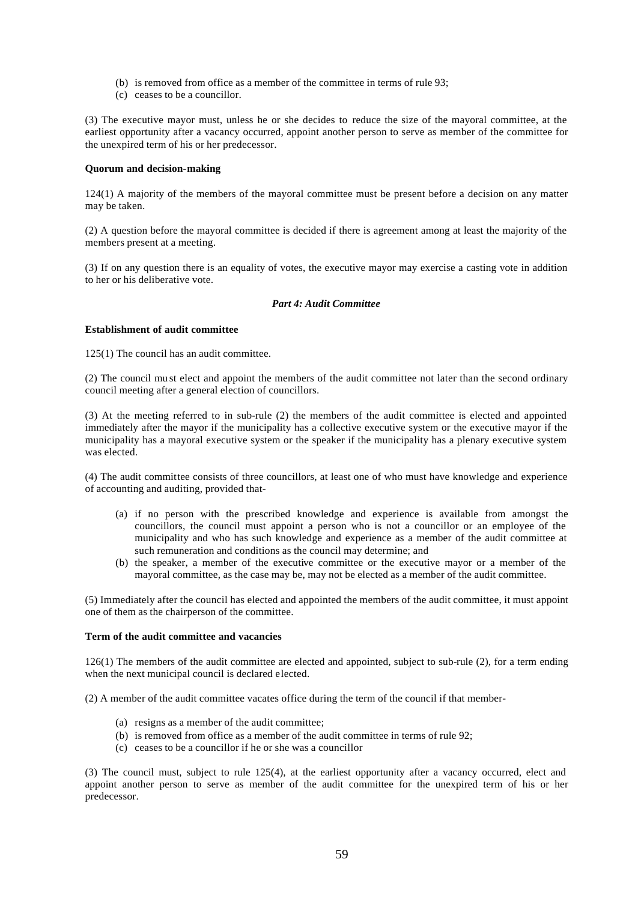(b) is removed from office as a member of the committee in terms of rule 93;
(c) ceases to be a councillor.

(3) The executive mayor must, unless he or she decides to reduce the size of the mayoral committee, at the earliest opportunity after a vacancy occurred, appoint another person to serve as member of the committee for the unexpired term of his or her predecessor.

**Quorum and decision-making**

124(1) A majority of the members of the mayoral committee must be present before a decision on any matter may be taken.

(2) A question before the mayoral committee is decided if there is agreement among at least the majority of the members present at a meeting.

(3) If on any question there is an equality of votes, the executive mayor may exercise a casting vote in addition to her or his deliberative vote.

***Part 4: Audit Committee***

**Establishment of audit committee**

125(1) The council has an audit committee.

(2) The council must elect and appoint the members of the audit committee not later than the second ordinary council meeting after a general election of councillors.

(3) At the meeting referred to in sub-rule (2) the members of the audit committee is elected and appointed immediately after the mayor if the municipality has a collective executive system or the executive mayor if the municipality has a mayoral executive system or the speaker if the municipality has a plenary executive system was elected.

(4) The audit committee consists of three councillors, at least one of who must have knowledge and experience of accounting and auditing, provided that-

(a) if no person with the prescribed knowledge and experience is available from amongst the councillors, the council must appoint a person who is not a councillor or an employee of the municipality and who has such knowledge and experience as a member of the audit committee at such remuneration and conditions as the council may determine; and
(b) the speaker, a member of the executive committee or the executive mayor or a member of the mayoral committee, as the case may be, may not be elected as a member of the audit committee.

(5) Immediately after the council has elected and appointed the members of the audit committee, it must appoint one of them as the chairperson of the committee.

**Term of the audit committee and vacancies**

126(1) The members of the audit committee are elected and appointed, subject to sub-rule (2), for a term ending when the next municipal council is declared elected.

(2) A member of the audit committee vacates office during the term of the council if that member-

(a) resigns as a member of the audit committee;
(b) is removed from office as a member of the audit committee in terms of rule 92;
(c) ceases to be a councillor if he or she was a councillor

(3) The council must, subject to rule 125(4), at the earliest opportunity after a vacancy occurred, elect and appoint another person to serve as member of the audit committee for the unexpired term of his or her predecessor.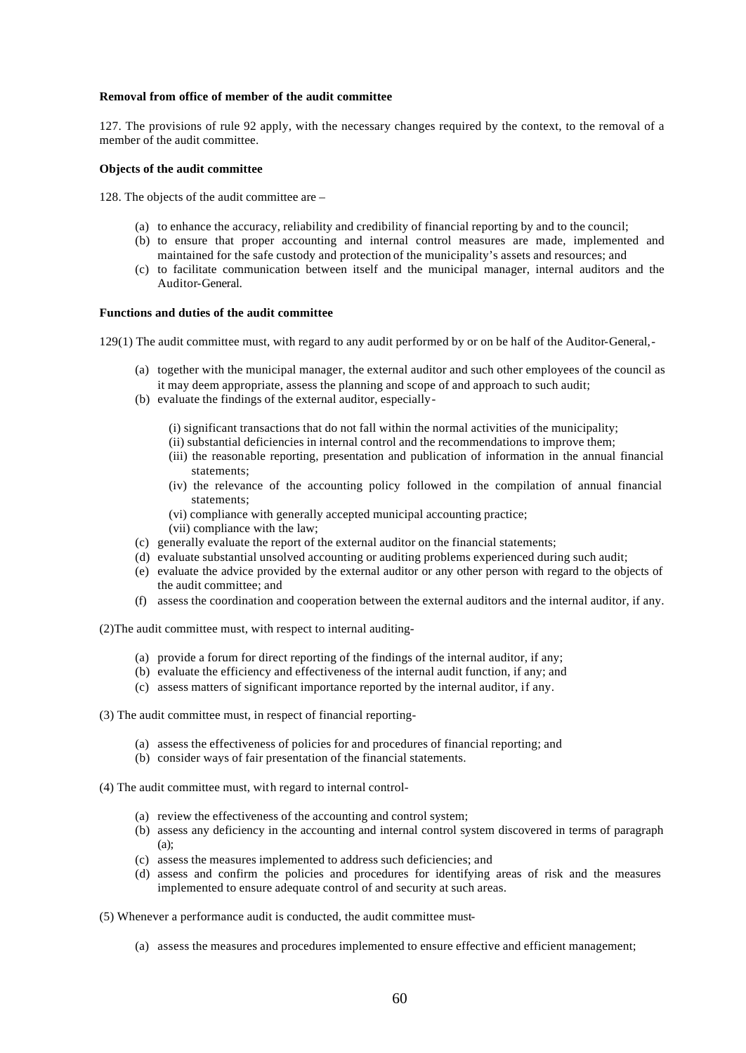**Removal from office of member of the audit committee**

127. The provisions of rule 92 apply, with the necessary changes required by the context, to the removal of a member of the audit committee.

**Objects of the audit committee**

128. The objects of the audit committee are –

(a) to enhance the accuracy, reliability and credibility of financial reporting by and to the council;
(b) to ensure that proper accounting and internal control measures are made, implemented and maintained for the safe custody and protection of the municipality's assets and resources; and
(c) to facilitate communication between itself and the municipal manager, internal auditors and the Auditor-General.

**Functions and duties of the audit committee**

129(1) The audit committee must, with regard to any audit performed by or on be half of the Auditor-General,-

(a) together with the municipal manager, the external auditor and such other employees of the council as it may deem appropriate, assess the planning and scope of and approach to such audit;
(b) evaluate the findings of the external auditor, especially-
    (i) significant transactions that do not fall within the normal activities of the municipality;
    (ii) substantial deficiencies in internal control and the recommendations to improve them;
    (iii) the reasonable reporting, presentation and publication of information in the annual financial statements;
    (iv) the relevance of the accounting policy followed in the compilation of annual financial statements;
    (vi) compliance with generally accepted municipal accounting practice;
    (vii) compliance with the law;
(c) generally evaluate the report of the external auditor on the financial statements;
(d) evaluate substantial unsolved accounting or auditing problems experienced during such audit;
(e) evaluate the advice provided by the external auditor or any other person with regard to the objects of the audit committee; and
(f) assess the coordination and cooperation between the external auditors and the internal auditor, if any.

(2)The audit committee must, with respect to internal auditing-

(a) provide a forum for direct reporting of the findings of the internal auditor, if any;
(b) evaluate the efficiency and effectiveness of the internal audit function, if any; and
(c) assess matters of significant importance reported by the internal auditor, if any.

(3) The audit committee must, in respect of financial reporting-

(a) assess the effectiveness of policies for and procedures of financial reporting; and
(b) consider ways of fair presentation of the financial statements.

(4) The audit committee must, with regard to internal control-

(a) review the effectiveness of the accounting and control system;
(b) assess any deficiency in the accounting and internal control system discovered in terms of paragraph (a);
(c) assess the measures implemented to address such deficiencies; and
(d) assess and confirm the policies and procedures for identifying areas of risk and the measures implemented to ensure adequate control of and security at such areas.

(5) Whenever a performance audit is conducted, the audit committee must-

(a) assess the measures and procedures implemented to ensure effective and efficient management;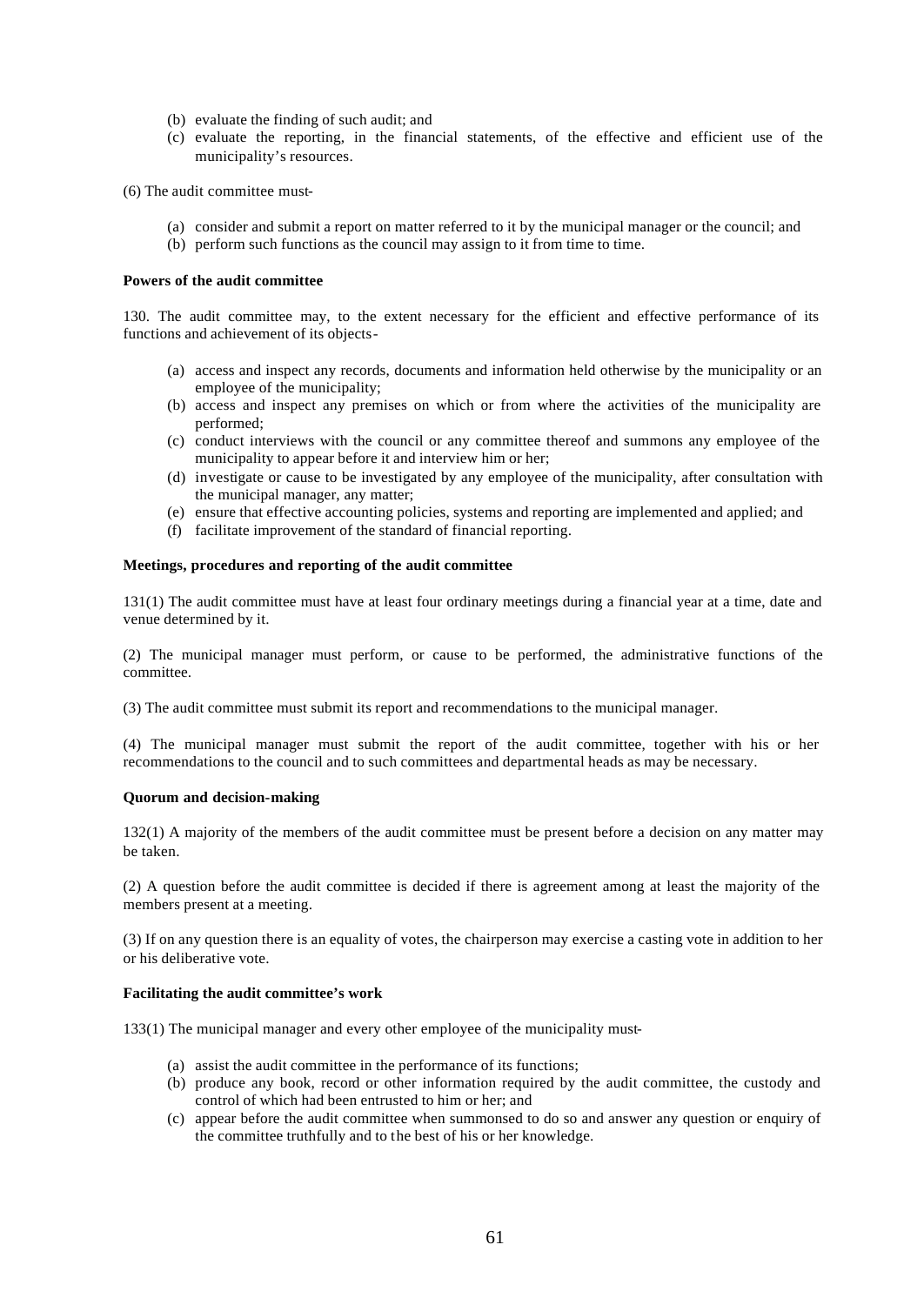(b) evaluate the finding of such audit; and

(c) evaluate the reporting, in the financial statements, of the effective and efficient use of the municipality's resources.

(6) The audit committee must-

(a) consider and submit a report on matter referred to it by the municipal manager or the council; and

(b) perform such functions as the council may assign to it from time to time.

**Powers of the audit committee**

130. The audit committee may, to the extent necessary for the efficient and effective performance of its functions and achievement of its objects-

(a) access and inspect any records, documents and information held otherwise by the municipality or an employee of the municipality;

(b) access and inspect any premises on which or from where the activities of the municipality are performed;

(c) conduct interviews with the council or any committee thereof and summons any employee of the municipality to appear before it and interview him or her;

(d) investigate or cause to be investigated by any employee of the municipality, after consultation with the municipal manager, any matter;

(e) ensure that effective accounting policies, systems and reporting are implemented and applied; and

(f) facilitate improvement of the standard of financial reporting.

**Meetings, procedures and reporting of the audit committee**

131(1) The audit committee must have at least four ordinary meetings during a financial year at a time, date and venue determined by it.

(2) The municipal manager must perform, or cause to be performed, the administrative functions of the committee.

(3) The audit committee must submit its report and recommendations to the municipal manager.

(4) The municipal manager must submit the report of the audit committee, together with his or her recommendations to the council and to such committees and departmental heads as may be necessary.

**Quorum and decision-making**

132(1) A majority of the members of the audit committee must be present before a decision on any matter may be taken.

(2) A question before the audit committee is decided if there is agreement among at least the majority of the members present at a meeting.

(3) If on any question there is an equality of votes, the chairperson may exercise a casting vote in addition to her or his deliberative vote.

**Facilitating the audit committee's work**

133(1) The municipal manager and every other employee of the municipality must-

(a) assist the audit committee in the performance of its functions;

(b) produce any book, record or other information required by the audit committee, the custody and control of which had been entrusted to him or her; and

(c) appear before the audit committee when summonsed to do so and answer any question or enquiry of the committee truthfully and to the best of his or her knowledge.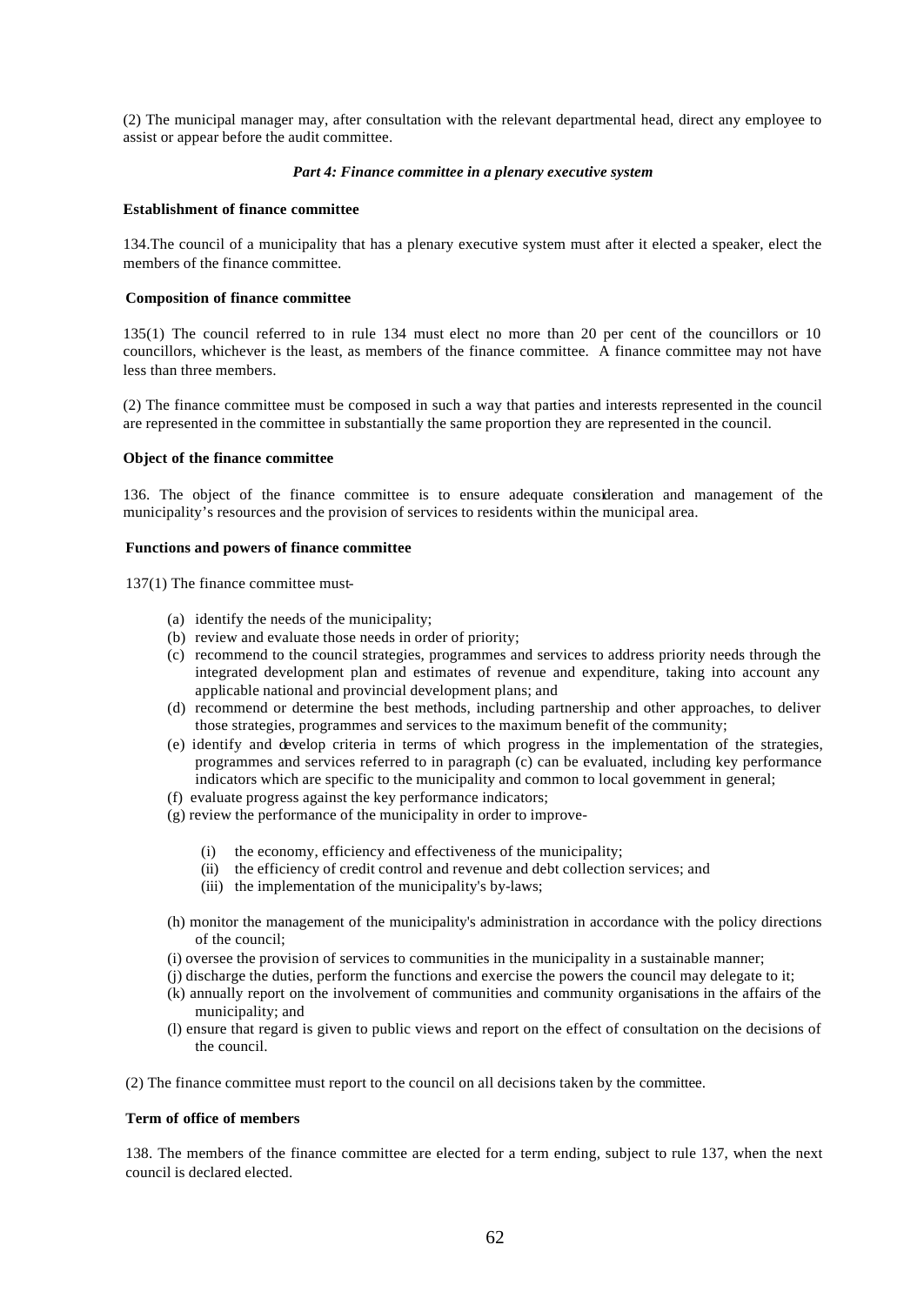(2) The municipal manager may, after consultation with the relevant departmental head, direct any employee to assist or appear before the audit committee.

***Part 4: Finance committee in a plenary executive system***

**Establishment of finance committee**

134.The council of a municipality that has a plenary executive system must after it elected a speaker, elect the members of the finance committee.

**Composition of finance committee**

135(1) The council referred to in rule 134 must elect no more than 20 per cent of the councillors or 10 councillors, whichever is the least, as members of the finance committee. A finance committee may not have less than three members.

(2) The finance committee must be composed in such a way that parties and interests represented in the council are represented in the committee in substantially the same proportion they are represented in the council.

**Object of the finance committee**

136. The object of the finance committee is to ensure adequate consideration and management of the municipality's resources and the provision of services to residents within the municipal area.

**Functions and powers of finance committee**

137(1) The finance committee must-

- (a) identify the needs of the municipality;
- (b) review and evaluate those needs in order of priority;
- (c) recommend to the council strategies, programmes and services to address priority needs through the integrated development plan and estimates of revenue and expenditure, taking into account any applicable national and provincial development plans; and
- (d) recommend or determine the best methods, including partnership and other approaches, to deliver those strategies, programmes and services to the maximum benefit of the community;
- (e) identify and develop criteria in terms of which progress in the implementation of the strategies, programmes and services referred to in paragraph (c) can be evaluated, including key performance indicators which are specific to the municipality and common to local government in general;
- (f) evaluate progress against the key performance indicators;
- (g) review the performance of the municipality in order to improve-
  - (i) the economy, efficiency and effectiveness of the municipality;
  - (ii) the efficiency of credit control and revenue and debt collection services; and
  - (iii) the implementation of the municipality's by-laws;
- (h) monitor the management of the municipality's administration in accordance with the policy directions of the council;
- (i) oversee the provision of services to communities in the municipality in a sustainable manner;
- (j) discharge the duties, perform the functions and exercise the powers the council may delegate to it;
- (k) annually report on the involvement of communities and community organisations in the affairs of the municipality; and
- (l) ensure that regard is given to public views and report on the effect of consultation on the decisions of the council.

(2) The finance committee must report to the council on all decisions taken by the committee.

**Term of office of members**

138. The members of the finance committee are elected for a term ending, subject to rule 137, when the next council is declared elected.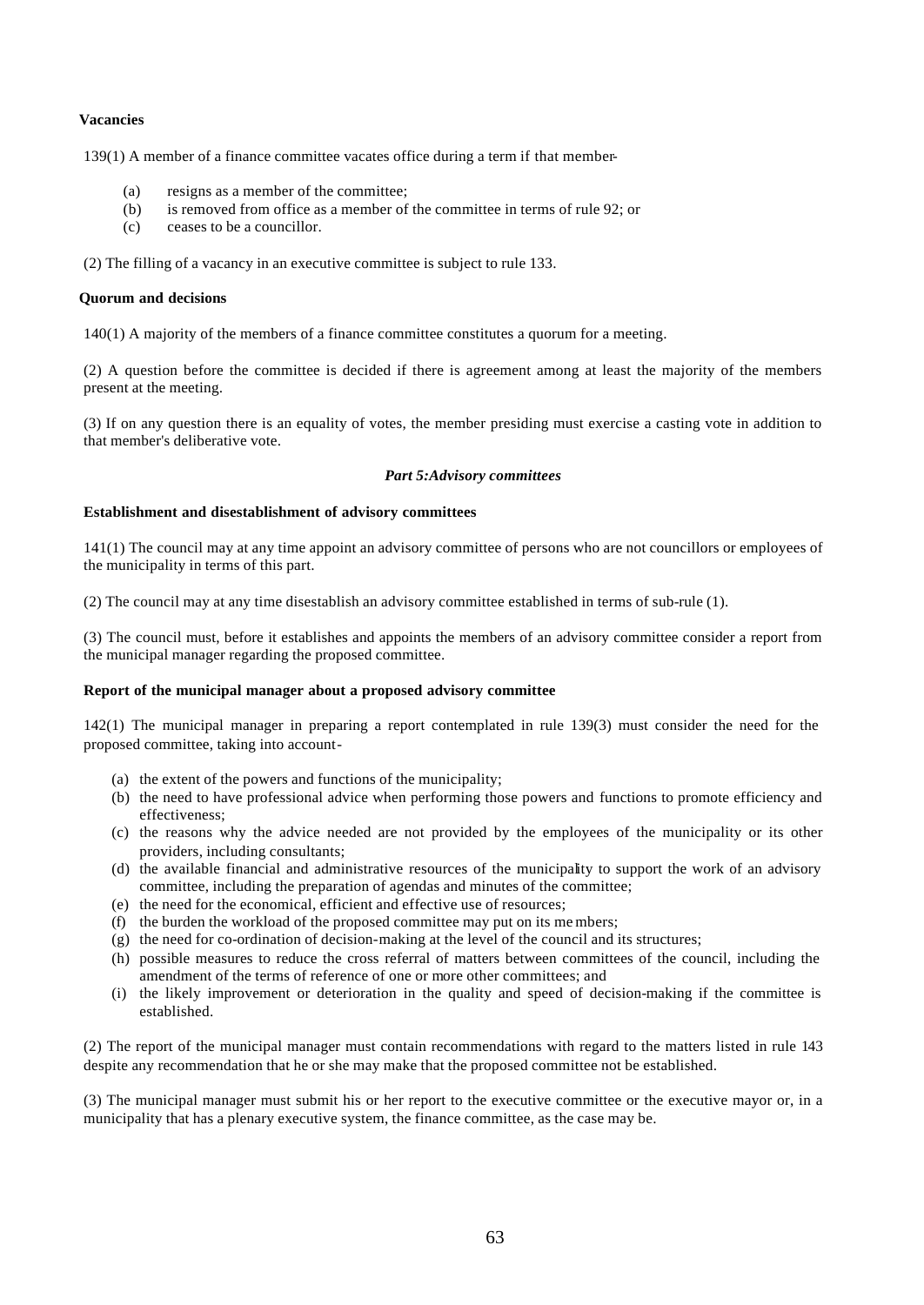**Vacancies**

139(1) A member of a finance committee vacates office during a term if that member-

- (a) resigns as a member of the committee;
- (b) is removed from office as a member of the committee in terms of rule 92; or
- (c) ceases to be a councillor.

(2) The filling of a vacancy in an executive committee is subject to rule 133.

**Quorum and decisions**

140(1) A majority of the members of a finance committee constitutes a quorum for a meeting.

(2) A question before the committee is decided if there is agreement among at least the majority of the members present at the meeting.

(3) If on any question there is an equality of votes, the member presiding must exercise a casting vote in addition to that member's deliberative vote.

***Part 5:Advisory committees***

**Establishment and disestablishment of advisory committees**

141(1) The council may at any time appoint an advisory committee of persons who are not councillors or employees of the municipality in terms of this part.

(2) The council may at any time disestablish an advisory committee established in terms of sub-rule (1).

(3) The council must, before it establishes and appoints the members of an advisory committee consider a report from the municipal manager regarding the proposed committee.

**Report of the municipal manager about a proposed advisory committee**

142(1) The municipal manager in preparing a report contemplated in rule 139(3) must consider the need for the proposed committee, taking into account-

- (a) the extent of the powers and functions of the municipality;
- (b) the need to have professional advice when performing those powers and functions to promote efficiency and effectiveness;
- (c) the reasons why the advice needed are not provided by the employees of the municipality or its other providers, including consultants;
- (d) the available financial and administrative resources of the municipality to support the work of an advisory committee, including the preparation of agendas and minutes of the committee;
- (e) the need for the economical, efficient and effective use of resources;
- (f) the burden the workload of the proposed committee may put on its members;
- (g) the need for co-ordination of decision-making at the level of the council and its structures;
- (h) possible measures to reduce the cross referral of matters between committees of the council, including the amendment of the terms of reference of one or more other committees; and
- (i) the likely improvement or deterioration in the quality and speed of decision-making if the committee is established.

(2) The report of the municipal manager must contain recommendations with regard to the matters listed in rule 143 despite any recommendation that he or she may make that the proposed committee not be established.

(3) The municipal manager must submit his or her report to the executive committee or the executive mayor or, in a municipality that has a plenary executive system, the finance committee, as the case may be.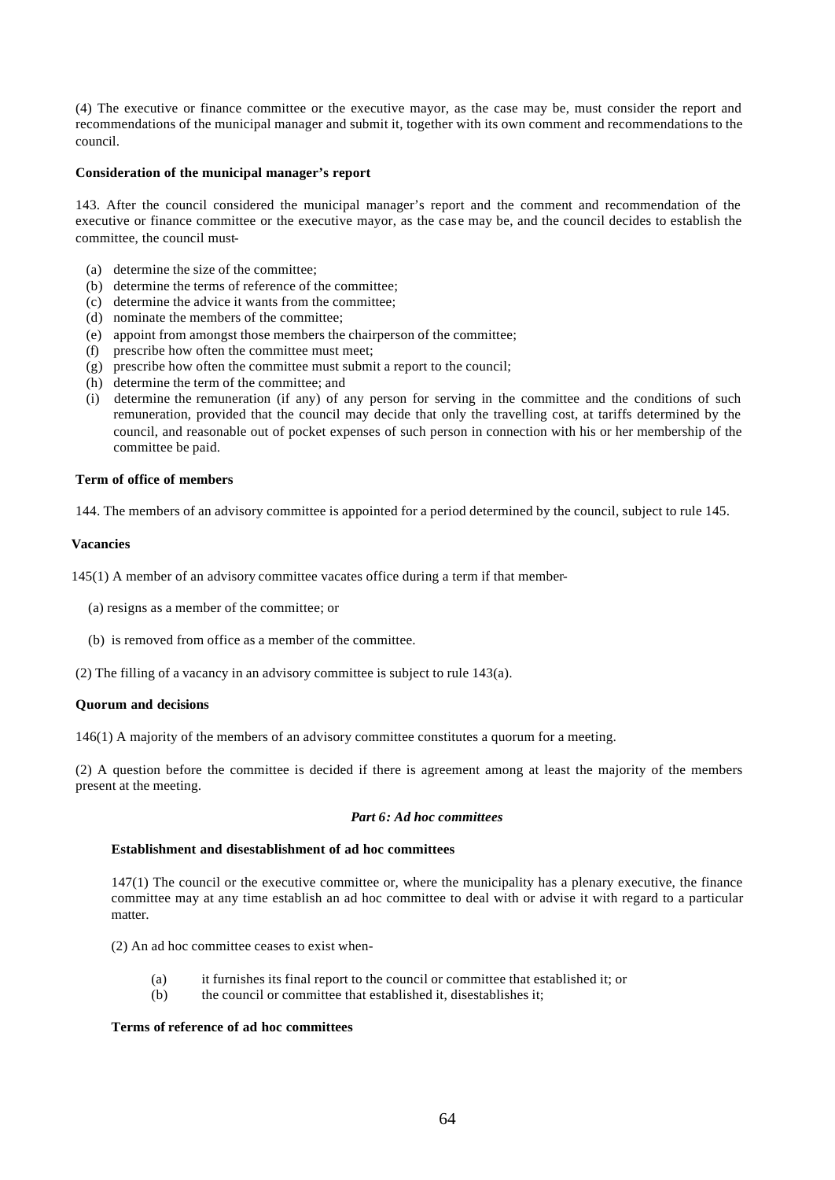(4) The executive or finance committee or the executive mayor, as the case may be, must consider the report and recommendations of the municipal manager and submit it, together with its own comment and recommendations to the council.

**Consideration of the municipal manager's report**

143. After the council considered the municipal manager's report and the comment and recommendation of the executive or finance committee or the executive mayor, as the case may be, and the council decides to establish the committee, the council must-

(a) determine the size of the committee;
(b) determine the terms of reference of the committee;
(c) determine the advice it wants from the committee;
(d) nominate the members of the committee;
(e) appoint from amongst those members the chairperson of the committee;
(f) prescribe how often the committee must meet;
(g) prescribe how often the committee must submit a report to the council;
(h) determine the term of the committee; and
(i) determine the remuneration (if any) of any person for serving in the committee and the conditions of such remuneration, provided that the council may decide that only the travelling cost, at tariffs determined by the council, and reasonable out of pocket expenses of such person in connection with his or her membership of the committee be paid.

**Term of office of members**

144. The members of an advisory committee is appointed for a period determined by the council, subject to rule 145.

**Vacancies**

145(1) A member of an advisory committee vacates office during a term if that member-

(a) resigns as a member of the committee; or

(b) is removed from office as a member of the committee.

(2) The filling of a vacancy in an advisory committee is subject to rule 143(a).

**Quorum and decisions**

146(1) A majority of the members of an advisory committee constitutes a quorum for a meeting.

(2) A question before the committee is decided if there is agreement among at least the majority of the members present at the meeting.

***Part 6: Ad hoc committees***

**Establishment and disestablishment of ad hoc committees**

147(1) The council or the executive committee or, where the municipality has a plenary executive, the finance committee may at any time establish an ad hoc committee to deal with or advise it with regard to a particular matter.

(2) An ad hoc committee ceases to exist when-

(a) it furnishes its final report to the council or committee that established it; or
(b) the council or committee that established it, disestablishes it;

**Terms of reference of ad hoc committees**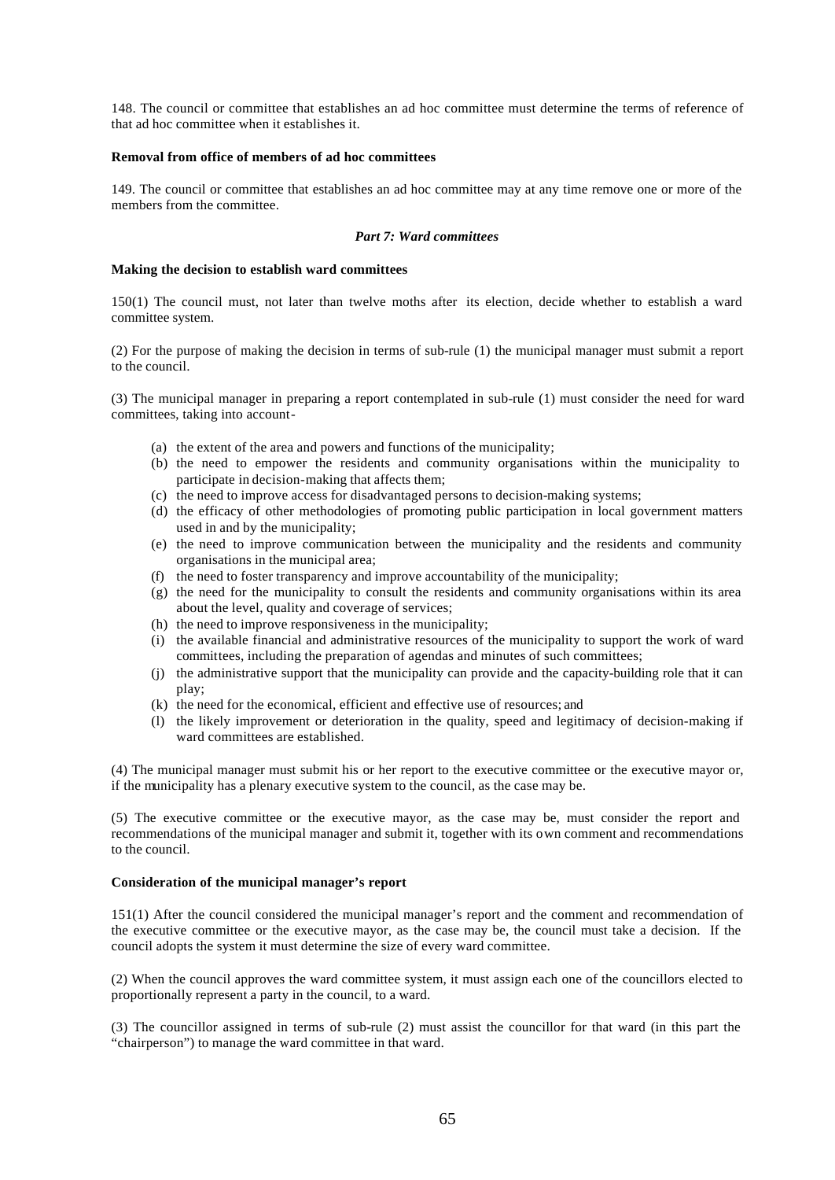148. The council or committee that establishes an ad hoc committee must determine the terms of reference of that ad hoc committee when it establishes it.

**Removal from office of members of ad hoc committees**

149. The council or committee that establishes an ad hoc committee may at any time remove one or more of the members from the committee.

***Part 7: Ward committees***

**Making the decision to establish ward committees**

150(1) The council must, not later than twelve moths after its election, decide whether to establish a ward committee system.

(2) For the purpose of making the decision in terms of sub-rule (1) the municipal manager must submit a report to the council.

(3) The municipal manager in preparing a report contemplated in sub-rule (1) must consider the need for ward committees, taking into account-

- (a) the extent of the area and powers and functions of the municipality;
- (b) the need to empower the residents and community organisations within the municipality to participate in decision-making that affects them;
- (c) the need to improve access for disadvantaged persons to decision-making systems;
- (d) the efficacy of other methodologies of promoting public participation in local government matters used in and by the municipality;
- (e) the need to improve communication between the municipality and the residents and community organisations in the municipal area;
- (f) the need to foster transparency and improve accountability of the municipality;
- (g) the need for the municipality to consult the residents and community organisations within its area about the level, quality and coverage of services;
- (h) the need to improve responsiveness in the municipality;
- (i) the available financial and administrative resources of the municipality to support the work of ward committees, including the preparation of agendas and minutes of such committees;
- (j) the administrative support that the municipality can provide and the capacity-building role that it can play;
- (k) the need for the economical, efficient and effective use of resources; and
- (l) the likely improvement or deterioration in the quality, speed and legitimacy of decision-making if ward committees are established.

(4) The municipal manager must submit his or her report to the executive committee or the executive mayor or, if the municipality has a plenary executive system to the council, as the case may be.

(5) The executive committee or the executive mayor, as the case may be, must consider the report and recommendations of the municipal manager and submit it, together with its own comment and recommendations to the council.

**Consideration of the municipal manager's report**

151(1) After the council considered the municipal manager's report and the comment and recommendation of the executive committee or the executive mayor, as the case may be, the council must take a decision. If the council adopts the system it must determine the size of every ward committee.

(2) When the council approves the ward committee system, it must assign each one of the councillors elected to proportionally represent a party in the council, to a ward.

(3) The councillor assigned in terms of sub-rule (2) must assist the councillor for that ward (in this part the "chairperson") to manage the ward committee in that ward.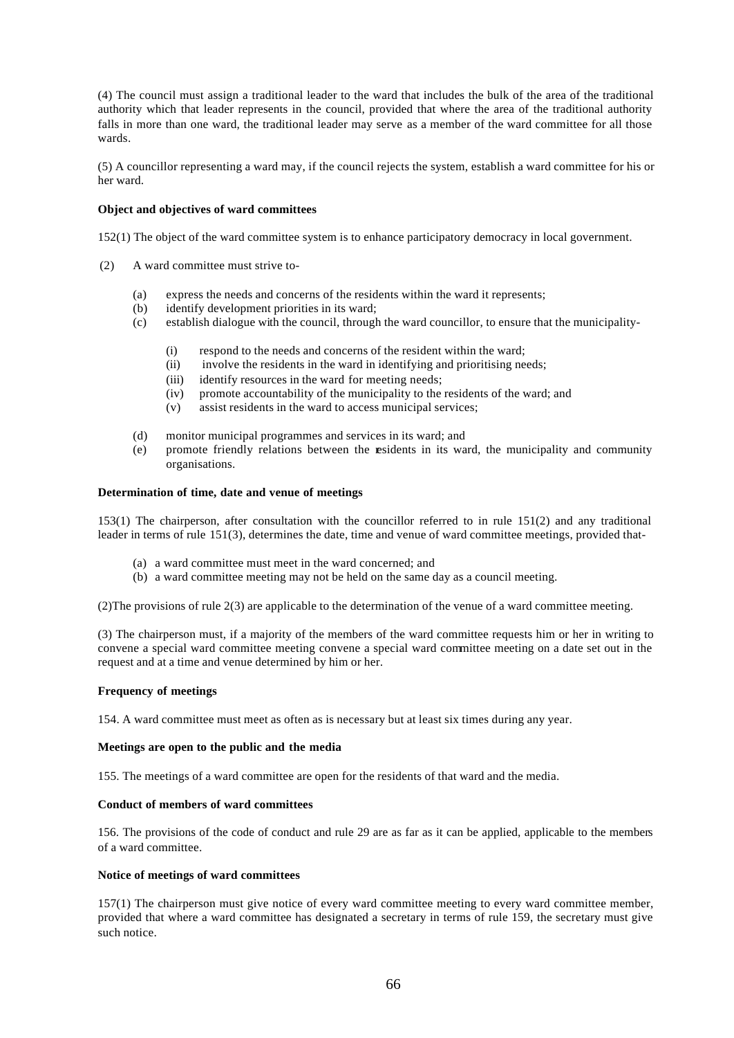(4) The council must assign a traditional leader to the ward that includes the bulk of the area of the traditional authority which that leader represents in the council, provided that where the area of the traditional authority falls in more than one ward, the traditional leader may serve as a member of the ward committee for all those wards.

(5) A councillor representing a ward may, if the council rejects the system, establish a ward committee for his or her ward.

**Object and objectives of ward committees**

152(1) The object of the ward committee system is to enhance participatory democracy in local government.

(2) A ward committee must strive to-

- (a) express the needs and concerns of the residents within the ward it represents;
- (b) identify development priorities in its ward;
- (c) establish dialogue with the council, through the ward councillor, to ensure that the municipality-
  - (i) respond to the needs and concerns of the resident within the ward;
  - (ii) involve the residents in the ward in identifying and prioritising needs;
  - (iii) identify resources in the ward for meeting needs;
  - (iv) promote accountability of the municipality to the residents of the ward; and
  - (v) assist residents in the ward to access municipal services;
- (d) monitor municipal programmes and services in its ward; and
- (e) promote friendly relations between the residents in its ward, the municipality and community organisations.

**Determination of time, date and venue of meetings**

153(1) The chairperson, after consultation with the councillor referred to in rule 151(2) and any traditional leader in terms of rule 151(3), determines the date, time and venue of ward committee meetings, provided that-

- (a) a ward committee must meet in the ward concerned; and
- (b) a ward committee meeting may not be held on the same day as a council meeting.

(2)The provisions of rule 2(3) are applicable to the determination of the venue of a ward committee meeting.

(3) The chairperson must, if a majority of the members of the ward committee requests him or her in writing to convene a special ward committee meeting convene a special ward committee meeting on a date set out in the request and at a time and venue determined by him or her.

**Frequency of meetings**

154. A ward committee must meet as often as is necessary but at least six times during any year.

**Meetings are open to the public and the media**

155. The meetings of a ward committee are open for the residents of that ward and the media.

**Conduct of members of ward committees**

156. The provisions of the code of conduct and rule 29 are as far as it can be applied, applicable to the members of a ward committee.

**Notice of meetings of ward committees**

157(1) The chairperson must give notice of every ward committee meeting to every ward committee member, provided that where a ward committee has designated a secretary in terms of rule 159, the secretary must give such notice.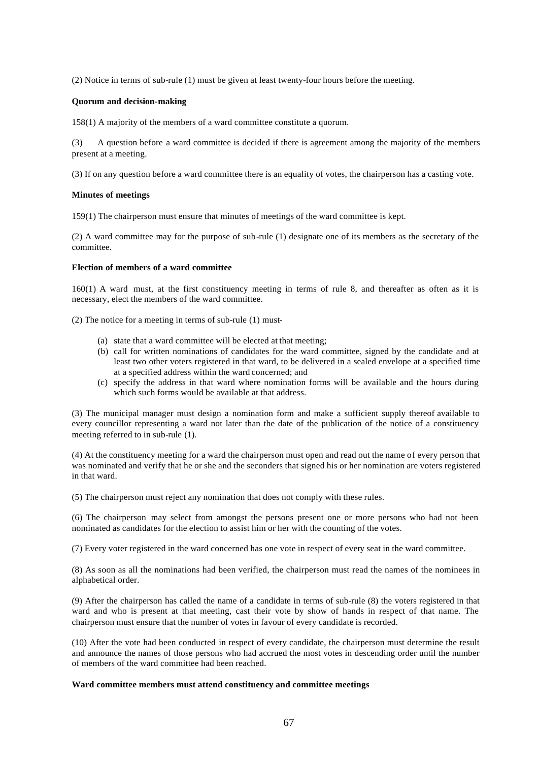(2) Notice in terms of sub-rule (1) must be given at least twenty-four hours before the meeting.

**Quorum and decision-making**

158(1) A majority of the members of a ward committee constitute a quorum.

(3) A question before a ward committee is decided if there is agreement among the majority of the members present at a meeting.

(3) If on any question before a ward committee there is an equality of votes, the chairperson has a casting vote.

**Minutes of meetings**

159(1) The chairperson must ensure that minutes of meetings of the ward committee is kept.

(2) A ward committee may for the purpose of sub-rule (1) designate one of its members as the secretary of the committee.

**Election of members of a ward committee**

160(1) A ward must, at the first constituency meeting in terms of rule 8, and thereafter as often as it is necessary, elect the members of the ward committee.

(2) The notice for a meeting in terms of sub-rule (1) must-

- (a) state that a ward committee will be elected at that meeting;
- (b) call for written nominations of candidates for the ward committee, signed by the candidate and at least two other voters registered in that ward, to be delivered in a sealed envelope at a specified time at a specified address within the ward concerned; and
- (c) specify the address in that ward where nomination forms will be available and the hours during which such forms would be available at that address.

(3) The municipal manager must design a nomination form and make a sufficient supply thereof available to every councillor representing a ward not later than the date of the publication of the notice of a constituency meeting referred to in sub-rule (1).

(4) At the constituency meeting for a ward the chairperson must open and read out the name of every person that was nominated and verify that he or she and the seconders that signed his or her nomination are voters registered in that ward.

(5) The chairperson must reject any nomination that does not comply with these rules.

(6) The chairperson may select from amongst the persons present one or more persons who had not been nominated as candidates for the election to assist him or her with the counting of the votes.

(7) Every voter registered in the ward concerned has one vote in respect of every seat in the ward committee.

(8) As soon as all the nominations had been verified, the chairperson must read the names of the nominees in alphabetical order.

(9) After the chairperson has called the name of a candidate in terms of sub-rule (8) the voters registered in that ward and who is present at that meeting, cast their vote by show of hands in respect of that name. The chairperson must ensure that the number of votes in favour of every candidate is recorded.

(10) After the vote had been conducted in respect of every candidate, the chairperson must determine the result and announce the names of those persons who had accrued the most votes in descending order until the number of members of the ward committee had been reached.

**Ward committee members must attend constituency and committee meetings**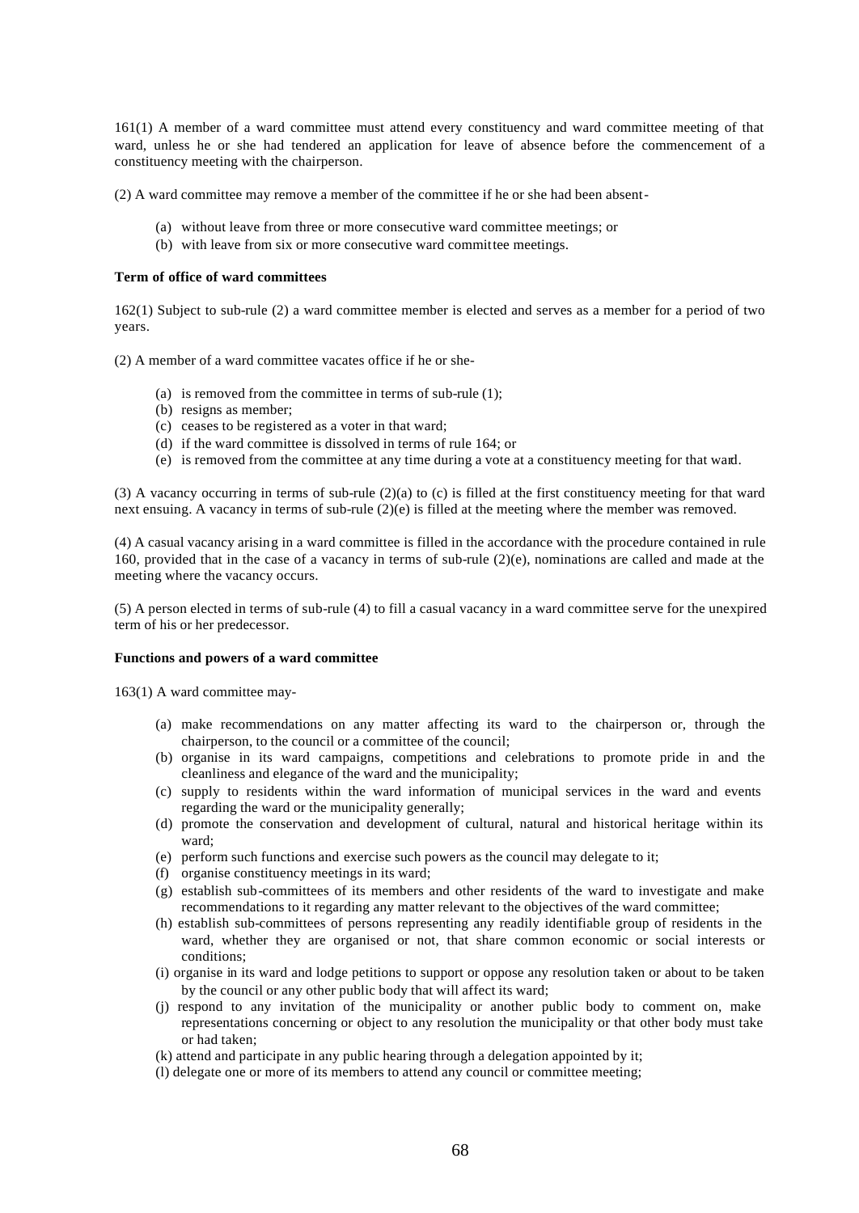161(1) A member of a ward committee must attend every constituency and ward committee meeting of that ward, unless he or she had tendered an application for leave of absence before the commencement of a constituency meeting with the chairperson.

(2) A ward committee may remove a member of the committee if he or she had been absent-

(a) without leave from three or more consecutive ward committee meetings; or
(b) with leave from six or more consecutive ward committee meetings.

**Term of office of ward committees**

162(1) Subject to sub-rule (2) a ward committee member is elected and serves as a member for a period of two years.

(2) A member of a ward committee vacates office if he or she-

(a) is removed from the committee in terms of sub-rule (1);
(b) resigns as member;
(c) ceases to be registered as a voter in that ward;
(d) if the ward committee is dissolved in terms of rule 164; or
(e) is removed from the committee at any time during a vote at a constituency meeting for that ward.

(3) A vacancy occurring in terms of sub-rule (2)(a) to (c) is filled at the first constituency meeting for that ward next ensuing. A vacancy in terms of sub-rule (2)(e) is filled at the meeting where the member was removed.

(4) A casual vacancy arising in a ward committee is filled in the accordance with the procedure contained in rule 160, provided that in the case of a vacancy in terms of sub-rule (2)(e), nominations are called and made at the meeting where the vacancy occurs.

(5) A person elected in terms of sub-rule (4) to fill a casual vacancy in a ward committee serve for the unexpired term of his or her predecessor.

**Functions and powers of a ward committee**

163(1) A ward committee may-

(a) make recommendations on any matter affecting its ward to the chairperson or, through the chairperson, to the council or a committee of the council;
(b) organise in its ward campaigns, competitions and celebrations to promote pride in and the cleanliness and elegance of the ward and the municipality;
(c) supply to residents within the ward information of municipal services in the ward and events regarding the ward or the municipality generally;
(d) promote the conservation and development of cultural, natural and historical heritage within its ward;
(e) perform such functions and exercise such powers as the council may delegate to it;
(f) organise constituency meetings in its ward;
(g) establish sub-committees of its members and other residents of the ward to investigate and make recommendations to it regarding any matter relevant to the objectives of the ward committee;
(h) establish sub-committees of persons representing any readily identifiable group of residents in the ward, whether they are organised or not, that share common economic or social interests or conditions;
(i) organise in its ward and lodge petitions to support or oppose any resolution taken or about to be taken by the council or any other public body that will affect its ward;
(j) respond to any invitation of the municipality or another public body to comment on, make representations concerning or object to any resolution the municipality or that other body must take or had taken;
(k) attend and participate in any public hearing through a delegation appointed by it;
(l) delegate one or more of its members to attend any council or committee meeting;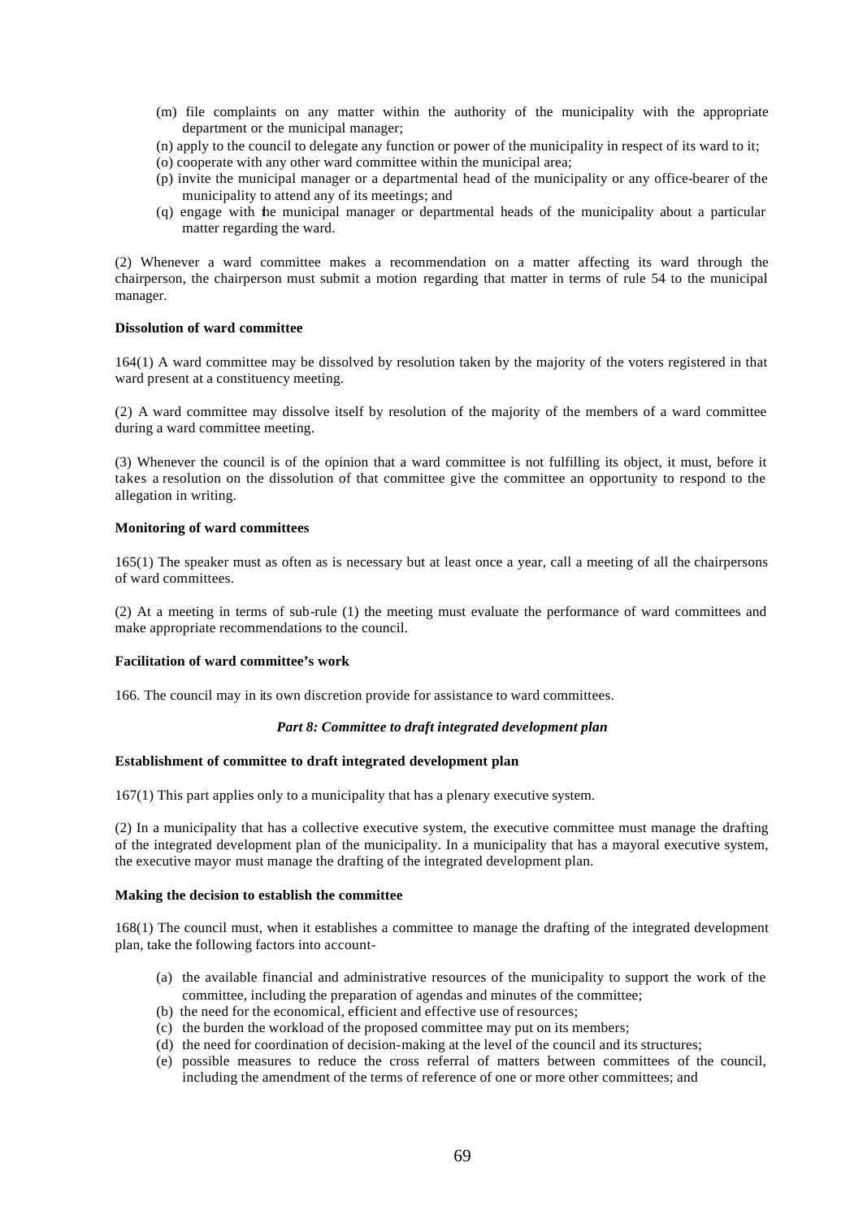(m) file complaints on any matter within the authority of the municipality with the appropriate department or the municipal manager;

(n) apply to the council to delegate any function or power of the municipality in respect of its ward to it;

(o) cooperate with any other ward committee within the municipal area;

(p) invite the municipal manager or a departmental head of the municipality or any office-bearer of the municipality to attend any of its meetings; and

(q) engage with the municipal manager or departmental heads of the municipality about a particular matter regarding the ward.

(2) Whenever a ward committee makes a recommendation on a matter affecting its ward through the chairperson, the chairperson must submit a motion regarding that matter in terms of rule 54 to the municipal manager.

**Dissolution of ward committee**

164(1) A ward committee may be dissolved by resolution taken by the majority of the voters registered in that ward present at a constituency meeting.

(2) A ward committee may dissolve itself by resolution of the majority of the members of a ward committee during a ward committee meeting.

(3) Whenever the council is of the opinion that a ward committee is not fulfilling its object, it must, before it takes a resolution on the dissolution of that committee give the committee an opportunity to respond to the allegation in writing.

**Monitoring of ward committees**

165(1) The speaker must as often as is necessary but at least once a year, call a meeting of all the chairpersons of ward committees.

(2) At a meeting in terms of sub-rule (1) the meeting must evaluate the performance of ward committees and make appropriate recommendations to the council.

**Facilitation of ward committee's work**

166. The council may in its own discretion provide for assistance to ward committees.

***Part 8: Committee to draft integrated development plan***

**Establishment of committee to draft integrated development plan**

167(1) This part applies only to a municipality that has a plenary executive system.

(2) In a municipality that has a collective executive system, the executive committee must manage the drafting of the integrated development plan of the municipality. In a municipality that has a mayoral executive system, the executive mayor must manage the drafting of the integrated development plan.

**Making the decision to establish the committee**

168(1) The council must, when it establishes a committee to manage the drafting of the integrated development plan, take the following factors into account-

(a) the available financial and administrative resources of the municipality to support the work of the committee, including the preparation of agendas and minutes of the committee;

(b) the need for the economical, efficient and effective use of resources;

(c) the burden the workload of the proposed committee may put on its members;

(d) the need for coordination of decision-making at the level of the council and its structures;

(e) possible measures to reduce the cross referral of matters between committees of the council, including the amendment of the terms of reference of one or more other committees; and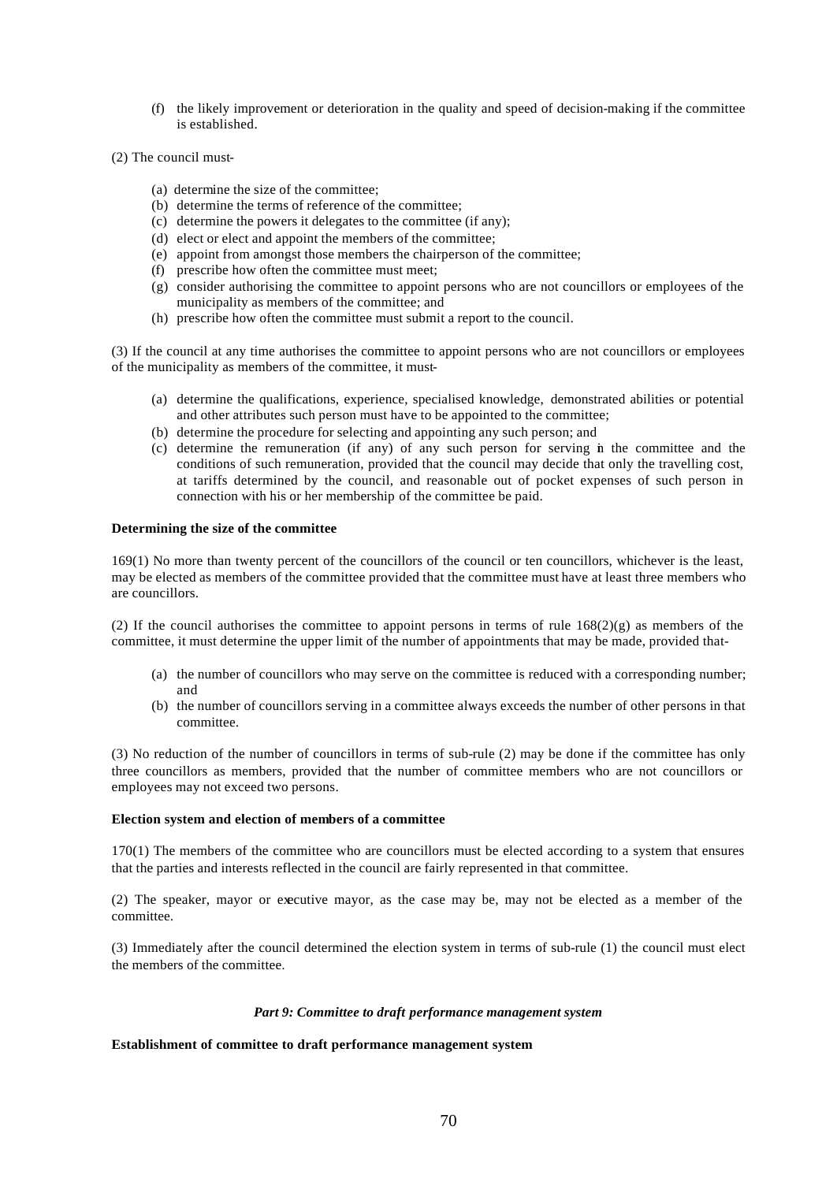(f) the likely improvement or deterioration in the quality and speed of decision-making if the committee is established.

(2) The council must-

(a) determine the size of the committee;
(b) determine the terms of reference of the committee;
(c) determine the powers it delegates to the committee (if any);
(d) elect or elect and appoint the members of the committee;
(e) appoint from amongst those members the chairperson of the committee;
(f) prescribe how often the committee must meet;
(g) consider authorising the committee to appoint persons who are not councillors or employees of the municipality as members of the committee; and
(h) prescribe how often the committee must submit a report to the council.

(3) If the council at any time authorises the committee to appoint persons who are not councillors or employees of the municipality as members of the committee, it must-

(a) determine the qualifications, experience, specialised knowledge, demonstrated abilities or potential and other attributes such person must have to be appointed to the committee;
(b) determine the procedure for selecting and appointing any such person; and
(c) determine the remuneration (if any) of any such person for serving in the committee and the conditions of such remuneration, provided that the council may decide that only the travelling cost, at tariffs determined by the council, and reasonable out of pocket expenses of such person in connection with his or her membership of the committee be paid.

**Determining the size of the committee**

169(1) No more than twenty percent of the councillors of the council or ten councillors, whichever is the least, may be elected as members of the committee provided that the committee must have at least three members who are councillors.

(2) If the council authorises the committee to appoint persons in terms of rule 168(2)(g) as members of the committee, it must determine the upper limit of the number of appointments that may be made, provided that-

(a) the number of councillors who may serve on the committee is reduced with a corresponding number; and
(b) the number of councillors serving in a committee always exceeds the number of other persons in that committee.

(3) No reduction of the number of councillors in terms of sub-rule (2) may be done if the committee has only three councillors as members, provided that the number of committee members who are not councillors or employees may not exceed two persons.

**Election system and election of members of a committee**

170(1) The members of the committee who are councillors must be elected according to a system that ensures that the parties and interests reflected in the council are fairly represented in that committee.

(2) The speaker, mayor or executive mayor, as the case may be, may not be elected as a member of the committee.

(3) Immediately after the council determined the election system in terms of sub-rule (1) the council must elect the members of the committee.

***Part 9: Committee to draft performance management system***

**Establishment of committee to draft performance management system**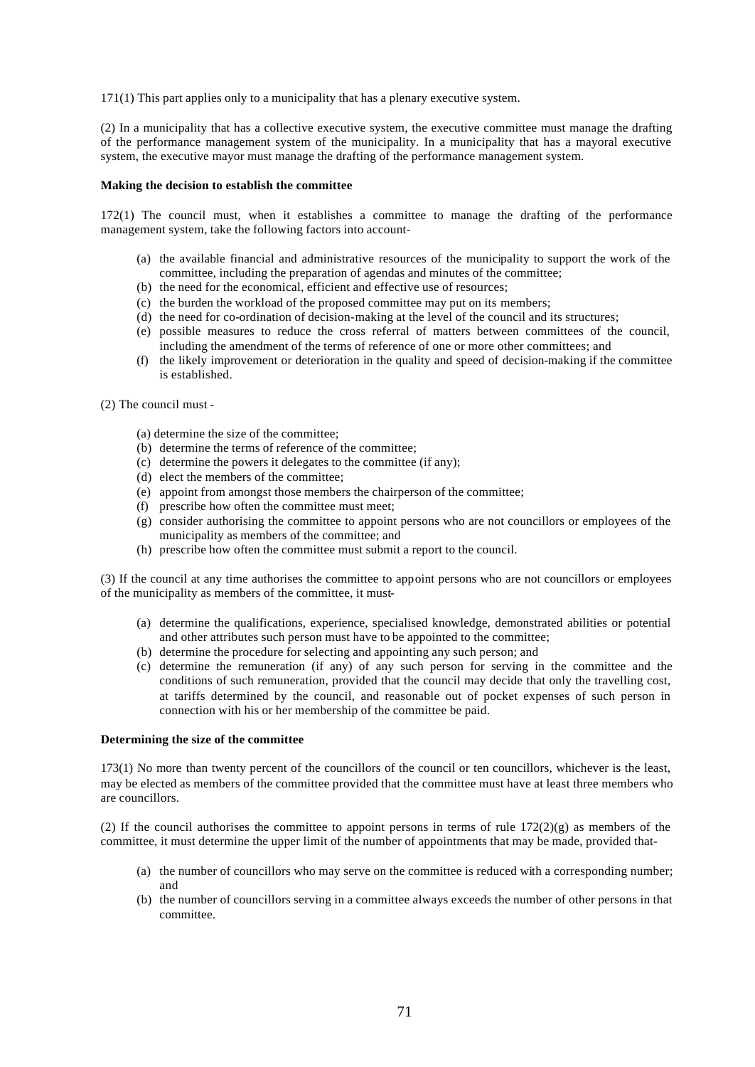171(1) This part applies only to a municipality that has a plenary executive system.

(2) In a municipality that has a collective executive system, the executive committee must manage the drafting of the performance management system of the municipality. In a municipality that has a mayoral executive system, the executive mayor must manage the drafting of the performance management system.

**Making the decision to establish the committee**

172(1) The council must, when it establishes a committee to manage the drafting of the performance management system, take the following factors into account-

(a) the available financial and administrative resources of the municipality to support the work of the committee, including the preparation of agendas and minutes of the committee;
(b) the need for the economical, efficient and effective use of resources;
(c) the burden the workload of the proposed committee may put on its members;
(d) the need for co-ordination of decision-making at the level of the council and its structures;
(e) possible measures to reduce the cross referral of matters between committees of the council, including the amendment of the terms of reference of one or more other committees; and
(f) the likely improvement or deterioration in the quality and speed of decision-making if the committee is established.

(2) The council must -

(a) determine the size of the committee;
(b) determine the terms of reference of the committee;
(c) determine the powers it delegates to the committee (if any);
(d) elect the members of the committee;
(e) appoint from amongst those members the chairperson of the committee;
(f) prescribe how often the committee must meet;
(g) consider authorising the committee to appoint persons who are not councillors or employees of the municipality as members of the committee; and
(h) prescribe how often the committee must submit a report to the council.

(3) If the council at any time authorises the committee to appoint persons who are not councillors or employees of the municipality as members of the committee, it must-

(a) determine the qualifications, experience, specialised knowledge, demonstrated abilities or potential and other attributes such person must have to be appointed to the committee;
(b) determine the procedure for selecting and appointing any such person; and
(c) determine the remuneration (if any) of any such person for serving in the committee and the conditions of such remuneration, provided that the council may decide that only the travelling cost, at tariffs determined by the council, and reasonable out of pocket expenses of such person in connection with his or her membership of the committee be paid.

**Determining the size of the committee**

173(1) No more than twenty percent of the councillors of the council or ten councillors, whichever is the least, may be elected as members of the committee provided that the committee must have at least three members who are councillors.

(2) If the council authorises the committee to appoint persons in terms of rule 172(2)(g) as members of the committee, it must determine the upper limit of the number of appointments that may be made, provided that-

(a) the number of councillors who may serve on the committee is reduced with a corresponding number; and
(b) the number of councillors serving in a committee always exceeds the number of other persons in that committee.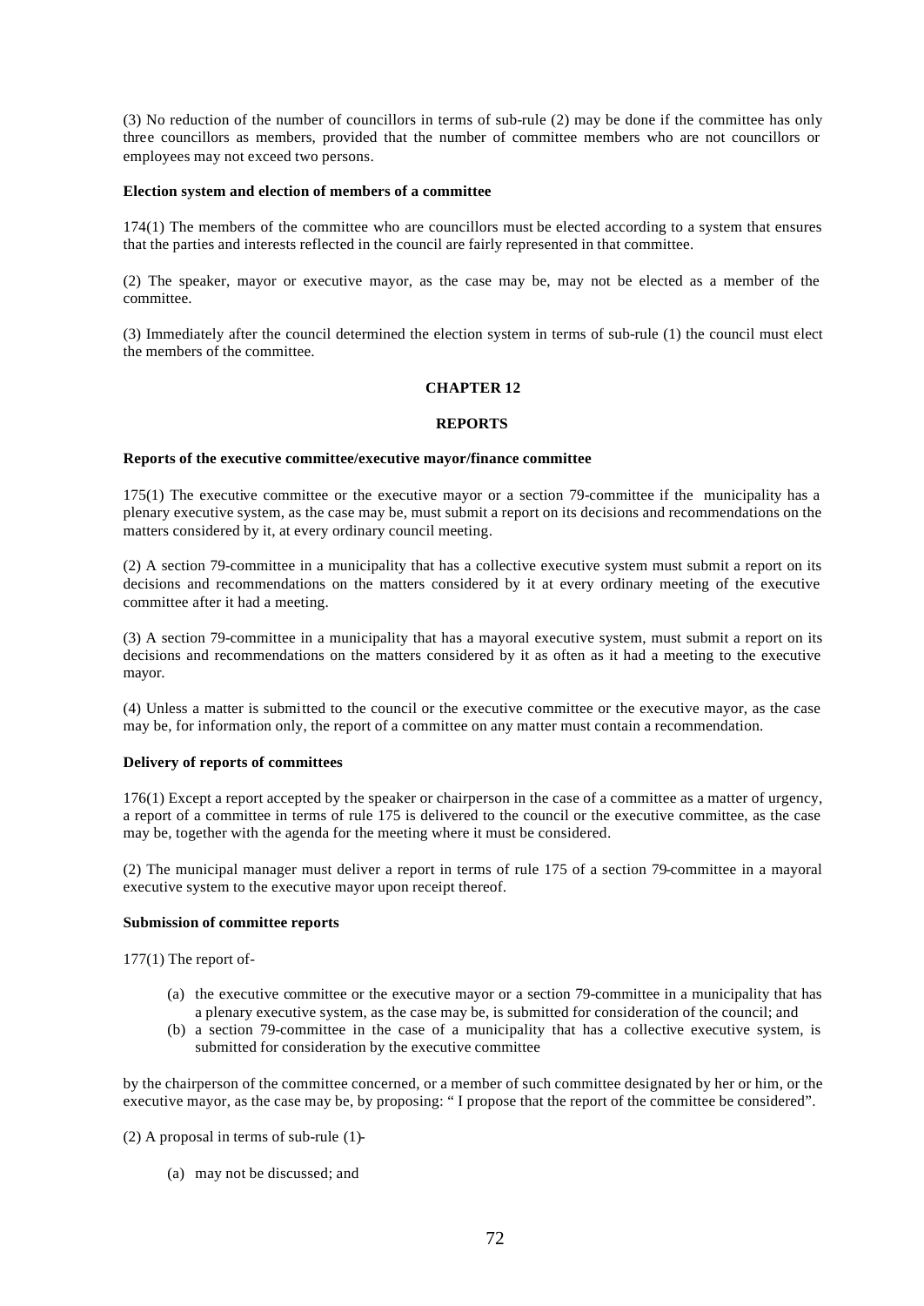(3) No reduction of the number of councillors in terms of sub-rule (2) may be done if the committee has only three councillors as members, provided that the number of committee members who are not councillors or employees may not exceed two persons.

**Election system and election of members of a committee**

174(1) The members of the committee who are councillors must be elected according to a system that ensures that the parties and interests reflected in the council are fairly represented in that committee.

(2) The speaker, mayor or executive mayor, as the case may be, may not be elected as a member of the committee.

(3) Immediately after the council determined the election system in terms of sub-rule (1) the council must elect the members of the committee.

## CHAPTER 12

## REPORTS

**Reports of the executive committee/executive mayor/finance committee**

175(1) The executive committee or the executive mayor or a section 79-committee if the municipality has a plenary executive system, as the case may be, must submit a report on its decisions and recommendations on the matters considered by it, at every ordinary council meeting.

(2) A section 79-committee in a municipality that has a collective executive system must submit a report on its decisions and recommendations on the matters considered by it at every ordinary meeting of the executive committee after it had a meeting.

(3) A section 79-committee in a municipality that has a mayoral executive system, must submit a report on its decisions and recommendations on the matters considered by it as often as it had a meeting to the executive mayor.

(4) Unless a matter is submitted to the council or the executive committee or the executive mayor, as the case may be, for information only, the report of a committee on any matter must contain a recommendation.

**Delivery of reports of committees**

176(1) Except a report accepted by the speaker or chairperson in the case of a committee as a matter of urgency, a report of a committee in terms of rule 175 is delivered to the council or the executive committee, as the case may be, together with the agenda for the meeting where it must be considered.

(2) The municipal manager must deliver a report in terms of rule 175 of a section 79-committee in a mayoral executive system to the executive mayor upon receipt thereof.

**Submission of committee reports**

177(1) The report of-

(a) the executive committee or the executive mayor or a section 79-committee in a municipality that has a plenary executive system, as the case may be, is submitted for consideration of the council; and
(b) a section 79-committee in the case of a municipality that has a collective executive system, is submitted for consideration by the executive committee

by the chairperson of the committee concerned, or a member of such committee designated by her or him, or the executive mayor, as the case may be, by proposing: " I propose that the report of the committee be considered".

(2) A proposal in terms of sub-rule (1)-

(a) may not be discussed; and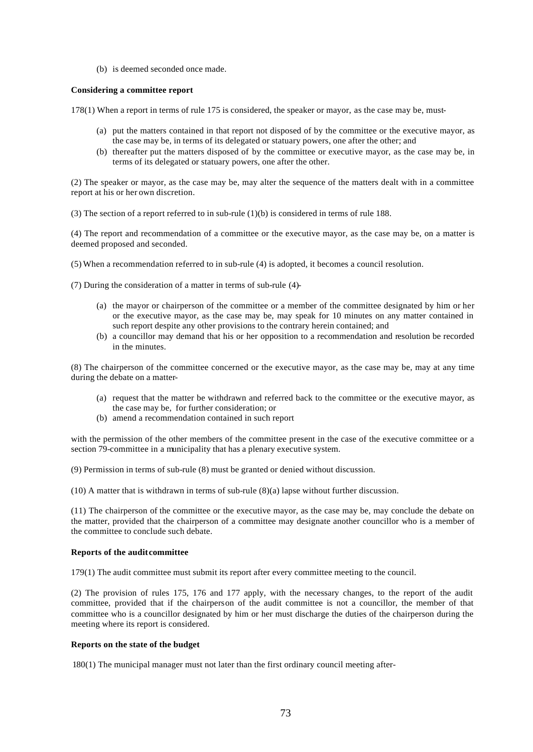(b) is deemed seconded once made.

**Considering a committee report**

178(1) When a report in terms of rule 175 is considered, the speaker or mayor, as the case may be, must-

(a) put the matters contained in that report not disposed of by the committee or the executive mayor, as the case may be, in terms of its delegated or statuary powers, one after the other; and
(b) thereafter put the matters disposed of by the committee or executive mayor, as the case may be, in terms of its delegated or statuary powers, one after the other.

(2) The speaker or mayor, as the case may be, may alter the sequence of the matters dealt with in a committee report at his or her own discretion.

(3) The section of a report referred to in sub-rule (1)(b) is considered in terms of rule 188.

(4) The report and recommendation of a committee or the executive mayor, as the case may be, on a matter is deemed proposed and seconded.

(5) When a recommendation referred to in sub-rule (4) is adopted, it becomes a council resolution.

(7) During the consideration of a matter in terms of sub-rule (4)-

(a) the mayor or chairperson of the committee or a member of the committee designated by him or her or the executive mayor, as the case may be, may speak for 10 minutes on any matter contained in such report despite any other provisions to the contrary herein contained; and
(b) a councillor may demand that his or her opposition to a recommendation and resolution be recorded in the minutes.

(8) The chairperson of the committee concerned or the executive mayor, as the case may be, may at any time during the debate on a matter-

(a) request that the matter be withdrawn and referred back to the committee or the executive mayor, as the case may be, for further consideration; or
(b) amend a recommendation contained in such report

with the permission of the other members of the committee present in the case of the executive committee or a section 79-committee in a municipality that has a plenary executive system.

(9) Permission in terms of sub-rule (8) must be granted or denied without discussion.

(10) A matter that is withdrawn in terms of sub-rule (8)(a) lapse without further discussion.

(11) The chairperson of the committee or the executive mayor, as the case may be, may conclude the debate on the matter, provided that the chairperson of a committee may designate another councillor who is a member of the committee to conclude such debate.

**Reports of the audit committee**

179(1) The audit committee must submit its report after every committee meeting to the council.

(2) The provision of rules 175, 176 and 177 apply, with the necessary changes, to the report of the audit committee, provided that if the chairperson of the audit committee is not a councillor, the member of that committee who is a councillor designated by him or her must discharge the duties of the chairperson during the meeting where its report is considered.

**Reports on the state of the budget**

180(1) The municipal manager must not later than the first ordinary council meeting after-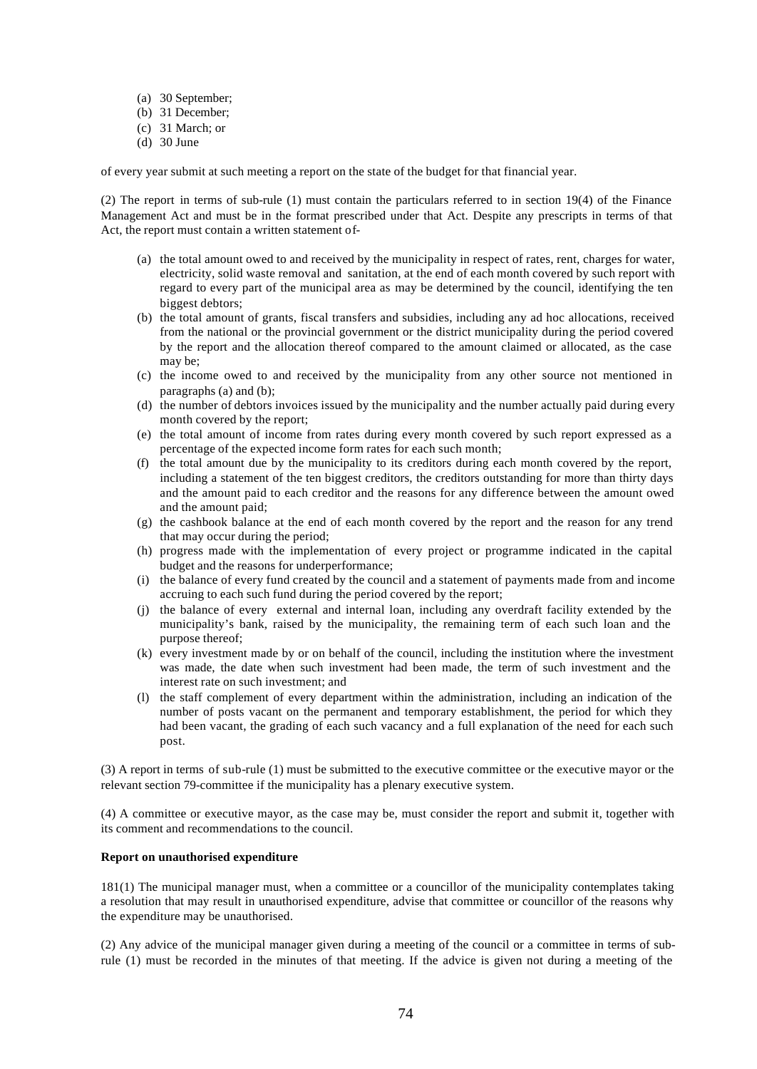(a) 30 September;
(b) 31 December;
(c) 31 March; or
(d) 30 June

of every year submit at such meeting a report on the state of the budget for that financial year.

(2) The report in terms of sub-rule (1) must contain the particulars referred to in section 19(4) of the Finance Management Act and must be in the format prescribed under that Act. Despite any prescripts in terms of that Act, the report must contain a written statement of-

(a) the total amount owed to and received by the municipality in respect of rates, rent, charges for water, electricity, solid waste removal and sanitation, at the end of each month covered by such report with regard to every part of the municipal area as may be determined by the council, identifying the ten biggest debtors;
(b) the total amount of grants, fiscal transfers and subsidies, including any ad hoc allocations, received from the national or the provincial government or the district municipality during the period covered by the report and the allocation thereof compared to the amount claimed or allocated, as the case may be;
(c) the income owed to and received by the municipality from any other source not mentioned in paragraphs (a) and (b);
(d) the number of debtors invoices issued by the municipality and the number actually paid during every month covered by the report;
(e) the total amount of income from rates during every month covered by such report expressed as a percentage of the expected income form rates for each such month;
(f) the total amount due by the municipality to its creditors during each month covered by the report, including a statement of the ten biggest creditors, the creditors outstanding for more than thirty days and the amount paid to each creditor and the reasons for any difference between the amount owed and the amount paid;
(g) the cashbook balance at the end of each month covered by the report and the reason for any trend that may occur during the period;
(h) progress made with the implementation of every project or programme indicated in the capital budget and the reasons for underperformance;
(i) the balance of every fund created by the council and a statement of payments made from and income accruing to each such fund during the period covered by the report;
(j) the balance of every external and internal loan, including any overdraft facility extended by the municipality's bank, raised by the municipality, the remaining term of each such loan and the purpose thereof;
(k) every investment made by or on behalf of the council, including the institution where the investment was made, the date when such investment had been made, the term of such investment and the interest rate on such investment; and
(l) the staff complement of every department within the administration, including an indication of the number of posts vacant on the permanent and temporary establishment, the period for which they had been vacant, the grading of each such vacancy and a full explanation of the need for each such post.

(3) A report in terms of sub-rule (1) must be submitted to the executive committee or the executive mayor or the relevant section 79-committee if the municipality has a plenary executive system.

(4) A committee or executive mayor, as the case may be, must consider the report and submit it, together with its comment and recommendations to the council.

**Report on unauthorised expenditure**

181(1) The municipal manager must, when a committee or a councillor of the municipality contemplates taking a resolution that may result in unauthorised expenditure, advise that committee or councillor of the reasons why the expenditure may be unauthorised.

(2) Any advice of the municipal manager given during a meeting of the council or a committee in terms of sub-rule (1) must be recorded in the minutes of that meeting. If the advice is given not during a meeting of the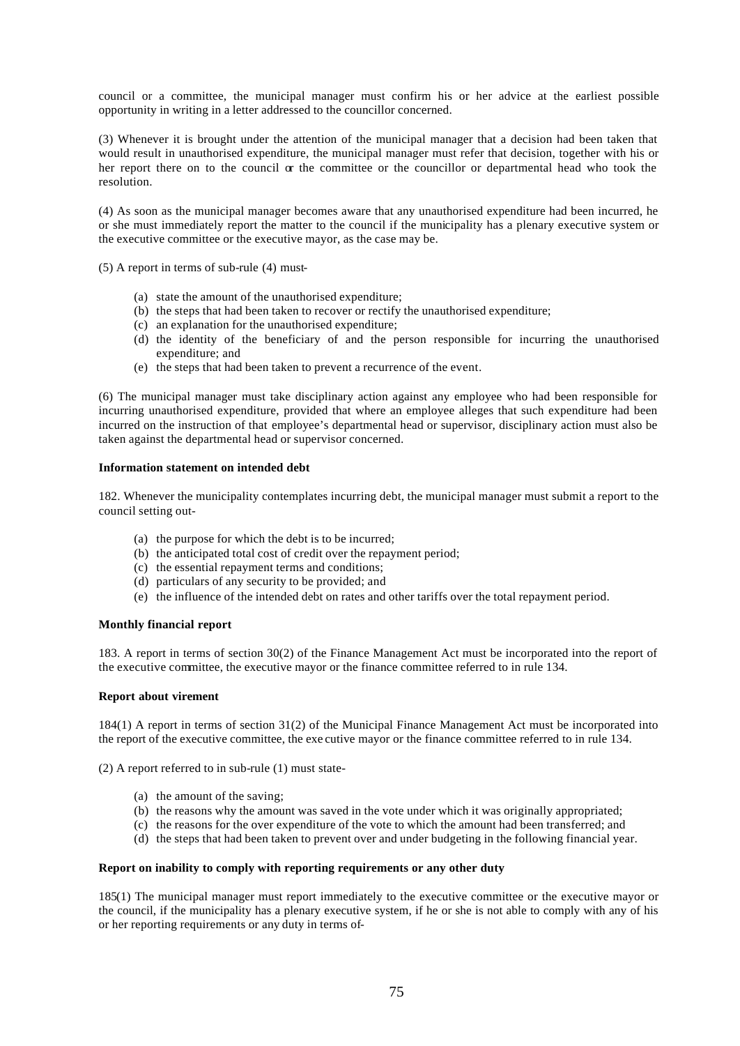council or a committee, the municipal manager must confirm his or her advice at the earliest possible opportunity in writing in a letter addressed to the councillor concerned.

(3) Whenever it is brought under the attention of the municipal manager that a decision had been taken that would result in unauthorised expenditure, the municipal manager must refer that decision, together with his or her report there on to the council or the committee or the councillor or departmental head who took the resolution.

(4) As soon as the municipal manager becomes aware that any unauthorised expenditure had been incurred, he or she must immediately report the matter to the council if the municipality has a plenary executive system or the executive committee or the executive mayor, as the case may be.

(5) A report in terms of sub-rule (4) must-

- (a) state the amount of the unauthorised expenditure;
- (b) the steps that had been taken to recover or rectify the unauthorised expenditure;
- (c) an explanation for the unauthorised expenditure;
- (d) the identity of the beneficiary of and the person responsible for incurring the unauthorised expenditure; and
- (e) the steps that had been taken to prevent a recurrence of the event.

(6) The municipal manager must take disciplinary action against any employee who had been responsible for incurring unauthorised expenditure, provided that where an employee alleges that such expenditure had been incurred on the instruction of that employee's departmental head or supervisor, disciplinary action must also be taken against the departmental head or supervisor concerned.

**Information statement on intended debt**

182. Whenever the municipality contemplates incurring debt, the municipal manager must submit a report to the council setting out-

- (a) the purpose for which the debt is to be incurred;
- (b) the anticipated total cost of credit over the repayment period;
- (c) the essential repayment terms and conditions;
- (d) particulars of any security to be provided; and
- (e) the influence of the intended debt on rates and other tariffs over the total repayment period.

**Monthly financial report**

183. A report in terms of section 30(2) of the Finance Management Act must be incorporated into the report of the executive committee, the executive mayor or the finance committee referred to in rule 134.

**Report about virement**

184(1) A report in terms of section 31(2) of the Municipal Finance Management Act must be incorporated into the report of the executive committee, the executive mayor or the finance committee referred to in rule 134.

(2) A report referred to in sub-rule (1) must state-

- (a) the amount of the saving;
- (b) the reasons why the amount was saved in the vote under which it was originally appropriated;
- (c) the reasons for the over expenditure of the vote to which the amount had been transferred; and
- (d) the steps that had been taken to prevent over and under budgeting in the following financial year.

**Report on inability to comply with reporting requirements or any other duty**

185(1) The municipal manager must report immediately to the executive committee or the executive mayor or the council, if the municipality has a plenary executive system, if he or she is not able to comply with any of his or her reporting requirements or any duty in terms of-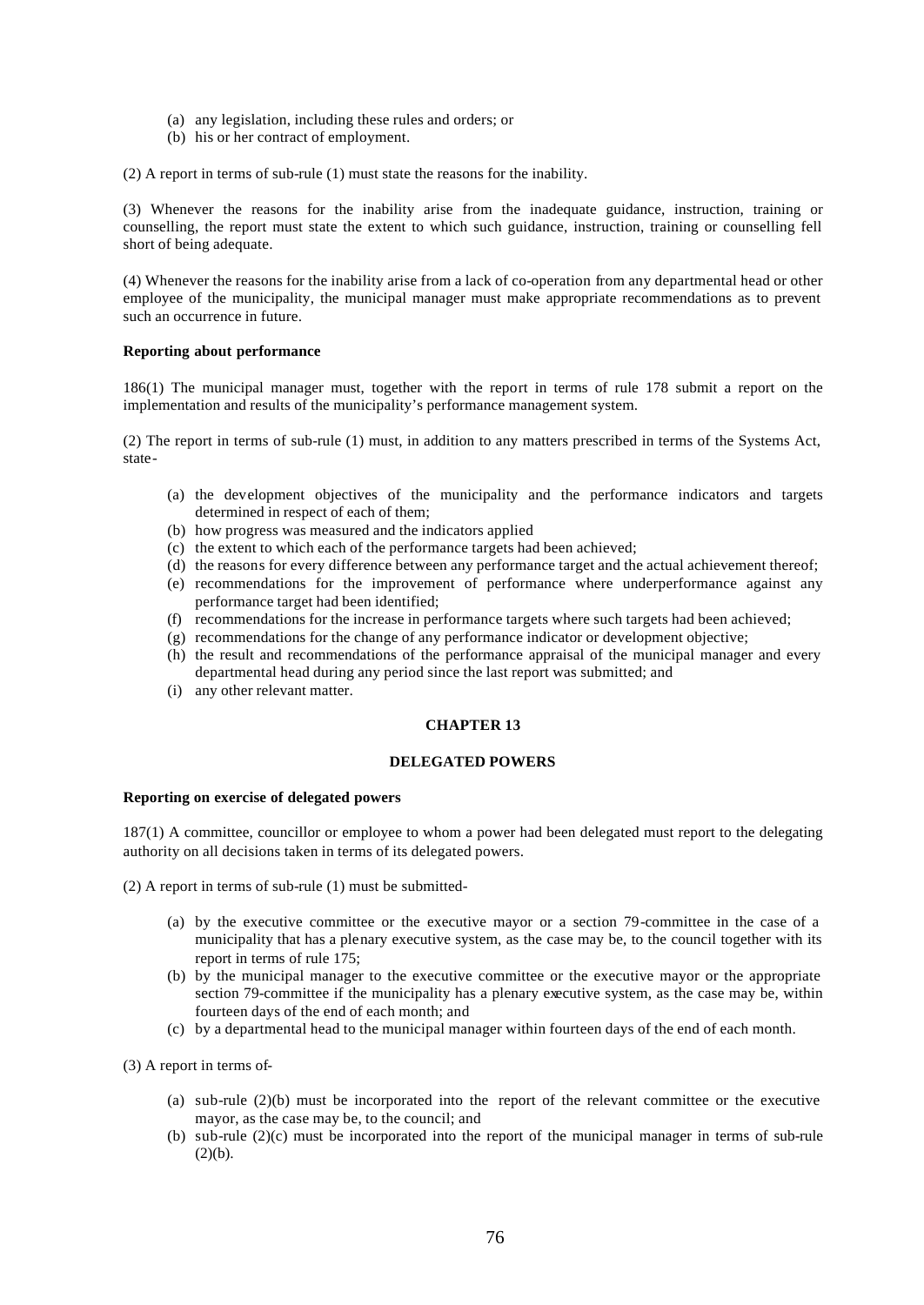(a) any legislation, including these rules and orders; or
(b) his or her contract of employment.

(2) A report in terms of sub-rule (1) must state the reasons for the inability.

(3) Whenever the reasons for the inability arise from the inadequate guidance, instruction, training or counselling, the report must state the extent to which such guidance, instruction, training or counselling fell short of being adequate.

(4) Whenever the reasons for the inability arise from a lack of co-operation from any departmental head or other employee of the municipality, the municipal manager must make appropriate recommendations as to prevent such an occurrence in future.

**Reporting about performance**

186(1) The municipal manager must, together with the report in terms of rule 178 submit a report on the implementation and results of the municipality's performance management system.

(2) The report in terms of sub-rule (1) must, in addition to any matters prescribed in terms of the Systems Act, state-

(a) the development objectives of the municipality and the performance indicators and targets determined in respect of each of them;
(b) how progress was measured and the indicators applied
(c) the extent to which each of the performance targets had been achieved;
(d) the reasons for every difference between any performance target and the actual achievement thereof;
(e) recommendations for the improvement of performance where underperformance against any performance target had been identified;
(f) recommendations for the increase in performance targets where such targets had been achieved;
(g) recommendations for the change of any performance indicator or development objective;
(h) the result and recommendations of the performance appraisal of the municipal manager and every departmental head during any period since the last report was submitted; and
(i) any other relevant matter.

## CHAPTER 13

## DELEGATED POWERS

**Reporting on exercise of delegated powers**

187(1) A committee, councillor or employee to whom a power had been delegated must report to the delegating authority on all decisions taken in terms of its delegated powers.

(2) A report in terms of sub-rule (1) must be submitted-

(a) by the executive committee or the executive mayor or a section 79-committee in the case of a municipality that has a plenary executive system, as the case may be, to the council together with its report in terms of rule 175;
(b) by the municipal manager to the executive committee or the executive mayor or the appropriate section 79-committee if the municipality has a plenary executive system, as the case may be, within fourteen days of the end of each month; and
(c) by a departmental head to the municipal manager within fourteen days of the end of each month.

(3) A report in terms of-

(a) sub-rule (2)(b) must be incorporated into the report of the relevant committee or the executive mayor, as the case may be, to the council; and
(b) sub-rule (2)(c) must be incorporated into the report of the municipal manager in terms of sub-rule (2)(b).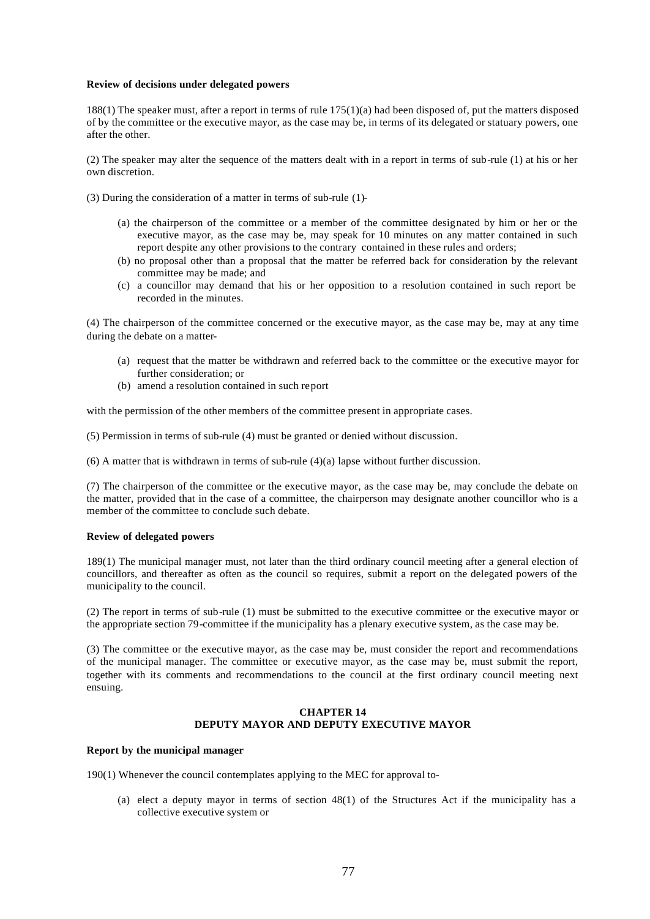**Review of decisions under delegated powers**

188(1) The speaker must, after a report in terms of rule 175(1)(a) had been disposed of, put the matters disposed of by the committee or the executive mayor, as the case may be, in terms of its delegated or statuary powers, one after the other.

(2) The speaker may alter the sequence of the matters dealt with in a report in terms of sub-rule (1) at his or her own discretion.

(3) During the consideration of a matter in terms of sub-rule (1)-

- (a) the chairperson of the committee or a member of the committee designated by him or her or the executive mayor, as the case may be, may speak for 10 minutes on any matter contained in such report despite any other provisions to the contrary contained in these rules and orders;
- (b) no proposal other than a proposal that the matter be referred back for consideration by the relevant committee may be made; and
- (c) a councillor may demand that his or her opposition to a resolution contained in such report be recorded in the minutes.

(4) The chairperson of the committee concerned or the executive mayor, as the case may be, may at any time during the debate on a matter-

- (a) request that the matter be withdrawn and referred back to the committee or the executive mayor for further consideration; or
- (b) amend a resolution contained in such report

with the permission of the other members of the committee present in appropriate cases.

(5) Permission in terms of sub-rule (4) must be granted or denied without discussion.

(6) A matter that is withdrawn in terms of sub-rule (4)(a) lapse without further discussion.

(7) The chairperson of the committee or the executive mayor, as the case may be, may conclude the debate on the matter, provided that in the case of a committee, the chairperson may designate another councillor who is a member of the committee to conclude such debate.

**Review of delegated powers**

189(1) The municipal manager must, not later than the third ordinary council meeting after a general election of councillors, and thereafter as often as the council so requires, submit a report on the delegated powers of the municipality to the council.

(2) The report in terms of sub-rule (1) must be submitted to the executive committee or the executive mayor or the appropriate section 79-committee if the municipality has a plenary executive system, as the case may be.

(3) The committee or the executive mayor, as the case may be, must consider the report and recommendations of the municipal manager. The committee or executive mayor, as the case may be, must submit the report, together with its comments and recommendations to the council at the first ordinary council meeting next ensuing.

## CHAPTER 14
## DEPUTY MAYOR AND DEPUTY EXECUTIVE MAYOR

**Report by the municipal manager**

190(1) Whenever the council contemplates applying to the MEC for approval to-

- (a) elect a deputy mayor in terms of section 48(1) of the Structures Act if the municipality has a collective executive system or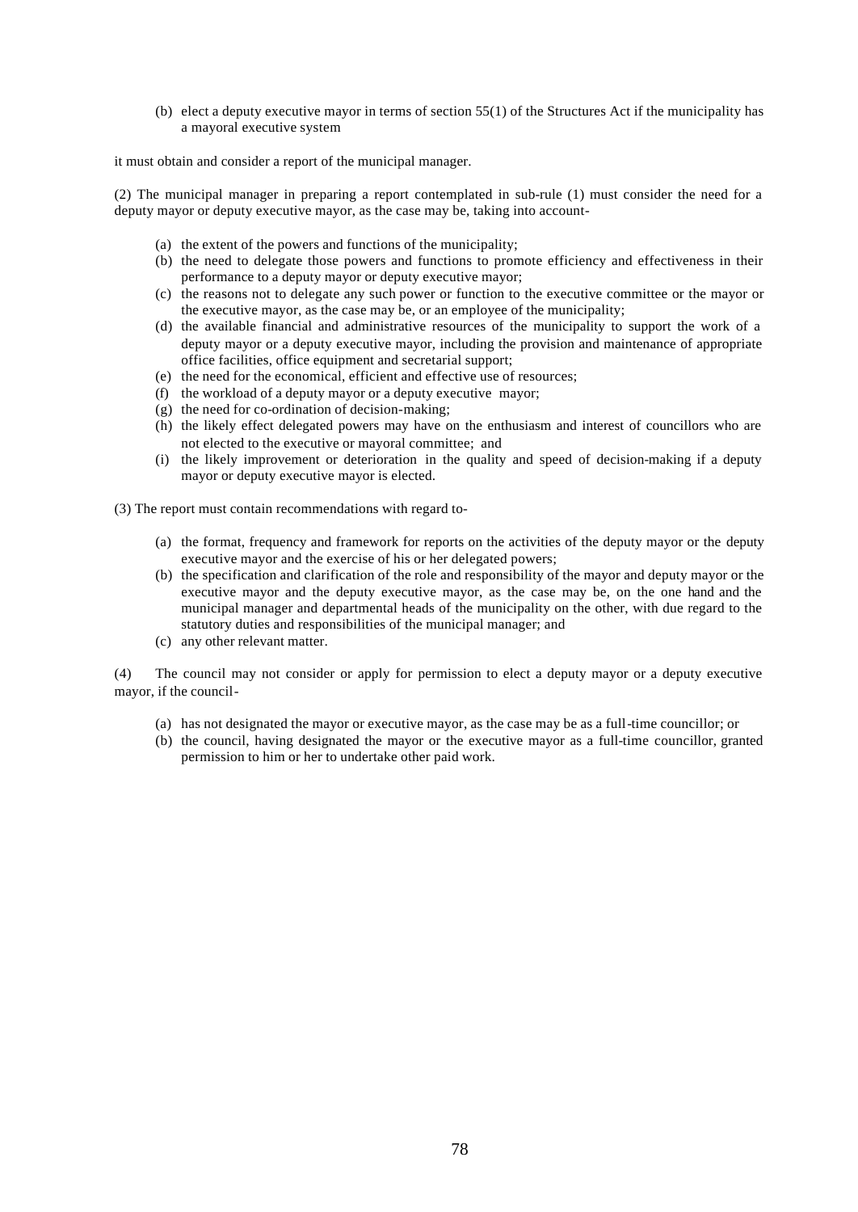(b) elect a deputy executive mayor in terms of section 55(1) of the Structures Act if the municipality has a mayoral executive system

it must obtain and consider a report of the municipal manager.

(2) The municipal manager in preparing a report contemplated in sub-rule (1) must consider the need for a deputy mayor or deputy executive mayor, as the case may be, taking into account-

(a) the extent of the powers and functions of the municipality;
(b) the need to delegate those powers and functions to promote efficiency and effectiveness in their performance to a deputy mayor or deputy executive mayor;
(c) the reasons not to delegate any such power or function to the executive committee or the mayor or the executive mayor, as the case may be, or an employee of the municipality;
(d) the available financial and administrative resources of the municipality to support the work of a deputy mayor or a deputy executive mayor, including the provision and maintenance of appropriate office facilities, office equipment and secretarial support;
(e) the need for the economical, efficient and effective use of resources;
(f) the workload of a deputy mayor or a deputy executive mayor;
(g) the need for co-ordination of decision-making;
(h) the likely effect delegated powers may have on the enthusiasm and interest of councillors who are not elected to the executive or mayoral committee; and
(i) the likely improvement or deterioration in the quality and speed of decision-making if a deputy mayor or deputy executive mayor is elected.

(3) The report must contain recommendations with regard to-

(a) the format, frequency and framework for reports on the activities of the deputy mayor or the deputy executive mayor and the exercise of his or her delegated powers;
(b) the specification and clarification of the role and responsibility of the mayor and deputy mayor or the executive mayor and the deputy executive mayor, as the case may be, on the one hand and the municipal manager and departmental heads of the municipality on the other, with due regard to the statutory duties and responsibilities of the municipal manager; and
(c) any other relevant matter.

(4) The council may not consider or apply for permission to elect a deputy mayor or a deputy executive mayor, if the council-

(a) has not designated the mayor or executive mayor, as the case may be as a full-time councillor; or
(b) the council, having designated the mayor or the executive mayor as a full-time councillor, granted permission to him or her to undertake other paid work.